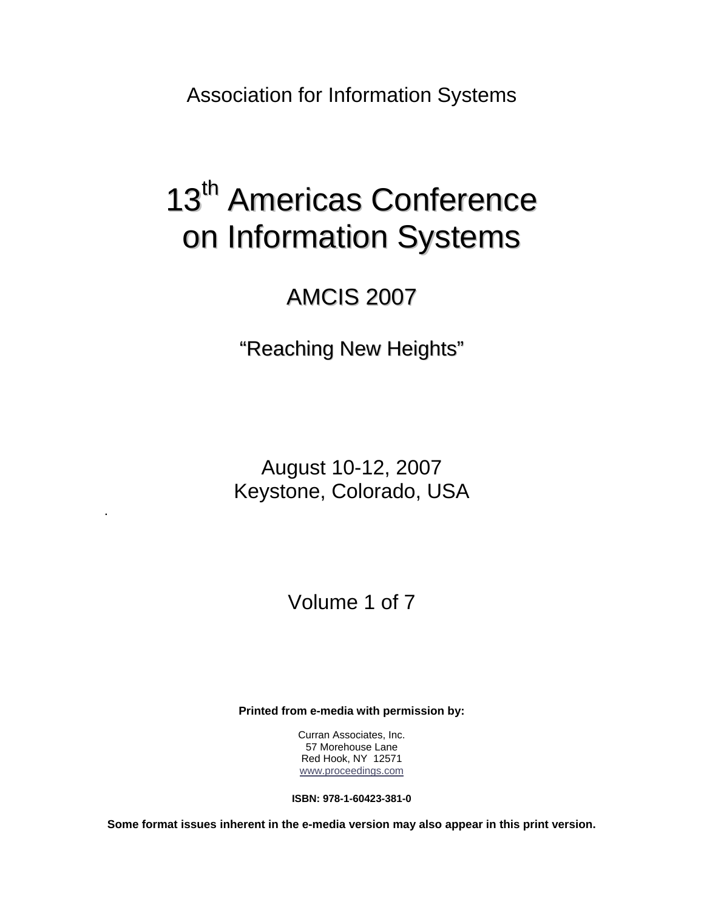Association for Information Systems

# 13th Americas Conference on Information Systems

## AMCIS 2007

## "Reaching New Heights"

August 10-12, 2007
Keystone, Colorado, USA

Volume 1 of 7

**Printed from e-media with permission by:**

Curran Associates, Inc.
57 Morehouse Lane
Red Hook, NY 12571
www.proceedings.com

**ISBN: 978-1-60423-381-0**

**Some format issues inherent in the e-media version may also appear in this print version.**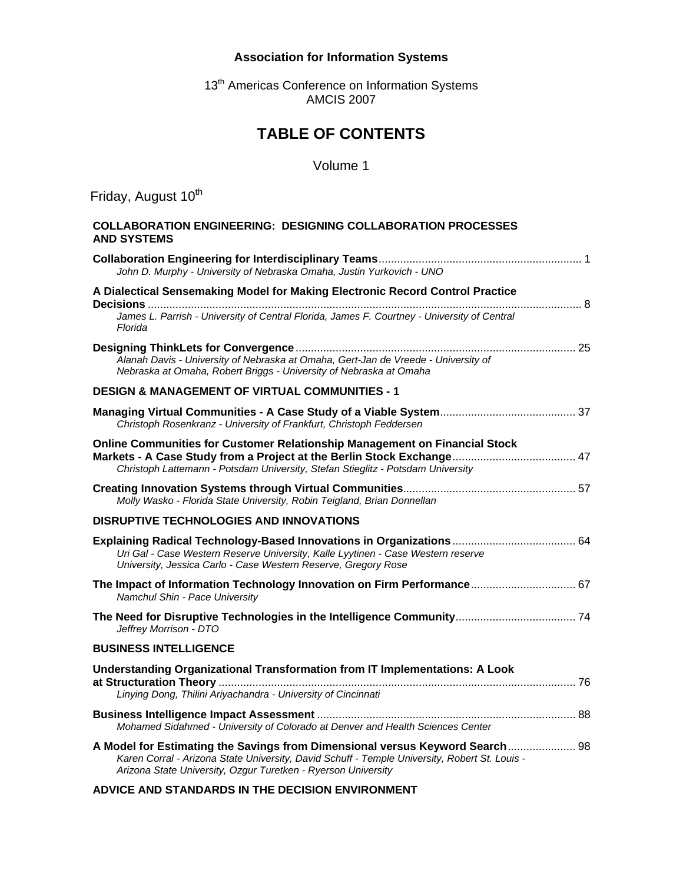**Association for Information Systems**

13th Americas Conference on Information Systems
AMCIS 2007

# TABLE OF CONTENTS

Volume 1

Friday, August 10th

## COLLABORATION ENGINEERING: DESIGNING COLLABORATION PROCESSES AND SYSTEMS

**Collaboration Engineering for Interdisciplinary Teams** ........ 1
*John D. Murphy - University of Nebraska Omaha, Justin Yurkovich - UNO*

**A Dialectical Sensemaking Model for Making Electronic Record Control Practice Decisions** ........ 8
*James L. Parrish - University of Central Florida, James F. Courtney - University of Central Florida*

**Designing ThinkLets for Convergence** ........ 25
*Alanah Davis - University of Nebraska at Omaha, Gert-Jan de Vreede - University of Nebraska at Omaha, Robert Briggs - University of Nebraska at Omaha*

## DESIGN & MANAGEMENT OF VIRTUAL COMMUNITIES - 1

**Managing Virtual Communities - A Case Study of a Viable System** ........ 37
*Christoph Rosenkranz - University of Frankfurt, Christoph Feddersen*

**Online Communities for Customer Relationship Management on Financial Stock Markets - A Case Study from a Project at the Berlin Stock Exchange** ........ 47
*Christoph Lattemann - Potsdam University, Stefan Stieglitz - Potsdam University*

**Creating Innovation Systems through Virtual Communities** ........ 57
*Molly Wasko - Florida State University, Robin Teigland, Brian Donnellan*

## DISRUPTIVE TECHNOLOGIES AND INNOVATIONS

**Explaining Radical Technology-Based Innovations in Organizations** ........ 64
*Uri Gal - Case Western Reserve University, Kalle Lyytinen - Case Western reserve University, Jessica Carlo - Case Western Reserve, Gregory Rose*

**The Impact of Information Technology Innovation on Firm Performance** ........ 67
*Namchul Shin - Pace University*

**The Need for Disruptive Technologies in the Intelligence Community** ........ 74
*Jeffrey Morrison - DTO*

## BUSINESS INTELLIGENCE

**Understanding Organizational Transformation from IT Implementations: A Look at Structuration Theory** ........ 76
*Linying Dong, Thilini Ariyachandra - University of Cincinnati*

**Business Intelligence Impact Assessment** ........ 88
*Mohamed Sidahmed - University of Colorado at Denver and Health Sciences Center*

**A Model for Estimating the Savings from Dimensional versus Keyword Search** ........ 98
*Karen Corral - Arizona State University, David Schuff - Temple University, Robert St. Louis - Arizona State University, Ozgur Turetken - Ryerson University*

## ADVICE AND STANDARDS IN THE DECISION ENVIRONMENT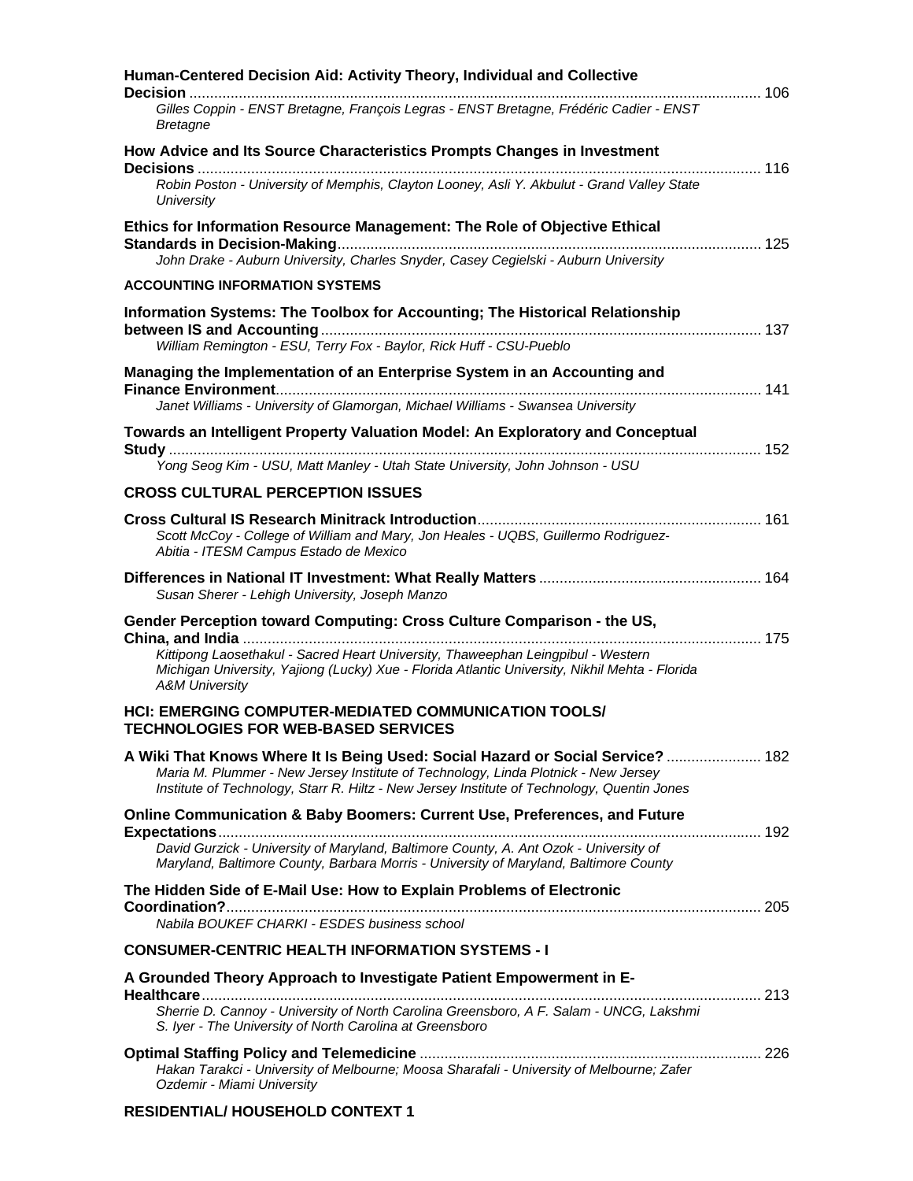**Human-Centered Decision Aid: Activity Theory, Individual and Collective Decision** ........ 106
*Gilles Coppin - ENST Bretagne, François Legras - ENST Bretagne, Frédéric Cadier - ENST Bretagne*

**How Advice and Its Source Characteristics Prompts Changes in Investment Decisions** ........ 116
*Robin Poston - University of Memphis, Clayton Looney, Asli Y. Akbulut - Grand Valley State University*

**Ethics for Information Resource Management: The Role of Objective Ethical Standards in Decision-Making** ........ 125
*John Drake - Auburn University, Charles Snyder, Casey Cegielski - Auburn University*

**ACCOUNTING INFORMATION SYSTEMS**

**Information Systems: The Toolbox for Accounting; The Historical Relationship between IS and Accounting** ........ 137
*William Remington - ESU, Terry Fox - Baylor, Rick Huff - CSU-Pueblo*

**Managing the Implementation of an Enterprise System in an Accounting and Finance Environment** ........ 141
*Janet Williams - University of Glamorgan, Michael Williams - Swansea University*

**Towards an Intelligent Property Valuation Model: An Exploratory and Conceptual Study** ........ 152
*Yong Seog Kim - USU, Matt Manley - Utah State University, John Johnson - USU*

**CROSS CULTURAL PERCEPTION ISSUES**

**Cross Cultural IS Research Minitrack Introduction** ........ 161
*Scott McCoy - College of William and Mary, Jon Heales - UQBS, Guillermo Rodriguez-Abitia - ITESM Campus Estado de Mexico*

**Differences in National IT Investment: What Really Matters** ........ 164
*Susan Sherer - Lehigh University, Joseph Manzo*

**Gender Perception toward Computing: Cross Culture Comparison - the US, China, and India** ........ 175
*Kittipong Laosethakul - Sacred Heart University, Thaweephan Leingpibul - Western Michigan University, Yajiong (Lucky) Xue - Florida Atlantic University, Nikhil Mehta - Florida A&M University*

**HCI: EMERGING COMPUTER-MEDIATED COMMUNICATION TOOLS/ TECHNOLOGIES FOR WEB-BASED SERVICES**

**A Wiki That Knows Where It Is Being Used: Social Hazard or Social Service?** ........ 182
*Maria M. Plummer - New Jersey Institute of Technology, Linda Plotnick - New Jersey Institute of Technology, Starr R. Hiltz - New Jersey Institute of Technology, Quentin Jones*

**Online Communication & Baby Boomers: Current Use, Preferences, and Future Expectations** ........ 192
*David Gurzick - University of Maryland, Baltimore County, A. Ant Ozok - University of Maryland, Baltimore County, Barbara Morris - University of Maryland, Baltimore County*

**The Hidden Side of E-Mail Use: How to Explain Problems of Electronic Coordination?** ........ 205
*Nabila BOUKEF CHARKI - ESDES business school*

**CONSUMER-CENTRIC HEALTH INFORMATION SYSTEMS - I**

**A Grounded Theory Approach to Investigate Patient Empowerment in E-Healthcare** ........ 213
*Sherrie D. Cannoy - University of North Carolina Greensboro, A F. Salam - UNCG, Lakshmi S. Iyer - The University of North Carolina at Greensboro*

**Optimal Staffing Policy and Telemedicine** ........ 226
*Hakan Tarakci - University of Melbourne; Moosa Sharafali - University of Melbourne; Zafer Ozdemir - Miami University*

**RESIDENTIAL/ HOUSEHOLD CONTEXT 1**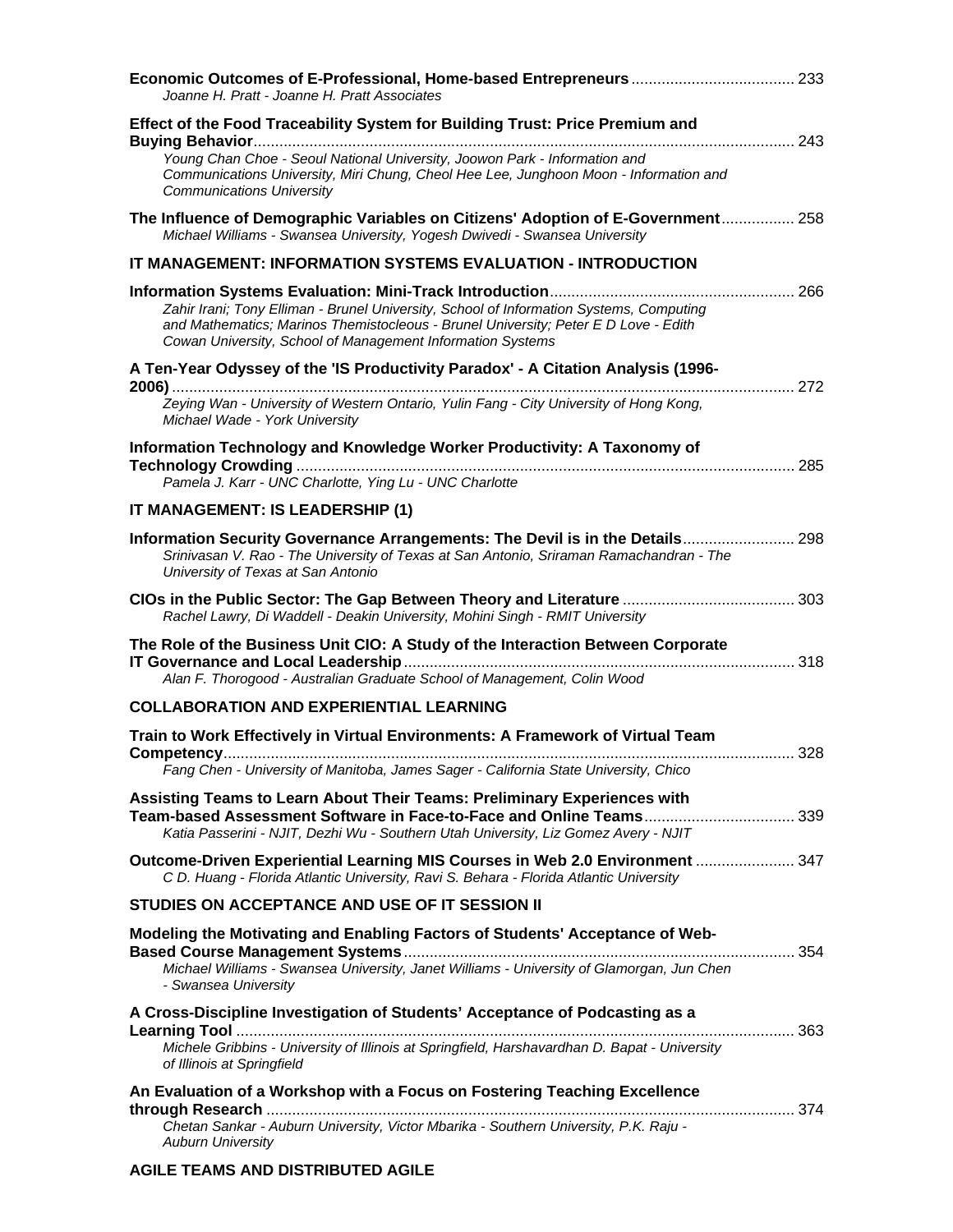**Economic Outcomes of E-Professional, Home-based Entrepreneurs** ..... 233
*Joanne H. Pratt - Joanne H. Pratt Associates*

**Effect of the Food Traceability System for Building Trust: Price Premium and Buying Behavior** ..... 243
*Young Chan Choe - Seoul National University, Joowon Park - Information and Communications University, Miri Chung, Cheol Hee Lee, Junghoon Moon - Information and Communications University*

**The Influence of Demographic Variables on Citizens' Adoption of E-Government** ..... 258
*Michael Williams - Swansea University, Yogesh Dwivedi - Swansea University*

## IT MANAGEMENT: INFORMATION SYSTEMS EVALUATION - INTRODUCTION

**Information Systems Evaluation: Mini-Track Introduction** ..... 266
*Zahir Irani; Tony Elliman - Brunel University, School of Information Systems, Computing and Mathematics; Marinos Themistocleous - Brunel University; Peter E D Love - Edith Cowan University, School of Management Information Systems*

**A Ten-Year Odyssey of the 'IS Productivity Paradox' - A Citation Analysis (1996-2006)** ..... 272
*Zeying Wan - University of Western Ontario, Yulin Fang - City University of Hong Kong, Michael Wade - York University*

**Information Technology and Knowledge Worker Productivity: A Taxonomy of Technology Crowding** ..... 285
*Pamela J. Karr - UNC Charlotte, Ying Lu - UNC Charlotte*

## IT MANAGEMENT: IS LEADERSHIP (1)

**Information Security Governance Arrangements: The Devil is in the Details** ..... 298
*Srinivasan V. Rao - The University of Texas at San Antonio, Sriraman Ramachandran - The University of Texas at San Antonio*

**CIOs in the Public Sector: The Gap Between Theory and Literature** ..... 303
*Rachel Lawry, Di Waddell - Deakin University, Mohini Singh - RMIT University*

**The Role of the Business Unit CIO: A Study of the Interaction Between Corporate IT Governance and Local Leadership** ..... 318
*Alan F. Thorogood - Australian Graduate School of Management, Colin Wood*

## COLLABORATION AND EXPERIENTIAL LEARNING

**Train to Work Effectively in Virtual Environments: A Framework of Virtual Team Competency** ..... 328
*Fang Chen - University of Manitoba, James Sager - California State University, Chico*

**Assisting Teams to Learn About Their Teams: Preliminary Experiences with Team-based Assessment Software in Face-to-Face and Online Teams** ..... 339
*Katia Passerini - NJIT, Dezhi Wu - Southern Utah University, Liz Gomez Avery - NJIT*

**Outcome-Driven Experiential Learning MIS Courses in Web 2.0 Environment** ..... 347
*C D. Huang - Florida Atlantic University, Ravi S. Behara - Florida Atlantic University*

## STUDIES ON ACCEPTANCE AND USE OF IT SESSION II

**Modeling the Motivating and Enabling Factors of Students' Acceptance of Web-Based Course Management Systems** ..... 354
*Michael Williams - Swansea University, Janet Williams - University of Glamorgan, Jun Chen - Swansea University*

**A Cross-Discipline Investigation of Students' Acceptance of Podcasting as a Learning Tool** ..... 363
*Michele Gribbins - University of Illinois at Springfield, Harshavardhan D. Bapat - University of Illinois at Springfield*

**An Evaluation of a Workshop with a Focus on Fostering Teaching Excellence through Research** ..... 374
*Chetan Sankar - Auburn University, Victor Mbarika - Southern University, P.K. Raju - Auburn University*

## AGILE TEAMS AND DISTRIBUTED AGILE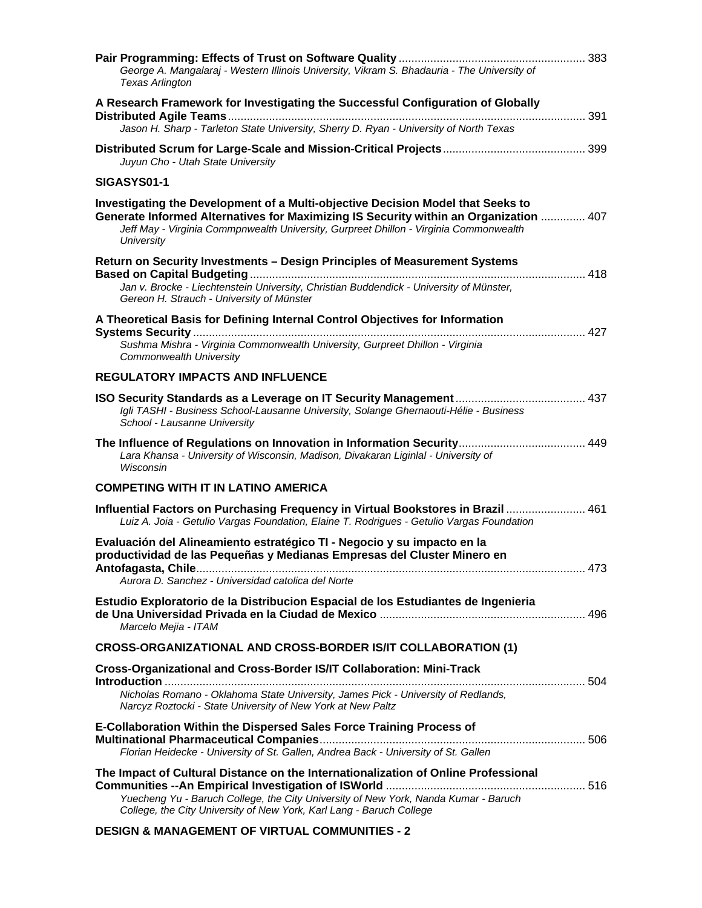**Pair Programming: Effects of Trust on Software Quality** .......... 383
*George A. Mangalaraj - Western Illinois University, Vikram S. Bhadauria - The University of Texas Arlington*

**A Research Framework for Investigating the Successful Configuration of Globally Distributed Agile Teams** .......... 391
*Jason H. Sharp - Tarleton State University, Sherry D. Ryan - University of North Texas*

**Distributed Scrum for Large-Scale and Mission-Critical Projects** .......... 399
*Juyun Cho - Utah State University*

### SIGASYS01-1

**Investigating the Development of a Multi-objective Decision Model that Seeks to Generate Informed Alternatives for Maximizing IS Security within an Organization** .......... 407
*Jeff May - Virginia Commpnwealth University, Gurpreet Dhillon - Virginia Commonwealth University*

**Return on Security Investments – Design Principles of Measurement Systems Based on Capital Budgeting** .......... 418
*Jan v. Brocke - Liechtenstein University, Christian Buddendick - University of Münster, Gereon H. Strauch - University of Münster*

**A Theoretical Basis for Defining Internal Control Objectives for Information Systems Security** .......... 427
*Sushma Mishra - Virginia Commonwealth University, Gurpreet Dhillon - Virginia Commonwealth University*

### REGULATORY IMPACTS AND INFLUENCE

**ISO Security Standards as a Leverage on IT Security Management** .......... 437
*Igli TASHI - Business School-Lausanne University, Solange Ghernaouti-Hélie - Business School - Lausanne University*

**The Influence of Regulations on Innovation in Information Security** .......... 449
*Lara Khansa - University of Wisconsin, Madison, Divakaran Liginlal - University of Wisconsin*

### COMPETING WITH IT IN LATINO AMERICA

**Influential Factors on Purchasing Frequency in Virtual Bookstores in Brazil** .......... 461
*Luiz A. Joia - Getulio Vargas Foundation, Elaine T. Rodrigues - Getulio Vargas Foundation*

**Evaluación del Alineamiento estratégico TI - Negocio y su impacto en la productividad de las Pequeñas y Medianas Empresas del Cluster Minero en Antofagasta, Chile** .......... 473
*Aurora D. Sanchez - Universidad catolica del Norte*

**Estudio Exploratorio de la Distribucion Espacial de los Estudiantes de Ingenieria de Una Universidad Privada en la Ciudad de Mexico** .......... 496
*Marcelo Mejia - ITAM*

### CROSS-ORGANIZATIONAL AND CROSS-BORDER IS/IT COLLABORATION (1)

**Cross-Organizational and Cross-Border IS/IT Collaboration: Mini-Track Introduction** .......... 504
*Nicholas Romano - Oklahoma State University, James Pick - University of Redlands, Narcyz Roztocki - State University of New York at New Paltz*

**E-Collaboration Within the Dispersed Sales Force Training Process of Multinational Pharmaceutical Companies** .......... 506
*Florian Heidecke - University of St. Gallen, Andrea Back - University of St. Gallen*

**The Impact of Cultural Distance on the Internationalization of Online Professional Communities --An Empirical Investigation of ISWorld** .......... 516
*Yuecheng Yu - Baruch College, the City University of New York, Nanda Kumar - Baruch College, the City University of New York, Karl Lang - Baruch College*

### DESIGN & MANAGEMENT OF VIRTUAL COMMUNITIES - 2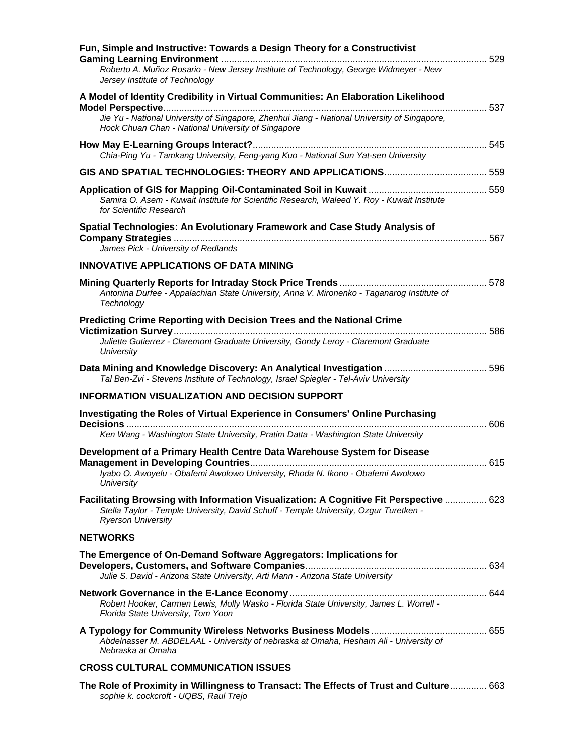**Fun, Simple and Instructive: Towards a Design Theory for a Constructivist Gaming Learning Environment** ........ 529
*Roberto A. Muñoz Rosario - New Jersey Institute of Technology, George Widmeyer - New Jersey Institute of Technology*

**A Model of Identity Credibility in Virtual Communities: An Elaboration Likelihood Model Perspective** ........ 537
*Jie Yu - National University of Singapore, Zhenhui Jiang - National University of Singapore, Hock Chuan Chan - National University of Singapore*

**How May E-Learning Groups Interact?** ........ 545
*Chia-Ping Yu - Tamkang University, Feng-yang Kuo - National Sun Yat-sen University*

**GIS AND SPATIAL TECHNOLOGIES: THEORY AND APPLICATIONS** ........ 559

**Application of GIS for Mapping Oil-Contaminated Soil in Kuwait** ........ 559
*Samira O. Asem - Kuwait Institute for Scientific Research, Waleed Y. Roy - Kuwait Institute for Scientific Research*

**Spatial Technologies: An Evolutionary Framework and Case Study Analysis of Company Strategies** ........ 567
*James Pick - University of Redlands*

**INNOVATIVE APPLICATIONS OF DATA MINING**

**Mining Quarterly Reports for Intraday Stock Price Trends** ........ 578
*Antonina Durfee - Appalachian State University, Anna V. Mironenko - Taganarog Institute of Technology*

**Predicting Crime Reporting with Decision Trees and the National Crime Victimization Survey** ........ 586
*Juliette Gutierrez - Claremont Graduate University, Gondy Leroy - Claremont Graduate University*

**Data Mining and Knowledge Discovery: An Analytical Investigation** ........ 596
*Tal Ben-Zvi - Stevens Institute of Technology, Israel Spiegler - Tel-Aviv University*

**INFORMATION VISUALIZATION AND DECISION SUPPORT**

**Investigating the Roles of Virtual Experience in Consumers' Online Purchasing Decisions** ........ 606
*Ken Wang - Washington State University, Pratim Datta - Washington State University*

**Development of a Primary Health Centre Data Warehouse System for Disease Management in Developing Countries** ........ 615
*Iyabo O. Awoyelu - Obafemi Awolowo University, Rhoda N. Ikono - Obafemi Awolowo University*

**Facilitating Browsing with Information Visualization: A Cognitive Fit Perspective** ........ 623
*Stella Taylor - Temple University, David Schuff - Temple University, Ozgur Turetken - Ryerson University*

**NETWORKS**

**The Emergence of On-Demand Software Aggregators: Implications for Developers, Customers, and Software Companies** ........ 634
*Julie S. David - Arizona State University, Arti Mann - Arizona State University*

**Network Governance in the E-Lance Economy** ........ 644
*Robert Hooker, Carmen Lewis, Molly Wasko - Florida State University, James L. Worrell - Florida State University, Tom Yoon*

**A Typology for Community Wireless Networks Business Models** ........ 655
*Abdelnasser M. ABDELAAL - University of nebraska at Omaha, Hesham Ali - University of Nebraska at Omaha*

**CROSS CULTURAL COMMUNICATION ISSUES**

**The Role of Proximity in Willingness to Transact: The Effects of Trust and Culture** ........ 663
*sophie k. cockcroft - UQBS, Raul Trejo*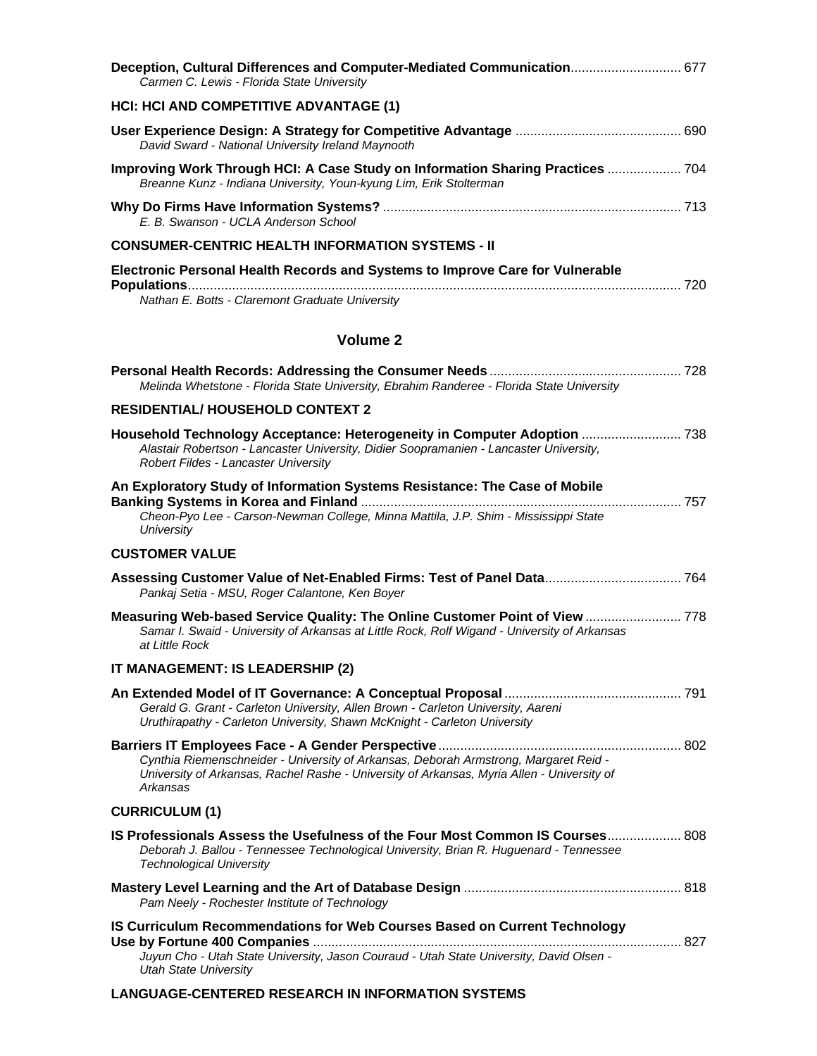**Deception, Cultural Differences and Computer-Mediated Communication** .............................. 677
*Carmen C. Lewis - Florida State University*

**HCI: HCI AND COMPETITIVE ADVANTAGE (1)**

**User Experience Design: A Strategy for Competitive Advantage** ............................................ 690
*David Sward - National University Ireland Maynooth*

**Improving Work Through HCI: A Case Study on Information Sharing Practices** .................... 704
*Breanne Kunz - Indiana University, Youn-kyung Lim, Erik Stolterman*

**Why Do Firms Have Information Systems?** ................................................................................ 713
*E. B. Swanson - UCLA Anderson School*

**CONSUMER-CENTRIC HEALTH INFORMATION SYSTEMS - II**

**Electronic Personal Health Records and Systems to Improve Care for Vulnerable Populations** ..................................................................................................................................... 720
*Nathan E. Botts - Claremont Graduate University*

## Volume 2

**Personal Health Records: Addressing the Consumer Needs** ................................................... 728
*Melinda Whetstone - Florida State University, Ebrahim Randeree - Florida State University*

**RESIDENTIAL/ HOUSEHOLD CONTEXT 2**

**Household Technology Acceptance: Heterogeneity in Computer Adoption** ........................... 738
*Alastair Robertson - Lancaster University, Didier Soopramanien - Lancaster University, Robert Fildes - Lancaster University*

**An Exploratory Study of Information Systems Resistance: The Case of Mobile Banking Systems in Korea and Finland** ...................................................................................... 757
*Cheon-Pyo Lee - Carson-Newman College, Minna Mattila, J.P. Shim - Mississippi State University*

**CUSTOMER VALUE**

**Assessing Customer Value of Net-Enabled Firms: Test of Panel Data** ..................................... 764
*Pankaj Setia - MSU, Roger Calantone, Ken Boyer*

**Measuring Web-based Service Quality: The Online Customer Point of View** .......................... 778
*Samar I. Swaid - University of Arkansas at Little Rock, Rolf Wigand - University of Arkansas at Little Rock*

**IT MANAGEMENT: IS LEADERSHIP (2)**

**An Extended Model of IT Governance: A Conceptual Proposal** ................................................ 791
*Gerald G. Grant - Carleton University, Allen Brown - Carleton University, Aareni Uruthirapathy - Carleton University, Shawn McKnight - Carleton University*

**Barriers IT Employees Face - A Gender Perspective** .................................................................. 802
*Cynthia Riemenschneider - University of Arkansas, Deborah Armstrong, Margaret Reid - University of Arkansas, Rachel Rashe - University of Arkansas, Myria Allen - University of Arkansas*

**CURRICULUM (1)**

**IS Professionals Assess the Usefulness of the Four Most Common IS Courses** .................... 808
*Deborah J. Ballou - Tennessee Technological University, Brian R. Huguenard - Tennessee Technological University*

**Mastery Level Learning and the Art of Database Design** ........................................................... 818
*Pam Neely - Rochester Institute of Technology*

**IS Curriculum Recommendations for Web Courses Based on Current Technology Use by Fortune 400 Companies** .................................................................................................... 827
*Juyun Cho - Utah State University, Jason Couraud - Utah State University, David Olsen - Utah State University*

**LANGUAGE-CENTERED RESEARCH IN INFORMATION SYSTEMS**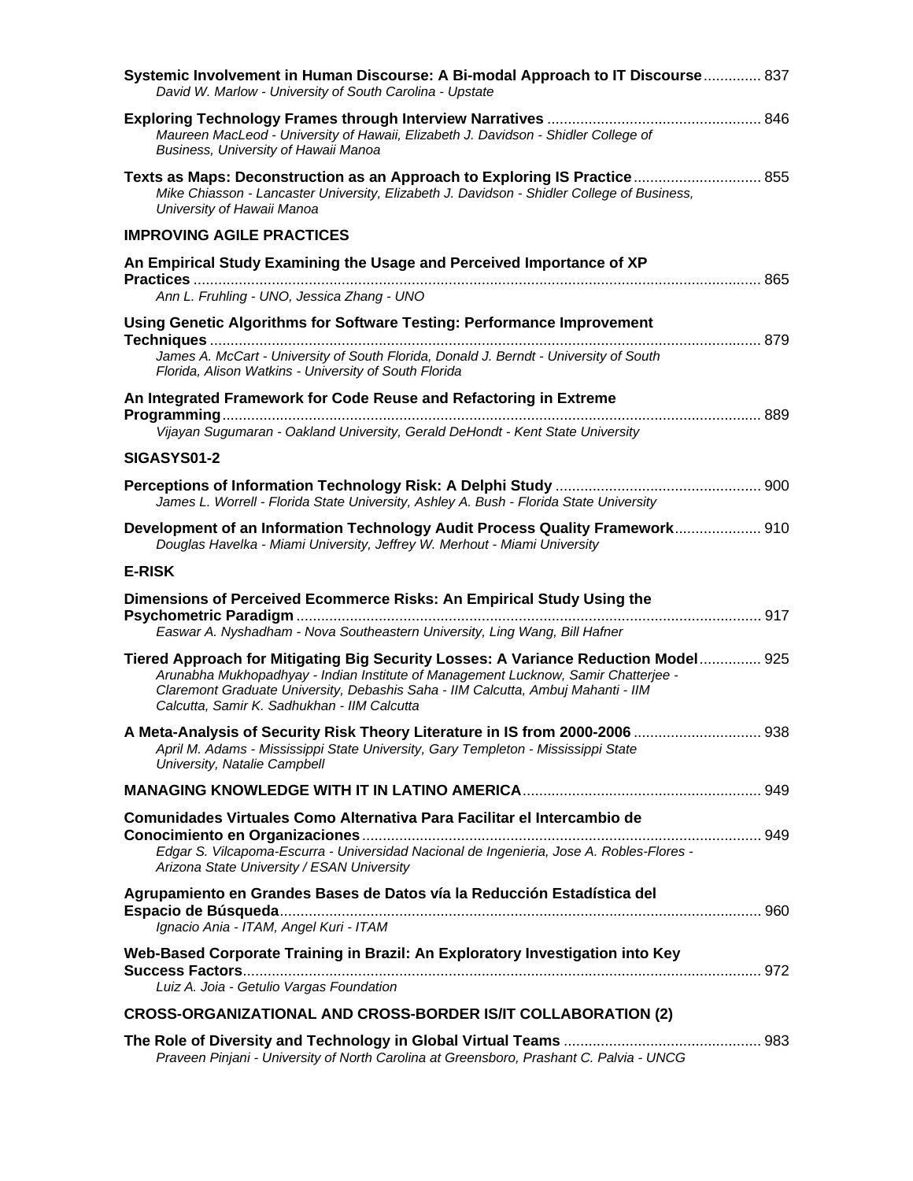**Systemic Involvement in Human Discourse: A Bi-modal Approach to IT Discourse** .............. 837
*David W. Marlow - University of South Carolina - Upstate*

**Exploring Technology Frames through Interview Narratives** .................................................. 846
*Maureen MacLeod - University of Hawaii, Elizabeth J. Davidson - Shidler College of Business, University of Hawaii Manoa*

**Texts as Maps: Deconstruction as an Approach to Exploring IS Practice** ............................... 855
*Mike Chiasson - Lancaster University, Elizabeth J. Davidson - Shidler College of Business, University of Hawaii Manoa*

**IMPROVING AGILE PRACTICES**

**An Empirical Study Examining the Usage and Perceived Importance of XP Practices** ........................................................................................................................... 865
*Ann L. Fruhling - UNO, Jessica Zhang - UNO*

**Using Genetic Algorithms for Software Testing: Performance Improvement Techniques** ..................................................................................................................... 879
*James A. McCart - University of South Florida, Donald J. Berndt - University of South Florida, Alison Watkins - University of South Florida*

**An Integrated Framework for Code Reuse and Refactoring in Extreme Programming** ................................................................................................................... 889
*Vijayan Sugumaran - Oakland University, Gerald DeHondt - Kent State University*

**SIGASYS01-2**

**Perceptions of Information Technology Risk: A Delphi Study** ................................................. 900
*James L. Worrell - Florida State University, Ashley A. Bush - Florida State University*

**Development of an Information Technology Audit Process Quality Framework** ..................... 910
*Douglas Havelka - Miami University, Jeffrey W. Merhout - Miami University*

**E-RISK**

**Dimensions of Perceived Ecommerce Risks: An Empirical Study Using the Psychometric Paradigm** ................................................................................................ 917
*Easwar A. Nyshadham - Nova Southeastern University, Ling Wang, Bill Hafner*

**Tiered Approach for Mitigating Big Security Losses: A Variance Reduction Model** ............... 925
*Arunabha Mukhopadhyay - Indian Institute of Management Lucknow, Samir Chatterjee - Claremont Graduate University, Debashis Saha - IIM Calcutta, Ambuj Mahanti - IIM Calcutta, Samir K. Sadhukhan - IIM Calcutta*

**A Meta-Analysis of Security Risk Theory Literature in IS from 2000-2006** ............................... 938
*April M. Adams - Mississippi State University, Gary Templeton - Mississippi State University, Natalie Campbell*

**MANAGING KNOWLEDGE WITH IT IN LATINO AMERICA** .......................................................... 949

**Comunidades Virtuales Como Alternativa Para Facilitar el Intercambio de Conocimiento en Organizaciones** ................................................................................................ 949
*Edgar S. Vilcapoma-Escurra - Universidad Nacional de Ingenieria, Jose A. Robles-Flores - Arizona State University / ESAN University*

**Agrupamiento en Grandes Bases de Datos vía la Reducción Estadística del Espacio de Búsqueda** ..................................................................................................................... 960
*Ignacio Ania - ITAM, Angel Kuri - ITAM*

**Web-Based Corporate Training in Brazil: An Exploratory Investigation into Key Success Factors** ............................................................................................................................. 972
*Luiz A. Joia - Getulio Vargas Foundation*

**CROSS-ORGANIZATIONAL AND CROSS-BORDER IS/IT COLLABORATION (2)**

**The Role of Diversity and Technology in Global Virtual Teams** ................................................ 983
*Praveen Pinjani - University of North Carolina at Greensboro, Prashant C. Palvia - UNCG*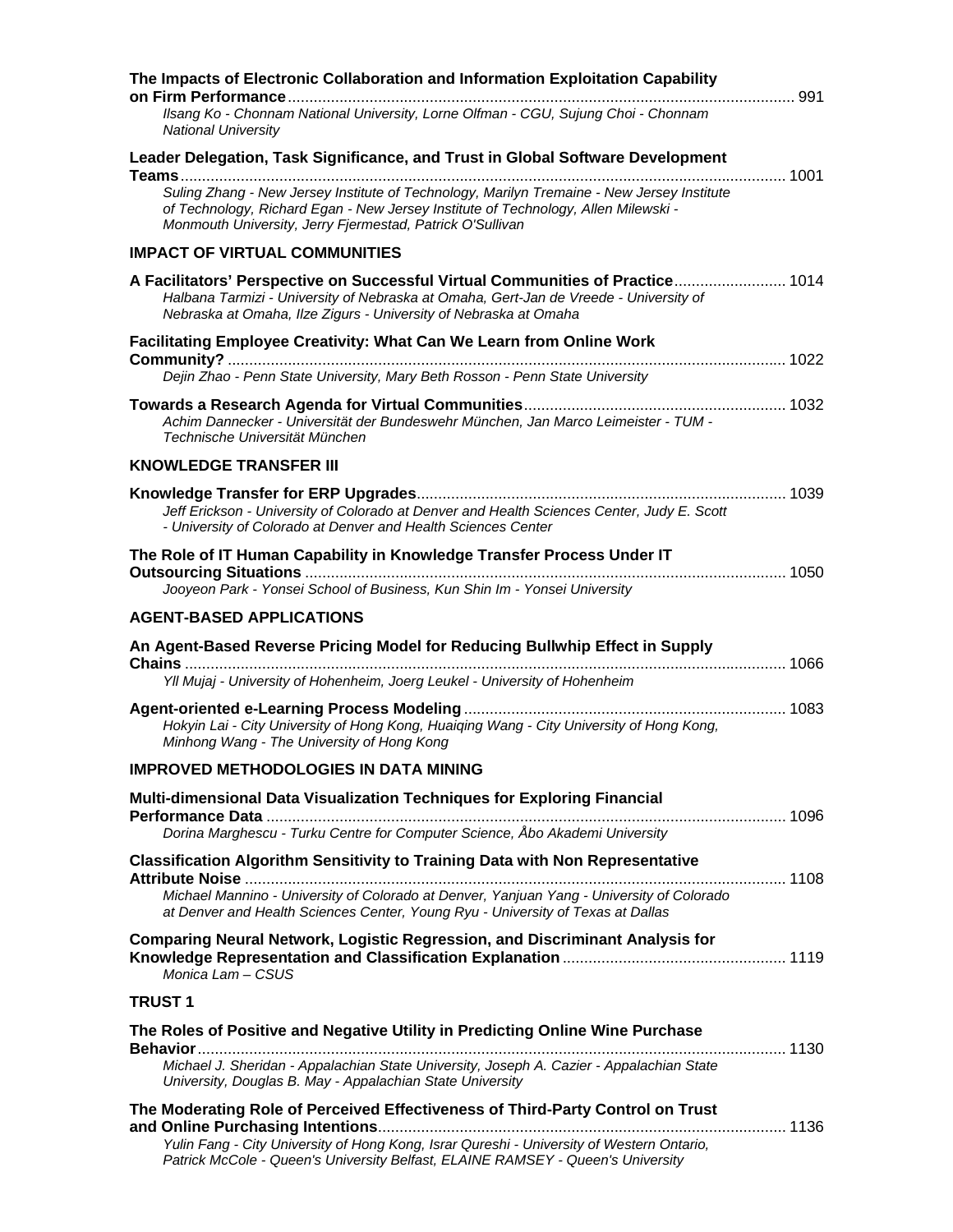**The Impacts of Electronic Collaboration and Information Exploitation Capability on Firm Performance** ..... 991
*Ilsang Ko - Chonnam National University, Lorne Olfman - CGU, Sujung Choi - Chonnam National University*

**Leader Delegation, Task Significance, and Trust in Global Software Development Teams** ..... 1001
*Suling Zhang - New Jersey Institute of Technology, Marilyn Tremaine - New Jersey Institute of Technology, Richard Egan - New Jersey Institute of Technology, Allen Milewski - Monmouth University, Jerry Fjermestad, Patrick O'Sullivan*

## IMPACT OF VIRTUAL COMMUNITIES

**A Facilitators' Perspective on Successful Virtual Communities of Practice** ..... 1014
*Halbana Tarmizi - University of Nebraska at Omaha, Gert-Jan de Vreede - University of Nebraska at Omaha, Ilze Zigurs - University of Nebraska at Omaha*

**Facilitating Employee Creativity: What Can We Learn from Online Work Community?** ..... 1022
*Dejin Zhao - Penn State University, Mary Beth Rosson - Penn State University*

**Towards a Research Agenda for Virtual Communities** ..... 1032
*Achim Dannecker - Universität der Bundeswehr München, Jan Marco Leimeister - TUM - Technische Universität München*

## KNOWLEDGE TRANSFER III

**Knowledge Transfer for ERP Upgrades** ..... 1039
*Jeff Erickson - University of Colorado at Denver and Health Sciences Center, Judy E. Scott - University of Colorado at Denver and Health Sciences Center*

**The Role of IT Human Capability in Knowledge Transfer Process Under IT Outsourcing Situations** ..... 1050
*Jooyeon Park - Yonsei School of Business, Kun Shin Im - Yonsei University*

## AGENT-BASED APPLICATIONS

**An Agent-Based Reverse Pricing Model for Reducing Bullwhip Effect in Supply Chains** ..... 1066
*Yll Mujaj - University of Hohenheim, Joerg Leukel - University of Hohenheim*

**Agent-oriented e-Learning Process Modeling** ..... 1083
*Hokyin Lai - City University of Hong Kong, Huaiqing Wang - City University of Hong Kong, Minhong Wang - The University of Hong Kong*

## IMPROVED METHODOLOGIES IN DATA MINING

**Multi-dimensional Data Visualization Techniques for Exploring Financial Performance Data** ..... 1096
*Dorina Marghescu - Turku Centre for Computer Science, Åbo Akademi University*

**Classification Algorithm Sensitivity to Training Data with Non Representative Attribute Noise** ..... 1108
*Michael Mannino - University of Colorado at Denver, Yanjuan Yang - University of Colorado at Denver and Health Sciences Center, Young Ryu - University of Texas at Dallas*

**Comparing Neural Network, Logistic Regression, and Discriminant Analysis for Knowledge Representation and Classification Explanation** ..... 1119
*Monica Lam – CSUS*

## TRUST 1

**The Roles of Positive and Negative Utility in Predicting Online Wine Purchase Behavior** ..... 1130
*Michael J. Sheridan - Appalachian State University, Joseph A. Cazier - Appalachian State University, Douglas B. May - Appalachian State University*

**The Moderating Role of Perceived Effectiveness of Third-Party Control on Trust and Online Purchasing Intentions** ..... 1136
*Yulin Fang - City University of Hong Kong, Israr Qureshi - University of Western Ontario, Patrick McCole - Queen's University Belfast, ELAINE RAMSEY - Queen's University*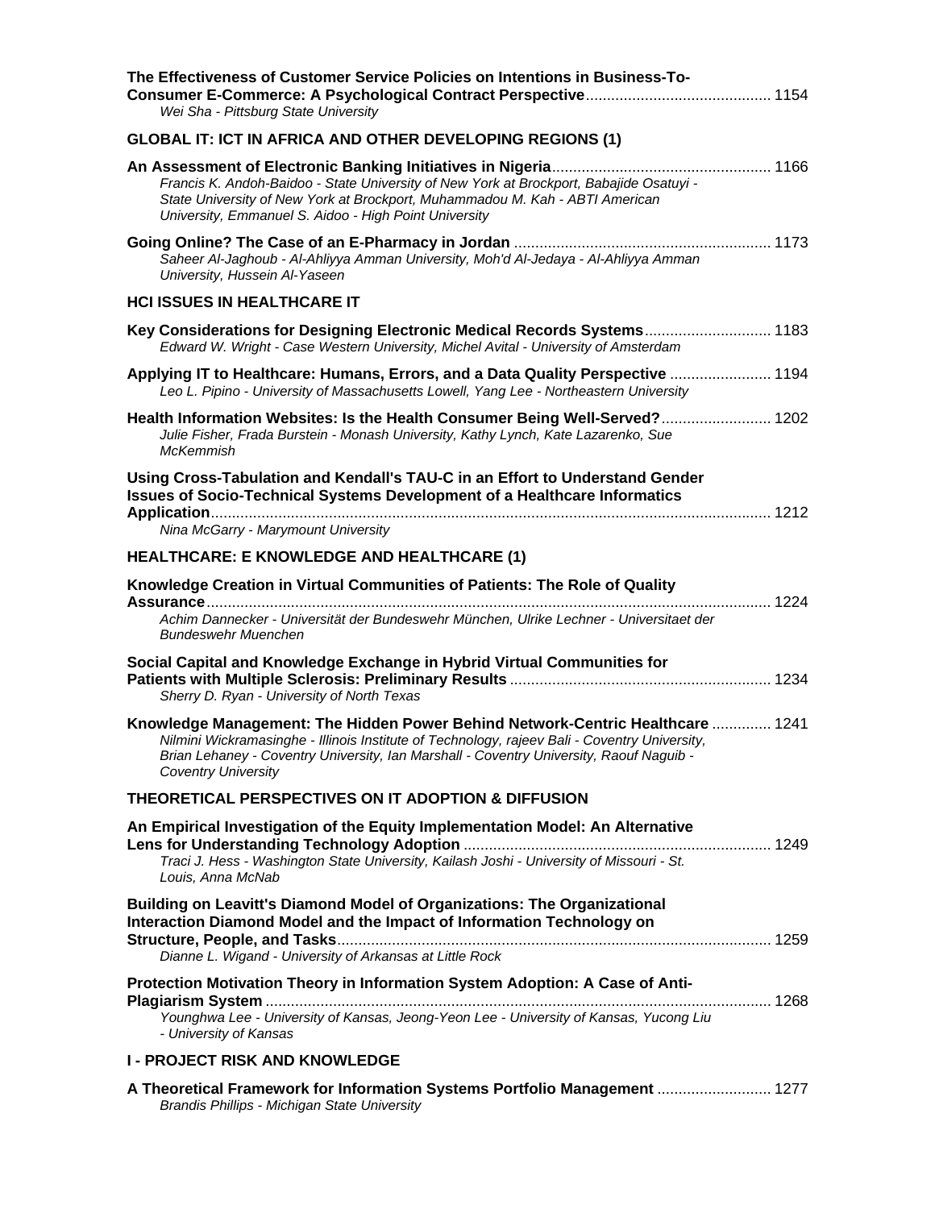**The Effectiveness of Customer Service Policies on Intentions in Business-To-Consumer E-Commerce: A Psychological Contract Perspective** ........................................... 1154
*Wei Sha - Pittsburg State University*

## GLOBAL IT: ICT IN AFRICA AND OTHER DEVELOPING REGIONS (1)

**An Assessment of Electronic Banking Initiatives in Nigeria** .................................................. 1166
*Francis K. Andoh-Baidoo - State University of New York at Brockport, Babajide Osatuyi - State University of New York at Brockport, Muhammadou M. Kah - ABTI American University, Emmanuel S. Aidoo - High Point University*

**Going Online? The Case of an E-Pharmacy in Jordan** ............................................................ 1173
*Saheer Al-Jaghoub - Al-Ahliyya Amman University, Moh'd Al-Jedaya - Al-Ahliyya Amman University, Hussein Al-Yaseen*

## HCI ISSUES IN HEALTHCARE IT

**Key Considerations for Designing Electronic Medical Records Systems** ............................. 1183
*Edward W. Wright - Case Western University, Michel Avital - University of Amsterdam*

**Applying IT to Healthcare: Humans, Errors, and a Data Quality Perspective** ....................... 1194
*Leo L. Pipino - University of Massachusetts Lowell, Yang Lee - Northeastern University*

**Health Information Websites: Is the Health Consumer Being Well-Served?** ......................... 1202
*Julie Fisher, Frada Burstein - Monash University, Kathy Lynch, Kate Lazarenko, Sue McKemmish*

**Using Cross-Tabulation and Kendall's TAU-C in an Effort to Understand Gender Issues of Socio-Technical Systems Development of a Healthcare Informatics Application** .................................................................................................................................. 1212
*Nina McGarry - Marymount University*

## HEALTHCARE: E KNOWLEDGE AND HEALTHCARE (1)

**Knowledge Creation in Virtual Communities of Patients: The Role of Quality Assurance** .................................................................................................................................. 1224
*Achim Dannecker - Universität der Bundeswehr München, Ulrike Lechner - Universitaet der Bundeswehr Muenchen*

**Social Capital and Knowledge Exchange in Hybrid Virtual Communities for Patients with Multiple Sclerosis: Preliminary Results** ............................................................ 1234
*Sherry D. Ryan - University of North Texas*

**Knowledge Management: The Hidden Power Behind Network-Centric Healthcare** ............. 1241
*Nilmini Wickramasinghe - Illinois Institute of Technology, rajeev Bali - Coventry University, Brian Lehaney - Coventry University, Ian Marshall - Coventry University, Raouf Naguib - Coventry University*

## THEORETICAL PERSPECTIVES ON IT ADOPTION & DIFFUSION

**An Empirical Investigation of the Equity Implementation Model: An Alternative Lens for Understanding Technology Adoption** ....................................................................... 1249
*Traci J. Hess - Washington State University, Kailash Joshi - University of Missouri - St. Louis, Anna McNab*

**Building on Leavitt's Diamond Model of Organizations: The Organizational Interaction Diamond Model and the Impact of Information Technology on Structure, People, and Tasks** ...................................................................................................... 1259
*Dianne L. Wigand - University of Arkansas at Little Rock*

**Protection Motivation Theory in Information System Adoption: A Case of Anti-Plagiarism System** ...................................................................................................................... 1268
*Younghwa Lee - University of Kansas, Jeong-Yeon Lee - University of Kansas, Yucong Liu - University of Kansas*

## I - PROJECT RISK AND KNOWLEDGE

**A Theoretical Framework for Information Systems Portfolio Management** .......................... 1277
*Brandis Phillips - Michigan State University*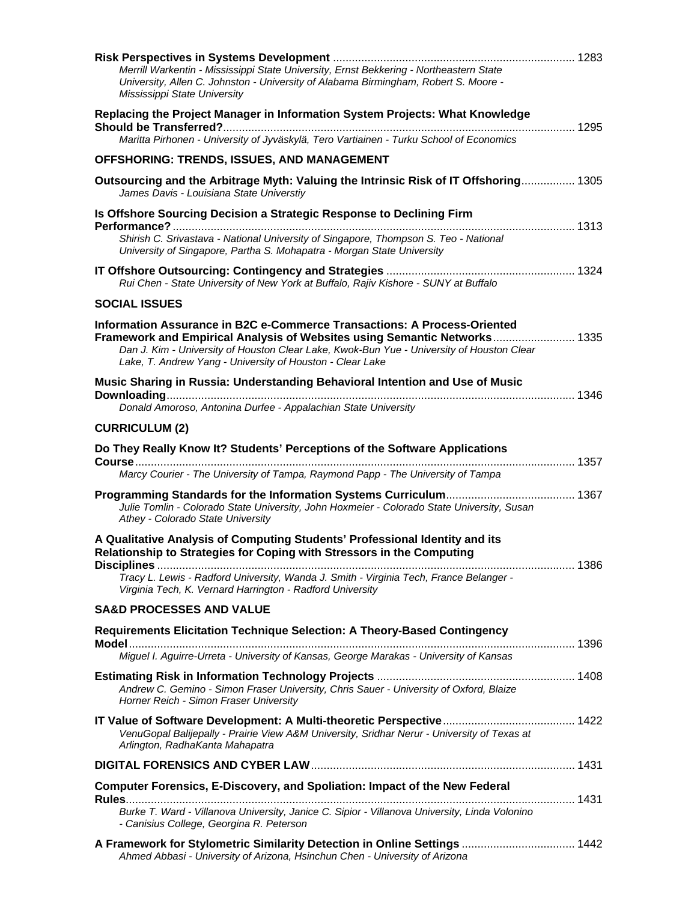**Risk Perspectives in Systems Development** ........................................................................... 1283
*Merrill Warkentin - Mississippi State University, Ernst Bekkering - Northeastern State University, Allen C. Johnston - University of Alabama Birmingham, Robert S. Moore - Mississippi State University*

**Replacing the Project Manager in Information System Projects: What Knowledge Should be Transferred?**.............................................................................................................. 1295
*Maritta Pirhonen - University of Jyväskylä, Tero Vartiainen - Turku School of Economics*

## OFFSHORING: TRENDS, ISSUES, AND MANAGEMENT

**Outsourcing and the Arbitrage Myth: Valuing the Intrinsic Risk of IT Offshoring**................. 1305
*James Davis - Louisiana State Universtiy*

**Is Offshore Sourcing Decision a Strategic Response to Declining Firm Performance?**.............................................................................................................................. 1313
*Shirish C. Srivastava - National University of Singapore, Thompson S. Teo - National University of Singapore, Partha S. Mohapatra - Morgan State University*

**IT Offshore Outsourcing: Contingency and Strategies** ........................................................... 1324
*Rui Chen - State University of New York at Buffalo, Rajiv Kishore - SUNY at Buffalo*

## SOCIAL ISSUES

**Information Assurance in B2C e-Commerce Transactions: A Process-Oriented Framework and Empirical Analysis of Websites using Semantic Networks**.......................... 1335
*Dan J. Kim - University of Houston Clear Lake, Kwok-Bun Yue - University of Houston Clear Lake, T. Andrew Yang - University of Houston - Clear Lake*

**Music Sharing in Russia: Understanding Behavioral Intention and Use of Music Downloading**................................................................................................................................ 1346
*Donald Amoroso, Antonina Durfee - Appalachian State University*

## CURRICULUM (2)

**Do They Really Know It? Students' Perceptions of the Software Applications Course**.......................................................................................................................................... 1357
*Marcy Courier - The University of Tampa, Raymond Papp - The University of Tampa*

**Programming Standards for the Information Systems Curriculum**......................................... 1367
*Julie Tomlin - Colorado State University, John Hoxmeier - Colorado State University, Susan Athey - Colorado State University*

**A Qualitative Analysis of Computing Students' Professional Identity and its Relationship to Strategies for Coping with Stressors in the Computing Disciplines** ................................................................................................................................... 1386
*Tracy L. Lewis - Radford University, Wanda J. Smith - Virginia Tech, France Belanger - Virginia Tech, K. Vernard Harrington - Radford University*

## SA&D PROCESSES AND VALUE

**Requirements Elicitation Technique Selection: A Theory-Based Contingency Model**............................................................................................................................................ 1396
*Miguel I. Aguirre-Urreta - University of Kansas, George Marakas - University of Kansas*

**Estimating Risk in Information Technology Projects** .............................................................. 1408
*Andrew C. Gemino - Simon Fraser University, Chris Sauer - University of Oxford, Blaize Horner Reich - Simon Fraser University*

**IT Value of Software Development: A Multi-theoretic Perspective**.......................................... 1422
*VenuGopal Balijepally - Prairie View A&M University, Sridhar Nerur - University of Texas at Arlington, RadhaKanta Mahapatra*

## DIGITAL FORENSICS AND CYBER LAW ................................................................................... 1431

**Computer Forensics, E-Discovery, and Spoliation: Impact of the New Federal Rules**............................................................................................................................................. 1431
*Burke T. Ward - Villanova University, Janice C. Sipior - Villanova University, Linda Volonino - Canisius College, Georgina R. Peterson*

**A Framework for Stylometric Similarity Detection in Online Settings** .................................... 1442
*Ahmed Abbasi - University of Arizona, Hsinchun Chen - University of Arizona*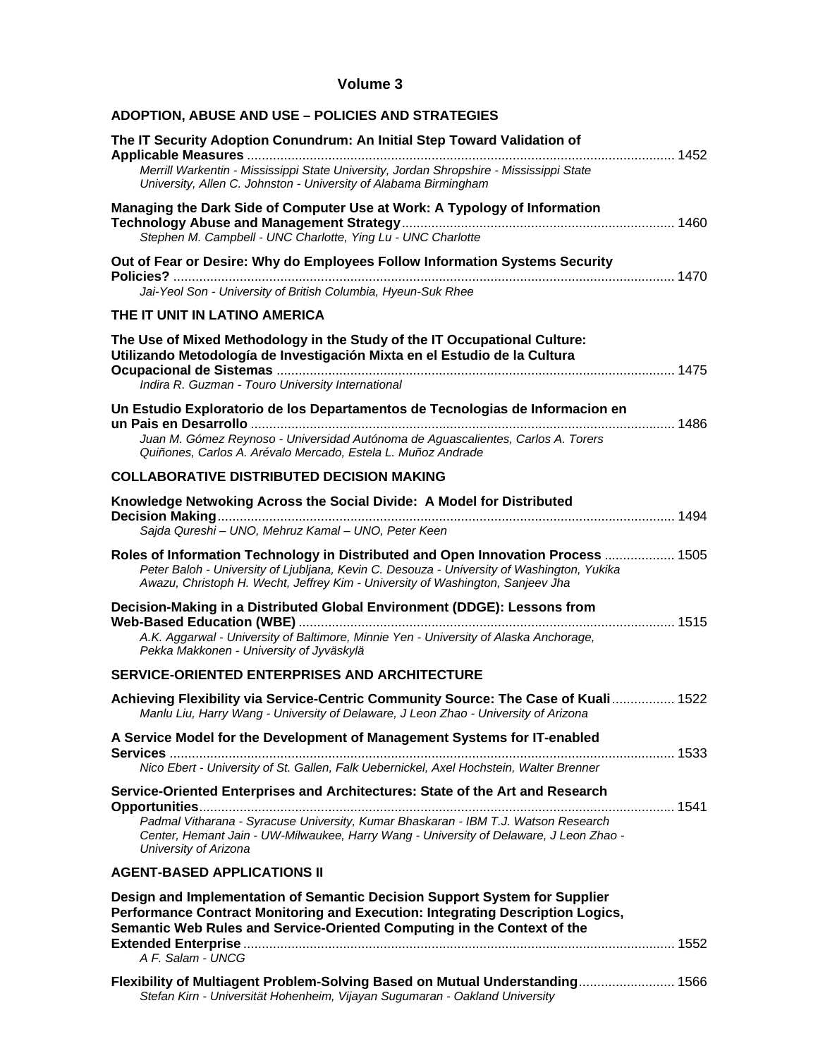# Volume 3

## ADOPTION, ABUSE AND USE – POLICIES AND STRATEGIES

**The IT Security Adoption Conundrum: An Initial Step Toward Validation of Applicable Measures** .................... 1452
*Merrill Warkentin - Mississippi State University, Jordan Shropshire - Mississippi State University, Allen C. Johnston - University of Alabama Birmingham*

**Managing the Dark Side of Computer Use at Work: A Typology of Information Technology Abuse and Management Strategy** .................... 1460
*Stephen M. Campbell - UNC Charlotte, Ying Lu - UNC Charlotte*

**Out of Fear or Desire: Why do Employees Follow Information Systems Security Policies?** .................... 1470
*Jai-Yeol Son - University of British Columbia, Hyeun-Suk Rhee*

## THE IT UNIT IN LATINO AMERICA

**The Use of Mixed Methodology in the Study of the IT Occupational Culture: Utilizando Metodología de Investigación Mixta en el Estudio de la Cultura Ocupacional de Sistemas** .................... 1475
*Indira R. Guzman - Touro University International*

**Un Estudio Exploratorio de los Departamentos de Tecnologias de Informacion en un Pais en Desarrollo** .................... 1486
*Juan M. Gómez Reynoso - Universidad Autónoma de Aguascalientes, Carlos A. Torers Quiñones, Carlos A. Arévalo Mercado, Estela L. Muñoz Andrade*

## COLLABORATIVE DISTRIBUTED DECISION MAKING

**Knowledge Netwoking Across the Social Divide: A Model for Distributed Decision Making** .................... 1494
*Sajda Qureshi – UNO, Mehruz Kamal – UNO, Peter Keen*

**Roles of Information Technology in Distributed and Open Innovation Process** .................... 1505
*Peter Baloh - University of Ljubljana, Kevin C. Desouza - University of Washington, Yukika Awazu, Christoph H. Wecht, Jeffrey Kim - University of Washington, Sanjeev Jha*

**Decision-Making in a Distributed Global Environment (DDGE): Lessons from Web-Based Education (WBE)** .................... 1515
*A.K. Aggarwal - University of Baltimore, Minnie Yen - University of Alaska Anchorage, Pekka Makkonen - University of Jyväskylä*

## SERVICE-ORIENTED ENTERPRISES AND ARCHITECTURE

**Achieving Flexibility via Service-Centric Community Source: The Case of Kuali** .................... 1522
*Manlu Liu, Harry Wang - University of Delaware, J Leon Zhao - University of Arizona*

**A Service Model for the Development of Management Systems for IT-enabled Services** .................... 1533
*Nico Ebert - University of St. Gallen, Falk Uebernickel, Axel Hochstein, Walter Brenner*

**Service-Oriented Enterprises and Architectures: State of the Art and Research Opportunities** .................... 1541
*Padmal Vitharana - Syracuse University, Kumar Bhaskaran - IBM T.J. Watson Research Center, Hemant Jain - UW-Milwaukee, Harry Wang - University of Delaware, J Leon Zhao - University of Arizona*

## AGENT-BASED APPLICATIONS II

**Design and Implementation of Semantic Decision Support System for Supplier Performance Contract Monitoring and Execution: Integrating Description Logics, Semantic Web Rules and Service-Oriented Computing in the Context of the Extended Enterprise** .................... 1552
*A F. Salam - UNCG*

**Flexibility of Multiagent Problem-Solving Based on Mutual Understanding** .................... 1566
*Stefan Kirn - Universität Hohenheim, Vijayan Sugumaran - Oakland University*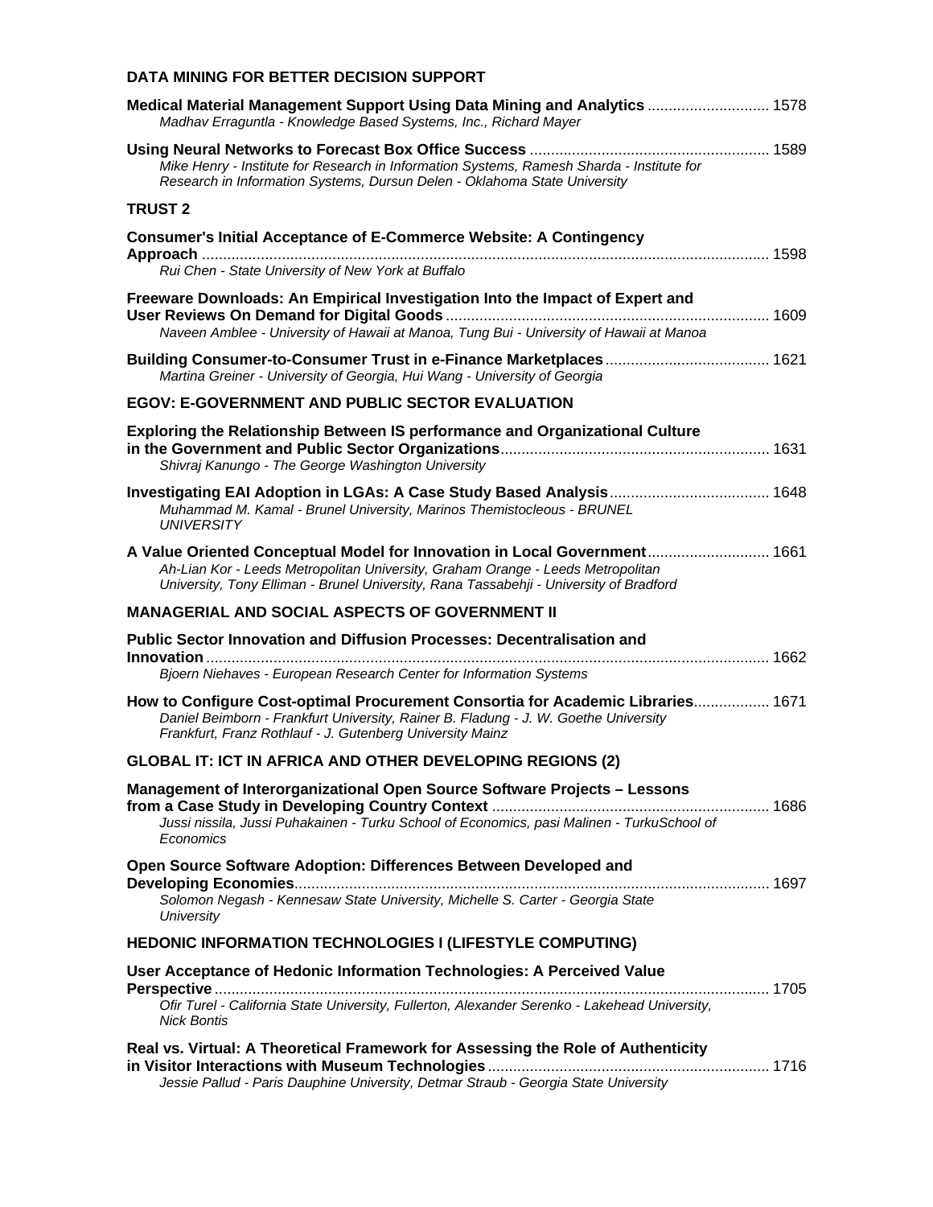## DATA MINING FOR BETTER DECISION SUPPORT

**Medical Material Management Support Using Data Mining and Analytics** ............................ 1578
*Madhav Erraguntla - Knowledge Based Systems, Inc., Richard Mayer*

**Using Neural Networks to Forecast Box Office Success** ........................................................ 1589
*Mike Henry - Institute for Research in Information Systems, Ramesh Sharda - Institute for Research in Information Systems, Dursun Delen - Oklahoma State University*

## TRUST 2

**Consumer's Initial Acceptance of E-Commerce Website: A Contingency Approach** ..................................................................................................................... 1598
*Rui Chen - State University of New York at Buffalo*

**Freeware Downloads: An Empirical Investigation Into the Impact of Expert and User Reviews On Demand for Digital Goods** ............................................................................ 1609
*Naveen Amblee - University of Hawaii at Manoa, Tung Bui - University of Hawaii at Manoa*

**Building Consumer-to-Consumer Trust in e-Finance Marketplaces** ...................................... 1621
*Martina Greiner - University of Georgia, Hui Wang - University of Georgia*

## EGOV: E-GOVERNMENT AND PUBLIC SECTOR EVALUATION

**Exploring the Relationship Between IS performance and Organizational Culture in the Government and Public Sector Organizations** ............................................................... 1631
*Shivraj Kanungo - The George Washington University*

**Investigating EAI Adoption in LGAs: A Case Study Based Analysis** ...................................... 1648
*Muhammad M. Kamal - Brunel University, Marinos Themistocleous - BRUNEL UNIVERSITY*

**A Value Oriented Conceptual Model for Innovation in Local Government** ............................ 1661
*Ah-Lian Kor - Leeds Metropolitan University, Graham Orange - Leeds Metropolitan University, Tony Elliman - Brunel University, Rana Tassabehji - University of Bradford*

## MANAGERIAL AND SOCIAL ASPECTS OF GOVERNMENT II

**Public Sector Innovation and Diffusion Processes: Decentralisation and Innovation** ................................................................................................................................... 1662
*Bjoern Niehaves - European Research Center for Information Systems*

**How to Configure Cost-optimal Procurement Consortia for Academic Libraries** ................. 1671
*Daniel Beimborn - Frankfurt University, Rainer B. Fladung - J. W. Goethe University Frankfurt, Franz Rothlauf - J. Gutenberg University Mainz*

## GLOBAL IT: ICT IN AFRICA AND OTHER DEVELOPING REGIONS (2)

**Management of Interorganizational Open Source Software Projects – Lessons from a Case Study in Developing Country Context** ................................................................. 1686
*Jussi nissila, Jussi Puhakainen - Turku School of Economics, pasi Malinen - TurkuSchool of Economics*

**Open Source Software Adoption: Differences Between Developed and Developing Economies** ................................................................................................................ 1697
*Solomon Negash - Kennesaw State University, Michelle S. Carter - Georgia State University*

## HEDONIC INFORMATION TECHNOLOGIES I (LIFESTYLE COMPUTING)

**User Acceptance of Hedonic Information Technologies: A Perceived Value Perspective** ................................................................................................................................... 1705
*Ofir Turel - California State University, Fullerton, Alexander Serenko - Lakehead University, Nick Bontis*

**Real vs. Virtual: A Theoretical Framework for Assessing the Role of Authenticity in Visitor Interactions with Museum Technologies** .................................................................. 1716
*Jessie Pallud - Paris Dauphine University, Detmar Straub - Georgia State University*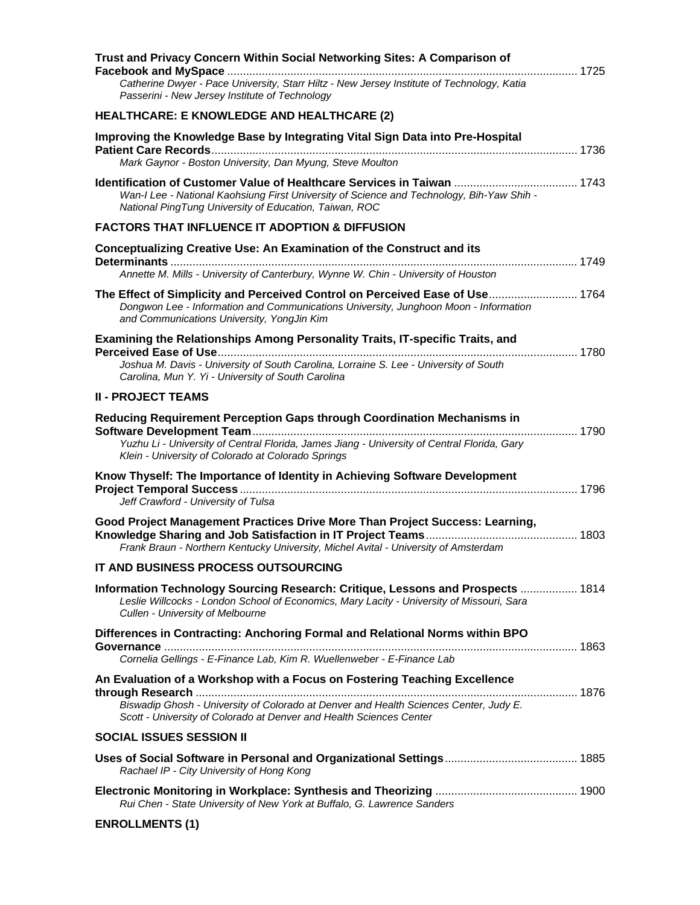**Trust and Privacy Concern Within Social Networking Sites: A Comparison of Facebook and MySpace** .............................................................................................................. 1725
*Catherine Dwyer - Pace University, Starr Hiltz - New Jersey Institute of Technology, Katia Passerini - New Jersey Institute of Technology*

### HEALTHCARE: E KNOWLEDGE AND HEALTHCARE (2)

**Improving the Knowledge Base by Integrating Vital Sign Data into Pre-Hospital Patient Care Records**.................................................................................................................... 1736
*Mark Gaynor - Boston University, Dan Myung, Steve Moulton*

**Identification of Customer Value of Healthcare Services in Taiwan** ....................................... 1743
*Wan-I Lee - National Kaohsiung First University of Science and Technology, Bih-Yaw Shih - National PingTung University of Education, Taiwan, ROC*

### FACTORS THAT INFLUENCE IT ADOPTION & DIFFUSION

**Conceptualizing Creative Use: An Examination of the Construct and its Determinants** ................................................................................................................................. 1749
*Annette M. Mills - University of Canterbury, Wynne W. Chin - University of Houston*

**The Effect of Simplicity and Perceived Control on Perceived Ease of Use**............................ 1764
*Dongwon Lee - Information and Communications University, Junghoon Moon - Information and Communications University, YongJin Kim*

**Examining the Relationships Among Personality Traits, IT-specific Traits, and Perceived Ease of Use**.................................................................................................................. 1780
*Joshua M. Davis - University of South Carolina, Lorraine S. Lee - University of South Carolina, Mun Y. Yi - University of South Carolina*

### II - PROJECT TEAMS

**Reducing Requirement Perception Gaps through Coordination Mechanisms in Software Development Team**...................................................................................................... 1790
*Yuzhu Li - University of Central Florida, James Jiang - University of Central Florida, Gary Klein - University of Colorado at Colorado Springs*

**Know Thyself: The Importance of Identity in Achieving Software Development Project Temporal Success**.......................................................................................................... 1796
*Jeff Crawford - University of Tulsa*

**Good Project Management Practices Drive More Than Project Success: Learning, Knowledge Sharing and Job Satisfaction in IT Project Teams**............................................... 1803
*Frank Braun - Northern Kentucky University, Michel Avital - University of Amsterdam*

### IT AND BUSINESS PROCESS OUTSOURCING

**Information Technology Sourcing Research: Critique, Lessons and Prospects** .................. 1814
*Leslie Willcocks - London School of Economics, Mary Lacity - University of Missouri, Sara Cullen - University of Melbourne*

**Differences in Contracting: Anchoring Formal and Relational Norms within BPO Governance** .................................................................................................................................. 1863
*Cornelia Gellings - E-Finance Lab, Kim R. Wuellenweber - E-Finance Lab*

**An Evaluation of a Workshop with a Focus on Fostering Teaching Excellence through Research** ........................................................................................................................ 1876
*Biswadip Ghosh - University of Colorado at Denver and Health Sciences Center, Judy E. Scott - University of Colorado at Denver and Health Sciences Center*

### SOCIAL ISSUES SESSION II

**Uses of Social Software in Personal and Organizational Settings**.......................................... 1885
*Rachael IP - City University of Hong Kong*

**Electronic Monitoring in Workplace: Synthesis and Theorizing** ............................................ 1900
*Rui Chen - State University of New York at Buffalo, G. Lawrence Sanders*

### ENROLLMENTS (1)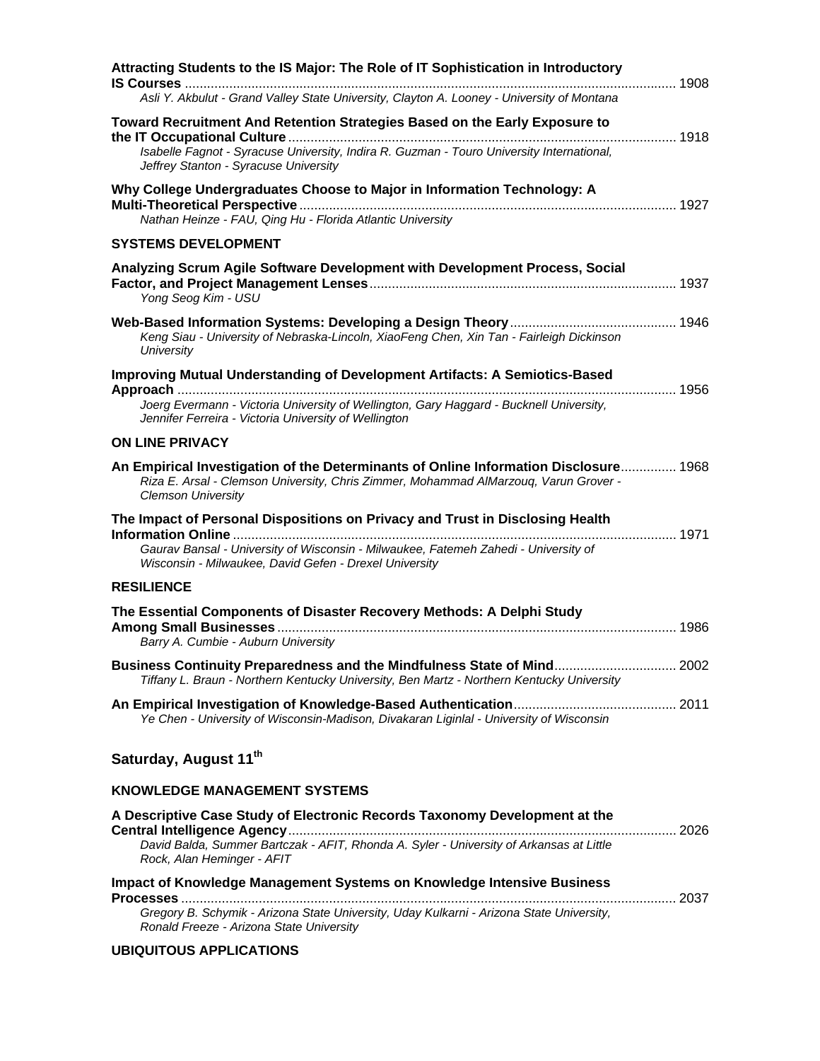**Attracting Students to the IS Major: The Role of IT Sophistication in Introductory IS Courses** ........ 1908
*Asli Y. Akbulut - Grand Valley State University, Clayton A. Looney - University of Montana*

**Toward Recruitment And Retention Strategies Based on the Early Exposure to the IT Occupational Culture** ........ 1918
*Isabelle Fagnot - Syracuse University, Indira R. Guzman - Touro University International, Jeffrey Stanton - Syracuse University*

**Why College Undergraduates Choose to Major in Information Technology: A Multi-Theoretical Perspective** ........ 1927
*Nathan Heinze - FAU, Qing Hu - Florida Atlantic University*

### SYSTEMS DEVELOPMENT

**Analyzing Scrum Agile Software Development with Development Process, Social Factor, and Project Management Lenses** ........ 1937
*Yong Seog Kim - USU*

**Web-Based Information Systems: Developing a Design Theory** ........ 1946
*Keng Siau - University of Nebraska-Lincoln, XiaoFeng Chen, Xin Tan - Fairleigh Dickinson University*

**Improving Mutual Understanding of Development Artifacts: A Semiotics-Based Approach** ........ 1956
*Joerg Evermann - Victoria University of Wellington, Gary Haggard - Bucknell University, Jennifer Ferreira - Victoria University of Wellington*

### ON LINE PRIVACY

**An Empirical Investigation of the Determinants of Online Information Disclosure** ........ 1968
*Riza E. Arsal - Clemson University, Chris Zimmer, Mohammad AlMarzouq, Varun Grover - Clemson University*

**The Impact of Personal Dispositions on Privacy and Trust in Disclosing Health Information Online** ........ 1971
*Gaurav Bansal - University of Wisconsin - Milwaukee, Fatemeh Zahedi - University of Wisconsin - Milwaukee, David Gefen - Drexel University*

### RESILIENCE

**The Essential Components of Disaster Recovery Methods: A Delphi Study Among Small Businesses** ........ 1986
*Barry A. Cumbie - Auburn University*

**Business Continuity Preparedness and the Mindfulness State of Mind** ........ 2002
*Tiffany L. Braun - Northern Kentucky University, Ben Martz - Northern Kentucky University*

**An Empirical Investigation of Knowledge-Based Authentication** ........ 2011
*Ye Chen - University of Wisconsin-Madison, Divakaran Liginlal - University of Wisconsin*

## Saturday, August 11th

### KNOWLEDGE MANAGEMENT SYSTEMS

**A Descriptive Case Study of Electronic Records Taxonomy Development at the Central Intelligence Agency** ........ 2026
*David Balda, Summer Bartczak - AFIT, Rhonda A. Syler - University of Arkansas at Little Rock, Alan Heminger - AFIT*

**Impact of Knowledge Management Systems on Knowledge Intensive Business Processes** ........ 2037
*Gregory B. Schymik - Arizona State University, Uday Kulkarni - Arizona State University, Ronald Freeze - Arizona State University*

### UBIQUITOUS APPLICATIONS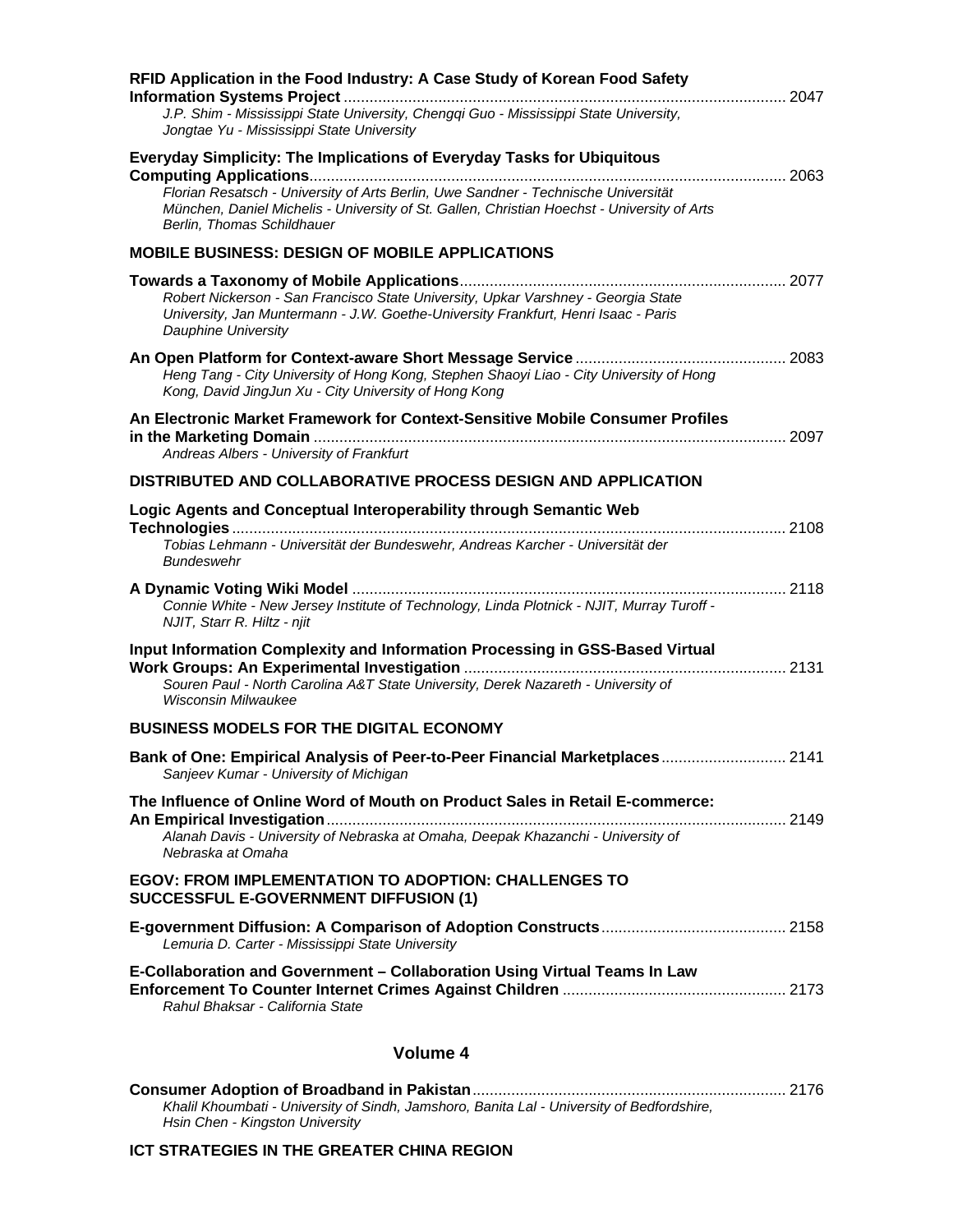**RFID Application in the Food Industry: A Case Study of Korean Food Safety Information Systems Project** ...................................................................................................... 2047
*J.P. Shim - Mississippi State University, Chengqi Guo - Mississippi State University, Jongtae Yu - Mississippi State University*

**Everyday Simplicity: The Implications of Everyday Tasks for Ubiquitous Computing Applications**.............................................................................................................. 2063
*Florian Resatsch - University of Arts Berlin, Uwe Sandner - Technische Universität München, Daniel Michelis - University of St. Gallen, Christian Hoechst - University of Arts Berlin, Thomas Schildhauer*

## MOBILE BUSINESS: DESIGN OF MOBILE APPLICATIONS

**Towards a Taxonomy of Mobile Applications**........................................................................... 2077
*Robert Nickerson - San Francisco State University, Upkar Varshney - Georgia State University, Jan Muntermann - J.W. Goethe-University Frankfurt, Henri Isaac - Paris Dauphine University*

**An Open Platform for Context-aware Short Message Service** ................................................ 2083
*Heng Tang - City University of Hong Kong, Stephen Shaoyi Liao - City University of Hong Kong, David JingJun Xu - City University of Hong Kong*

**An Electronic Market Framework for Context-Sensitive Mobile Consumer Profiles in the Marketing Domain** ............................................................................................................. 2097
*Andreas Albers - University of Frankfurt*

## DISTRIBUTED AND COLLABORATIVE PROCESS DESIGN AND APPLICATION

**Logic Agents and Conceptual Interoperability through Semantic Web Technologies** ................................................................................................................................ 2108
*Tobias Lehmann - Universität der Bundeswehr, Andreas Karcher - Universität der Bundeswehr*

**A Dynamic Voting Wiki Model** .................................................................................................... 2118
*Connie White - New Jersey Institute of Technology, Linda Plotnick - NJIT, Murray Turoff - NJIT, Starr R. Hiltz - njit*

**Input Information Complexity and Information Processing in GSS-Based Virtual Work Groups: An Experimental Investigation** .......................................................................... 2131
*Souren Paul - North Carolina A&T State University, Derek Nazareth - University of Wisconsin Milwaukee*

## BUSINESS MODELS FOR THE DIGITAL ECONOMY

**Bank of One: Empirical Analysis of Peer-to-Peer Financial Marketplaces**............................ 2141
*Sanjeev Kumar - University of Michigan*

**The Influence of Online Word of Mouth on Product Sales in Retail E-commerce: An Empirical Investigation**.......................................................................................................... 2149
*Alanah Davis - University of Nebraska at Omaha, Deepak Khazanchi - University of Nebraska at Omaha*

## EGOV: FROM IMPLEMENTATION TO ADOPTION: CHALLENGES TO SUCCESSFUL E-GOVERNMENT DIFFUSION (1)

**E-government Diffusion: A Comparison of Adoption Constructs**........................................... 2158
*Lemuria D. Carter - Mississippi State University*

**E-Collaboration and Government – Collaboration Using Virtual Teams In Law Enforcement To Counter Internet Crimes Against Children** ................................................... 2173
*Rahul Bhaksar - California State*

# Volume 4

**Consumer Adoption of Broadband in Pakistan**........................................................................ 2176
*Khalil Khoumbati - University of Sindh, Jamshoro, Banita Lal - University of Bedfordshire, Hsin Chen - Kingston University*

## ICT STRATEGIES IN THE GREATER CHINA REGION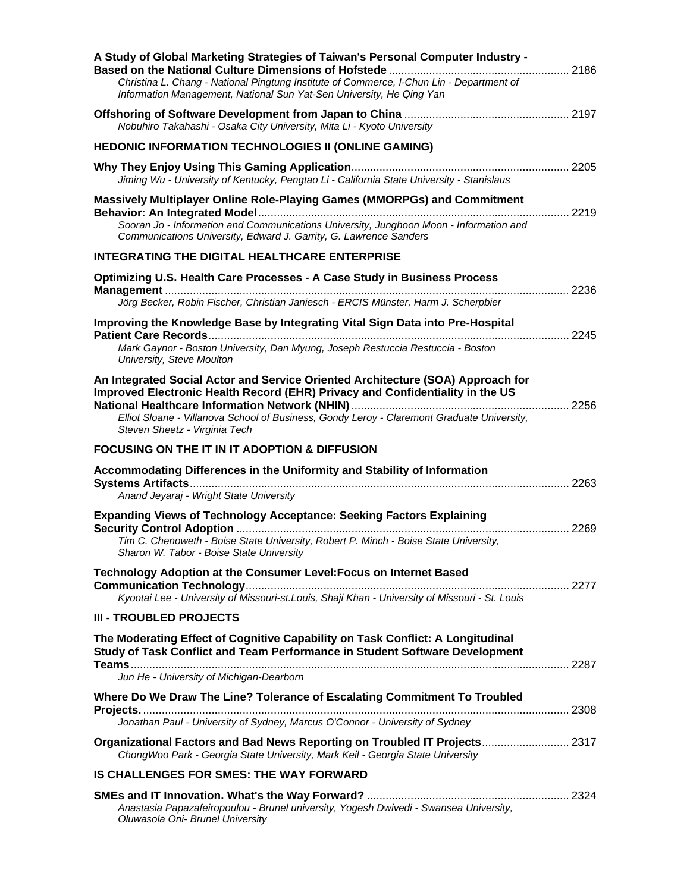**A Study of Global Marketing Strategies of Taiwan's Personal Computer Industry - Based on the National Culture Dimensions of Hofstede** ........................................................ 2186
*Christina L. Chang - National Pingtung Institute of Commerce, I-Chun Lin - Department of Information Management, National Sun Yat-Sen University, He Qing Yan*

**Offshoring of Software Development from Japan to China** .................................................... 2197
*Nobuhiro Takahashi - Osaka City University, Mita Li - Kyoto University*

## HEDONIC INFORMATION TECHNOLOGIES II (ONLINE GAMING)

**Why They Enjoy Using This Gaming Application**..................................................................... 2205
*Jiming Wu - University of Kentucky, Pengtao Li - California State University - Stanislaus*

**Massively Multiplayer Online Role-Playing Games (MMORPGs) and Commitment Behavior: An Integrated Model**................................................................................................... 2219
*Sooran Jo - Information and Communications University, Junghoon Moon - Information and Communications University, Edward J. Garrity, G. Lawrence Sanders*

## INTEGRATING THE DIGITAL HEALTHCARE ENTERPRISE

**Optimizing U.S. Health Care Processes - A Case Study in Business Process Management** ................................................................................................................................. 2236
*Jörg Becker, Robin Fischer, Christian Janiesch - ERCIS Münster, Harm J. Scherpbier*

**Improving the Knowledge Base by Integrating Vital Sign Data into Pre-Hospital Patient Care Records**.................................................................................................................. 2245
*Mark Gaynor - Boston University, Dan Myung, Joseph Restuccia Restuccia - Boston University, Steve Moulton*

**An Integrated Social Actor and Service Oriented Architecture (SOA) Approach for Improved Electronic Health Record (EHR) Privacy and Confidentiality in the US National Healthcare Information Network (NHIN)**..................................................................... 2256
*Elliot Sloane - Villanova School of Business, Gondy Leroy - Claremont Graduate University, Steven Sheetz - Virginia Tech*

## FOCUSING ON THE IT IN IT ADOPTION & DIFFUSION

**Accommodating Differences in the Uniformity and Stability of Information Systems Artifacts**........................................................................................................................ 2263
*Anand Jeyaraj - Wright State University*

**Expanding Views of Technology Acceptance: Seeking Factors Explaining Security Control Adoption** .......................................................................................................... 2269
*Tim C. Chenoweth - Boise State University, Robert P. Minch - Boise State University, Sharon W. Tabor - Boise State University*

**Technology Adoption at the Consumer Level:Focus on Internet Based Communication Technology**...................................................................................................... 2277
*Kyootai Lee - University of Missouri-st.Louis, Shaji Khan - University of Missouri - St. Louis*

## III - TROUBLED PROJECTS

**The Moderating Effect of Cognitive Capability on Task Conflict: A Longitudinal Study of Task Conflict and Team Performance in Student Software Development Teams**........................................................................................................................................... 2287
*Jun He - University of Michigan-Dearborn*

**Where Do We Draw The Line? Tolerance of Escalating Commitment To Troubled Projects.**....................................................................................................................................... 2308
*Jonathan Paul - University of Sydney, Marcus O'Connor - University of Sydney*

**Organizational Factors and Bad News Reporting on Troubled IT Projects**............................ 2317
*ChongWoo Park - Georgia State University, Mark Keil - Georgia State University*

## IS CHALLENGES FOR SMES: THE WAY FORWARD

**SMEs and IT Innovation. What's the Way Forward?** ................................................................ 2324
*Anastasia Papazafeiropoulou - Brunel university, Yogesh Dwivedi - Swansea University, Oluwasola Oni- Brunel University*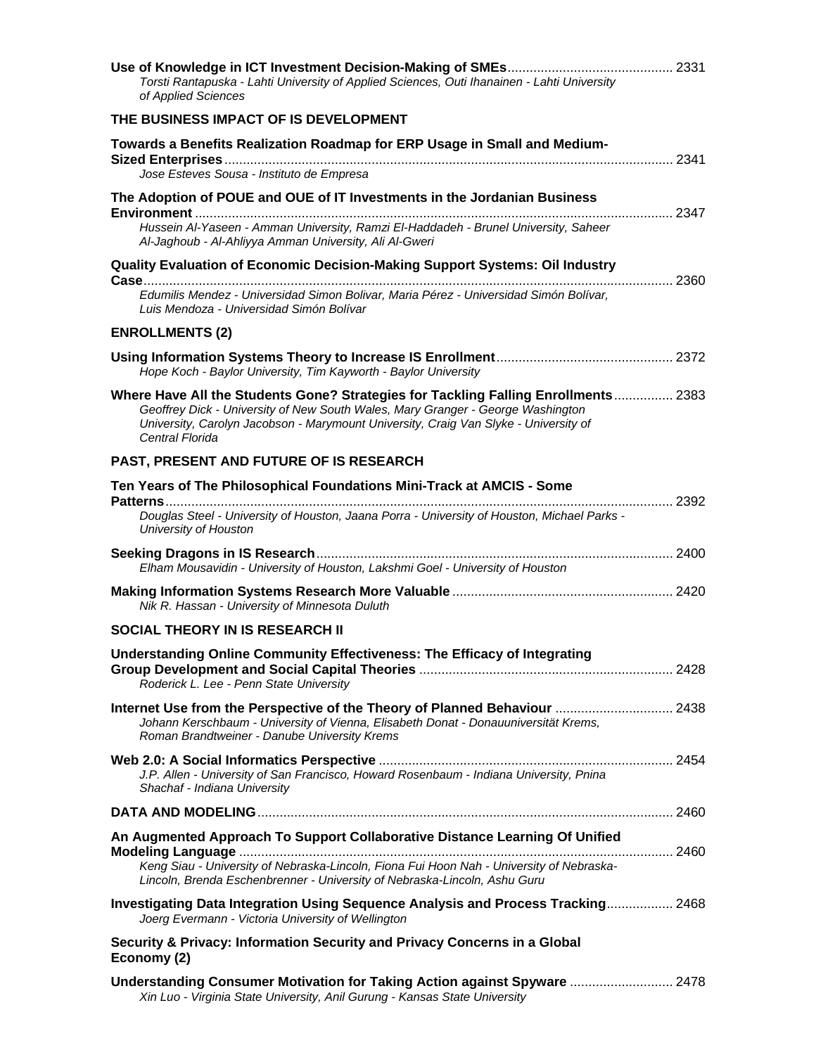**Use of Knowledge in ICT Investment Decision-Making of SMEs** ... 2331
*Torsti Rantapuska - Lahti University of Applied Sciences, Outi Ihanainen - Lahti University of Applied Sciences*

## THE BUSINESS IMPACT OF IS DEVELOPMENT

**Towards a Benefits Realization Roadmap for ERP Usage in Small and Medium-Sized Enterprises** ... 2341
*Jose Esteves Sousa - Instituto de Empresa*

**The Adoption of POUE and OUE of IT Investments in the Jordanian Business Environment** ... 2347
*Hussein Al-Yaseen - Amman University, Ramzi El-Haddadeh - Brunel University, Saheer Al-Jaghoub - Al-Ahliyya Amman University, Ali Al-Gweri*

**Quality Evaluation of Economic Decision-Making Support Systems: Oil Industry Case** ... 2360
*Edumilis Mendez - Universidad Simon Bolivar, Maria Pérez - Universidad Simón Bolívar, Luis Mendoza - Universidad Simón Bolívar*

## ENROLLMENTS (2)

**Using Information Systems Theory to Increase IS Enrollment** ... 2372
*Hope Koch - Baylor University, Tim Kayworth - Baylor University*

**Where Have All the Students Gone? Strategies for Tackling Falling Enrollments** ... 2383
*Geoffrey Dick - University of New South Wales, Mary Granger - George Washington University, Carolyn Jacobson - Marymount University, Craig Van Slyke - University of Central Florida*

## PAST, PRESENT AND FUTURE OF IS RESEARCH

**Ten Years of The Philosophical Foundations Mini-Track at AMCIS - Some Patterns** ... 2392
*Douglas Steel - University of Houston, Jaana Porra - University of Houston, Michael Parks - University of Houston*

**Seeking Dragons in IS Research** ... 2400
*Elham Mousavidin - University of Houston, Lakshmi Goel - University of Houston*

**Making Information Systems Research More Valuable** ... 2420
*Nik R. Hassan - University of Minnesota Duluth*

## SOCIAL THEORY IN IS RESEARCH II

**Understanding Online Community Effectiveness: The Efficacy of Integrating Group Development and Social Capital Theories** ... 2428
*Roderick L. Lee - Penn State University*

**Internet Use from the Perspective of the Theory of Planned Behaviour** ... 2438
*Johann Kerschbaum - University of Vienna, Elisabeth Donat - Donauuniversität Krems, Roman Brandtweiner - Danube University Krems*

**Web 2.0: A Social Informatics Perspective** ... 2454
*J.P. Allen - University of San Francisco, Howard Rosenbaum - Indiana University, Pnina Shachaf - Indiana University*

## DATA AND MODELING ... 2460

**An Augmented Approach To Support Collaborative Distance Learning Of Unified Modeling Language** ... 2460
*Keng Siau - University of Nebraska-Lincoln, Fiona Fui Hoon Nah - University of Nebraska-Lincoln, Brenda Eschenbrenner - University of Nebraska-Lincoln, Ashu Guru*

**Investigating Data Integration Using Sequence Analysis and Process Tracking** ... 2468
*Joerg Evermann - Victoria University of Wellington*

## Security & Privacy: Information Security and Privacy Concerns in a Global Economy (2)

**Understanding Consumer Motivation for Taking Action against Spyware** ... 2478
*Xin Luo - Virginia State University, Anil Gurung - Kansas State University*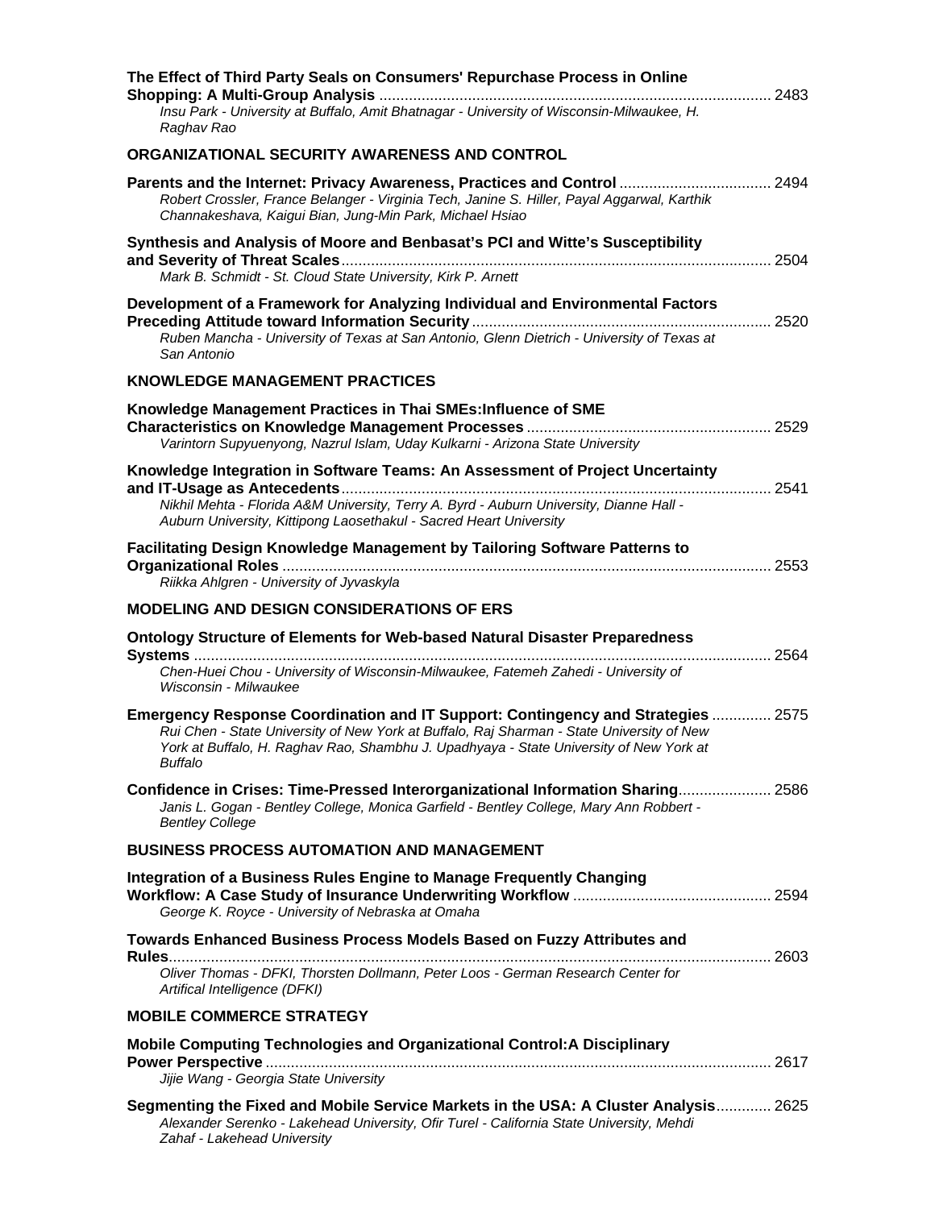**The Effect of Third Party Seals on Consumers' Repurchase Process in Online Shopping: A Multi-Group Analysis** ............ 2483
*Insu Park - University at Buffalo, Amit Bhatnagar - University of Wisconsin-Milwaukee, H. Raghav Rao*

## ORGANIZATIONAL SECURITY AWARENESS AND CONTROL

**Parents and the Internet: Privacy Awareness, Practices and Control** ............ 2494
*Robert Crossler, France Belanger - Virginia Tech, Janine S. Hiller, Payal Aggarwal, Karthik Channakeshava, Kaigui Bian, Jung-Min Park, Michael Hsiao*

**Synthesis and Analysis of Moore and Benbasat's PCI and Witte's Susceptibility and Severity of Threat Scales** ............ 2504
*Mark B. Schmidt - St. Cloud State University, Kirk P. Arnett*

**Development of a Framework for Analyzing Individual and Environmental Factors Preceding Attitude toward Information Security** ............ 2520
*Ruben Mancha - University of Texas at San Antonio, Glenn Dietrich - University of Texas at San Antonio*

## KNOWLEDGE MANAGEMENT PRACTICES

**Knowledge Management Practices in Thai SMEs:Influence of SME Characteristics on Knowledge Management Processes** ............ 2529
*Varintorn Supyuenyong, Nazrul Islam, Uday Kulkarni - Arizona State University*

**Knowledge Integration in Software Teams: An Assessment of Project Uncertainty and IT-Usage as Antecedents** ............ 2541
*Nikhil Mehta - Florida A&M University, Terry A. Byrd - Auburn University, Dianne Hall - Auburn University, Kittipong Laosethakul - Sacred Heart University*

**Facilitating Design Knowledge Management by Tailoring Software Patterns to Organizational Roles** ............ 2553
*Riikka Ahlgren - University of Jyvaskyla*

## MODELING AND DESIGN CONSIDERATIONS OF ERS

**Ontology Structure of Elements for Web-based Natural Disaster Preparedness Systems** ............ 2564
*Chen-Huei Chou - University of Wisconsin-Milwaukee, Fatemeh Zahedi - University of Wisconsin - Milwaukee*

**Emergency Response Coordination and IT Support: Contingency and Strategies** ............ 2575
*Rui Chen - State University of New York at Buffalo, Raj Sharman - State University of New York at Buffalo, H. Raghav Rao, Shambhu J. Upadhyaya - State University of New York at Buffalo*

**Confidence in Crises: Time-Pressed Interorganizational Information Sharing** ............ 2586
*Janis L. Gogan - Bentley College, Monica Garfield - Bentley College, Mary Ann Robbert - Bentley College*

## BUSINESS PROCESS AUTOMATION AND MANAGEMENT

**Integration of a Business Rules Engine to Manage Frequently Changing Workflow: A Case Study of Insurance Underwriting Workflow** ............ 2594
*George K. Royce - University of Nebraska at Omaha*

**Towards Enhanced Business Process Models Based on Fuzzy Attributes and Rules** ............ 2603
*Oliver Thomas - DFKI, Thorsten Dollmann, Peter Loos - German Research Center for Artifical Intelligence (DFKI)*

## MOBILE COMMERCE STRATEGY

**Mobile Computing Technologies and Organizational Control:A Disciplinary Power Perspective** ............ 2617
*Jijie Wang - Georgia State University*

**Segmenting the Fixed and Mobile Service Markets in the USA: A Cluster Analysis** ............ 2625
*Alexander Serenko - Lakehead University, Ofir Turel - California State University, Mehdi Zahaf - Lakehead University*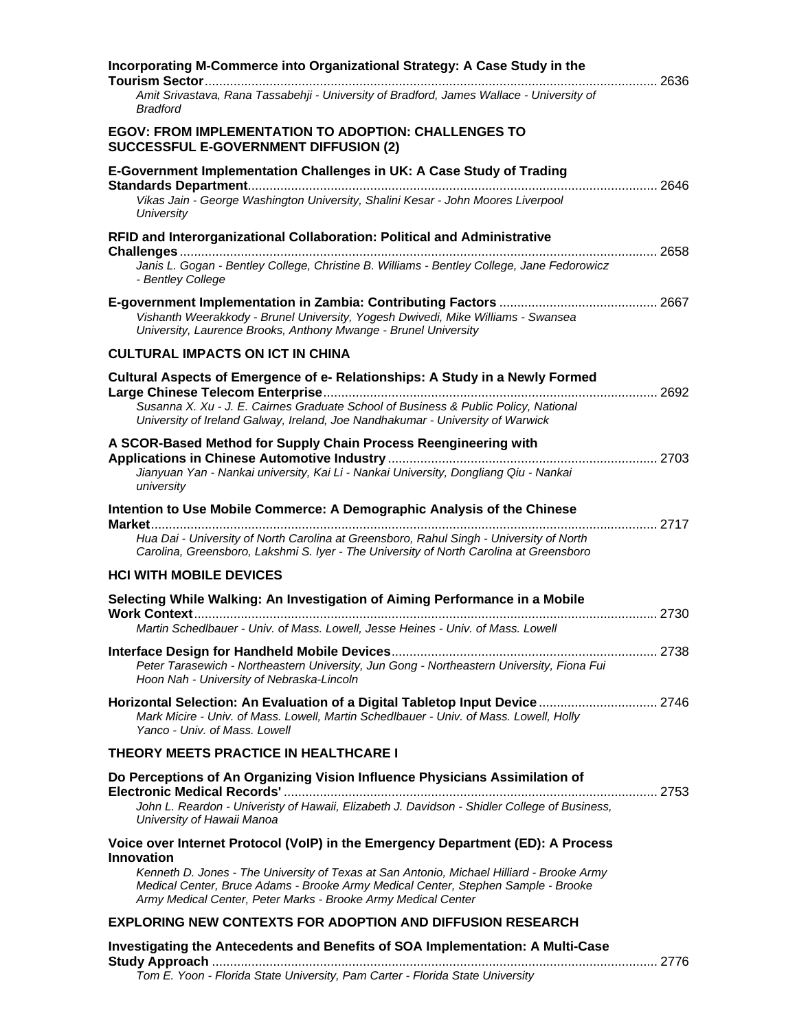**Incorporating M-Commerce into Organizational Strategy: A Case Study in the Tourism Sector** ........ 2636
*Amit Srivastava, Rana Tassabehji - University of Bradford, James Wallace - University of Bradford*

## EGOV: FROM IMPLEMENTATION TO ADOPTION: CHALLENGES TO SUCCESSFUL E-GOVERNMENT DIFFUSION (2)

**E-Government Implementation Challenges in UK: A Case Study of Trading Standards Department** ........ 2646
*Vikas Jain - George Washington University, Shalini Kesar - John Moores Liverpool University*

**RFID and Interorganizational Collaboration: Political and Administrative Challenges** ........ 2658
*Janis L. Gogan - Bentley College, Christine B. Williams - Bentley College, Jane Fedorowicz - Bentley College*

**E-government Implementation in Zambia: Contributing Factors** ........ 2667
*Vishanth Weerakkody - Brunel University, Yogesh Dwivedi, Mike Williams - Swansea University, Laurence Brooks, Anthony Mwange - Brunel University*

## CULTURAL IMPACTS ON ICT IN CHINA

**Cultural Aspects of Emergence of e- Relationships: A Study in a Newly Formed Large Chinese Telecom Enterprise** ........ 2692
*Susanna X. Xu - J. E. Cairnes Graduate School of Business & Public Policy, National University of Ireland Galway, Ireland, Joe Nandhakumar - University of Warwick*

**A SCOR-Based Method for Supply Chain Process Reengineering with Applications in Chinese Automotive Industry** ........ 2703
*Jianyuan Yan - Nankai university, Kai Li - Nankai University, Dongliang Qiu - Nankai university*

**Intention to Use Mobile Commerce: A Demographic Analysis of the Chinese Market** ........ 2717
*Hua Dai - University of North Carolina at Greensboro, Rahul Singh - University of North Carolina, Greensboro, Lakshmi S. Iyer - The University of North Carolina at Greensboro*

## HCI WITH MOBILE DEVICES

**Selecting While Walking: An Investigation of Aiming Performance in a Mobile Work Context** ........ 2730
*Martin Schedlbauer - Univ. of Mass. Lowell, Jesse Heines - Univ. of Mass. Lowell*

**Interface Design for Handheld Mobile Devices** ........ 2738
*Peter Tarasewich - Northeastern University, Jun Gong - Northeastern University, Fiona Fui Hoon Nah - University of Nebraska-Lincoln*

**Horizontal Selection: An Evaluation of a Digital Tabletop Input Device** ........ 2746
*Mark Micire - Univ. of Mass. Lowell, Martin Schedlbauer - Univ. of Mass. Lowell, Holly Yanco - Univ. of Mass. Lowell*

## THEORY MEETS PRACTICE IN HEALTHCARE I

**Do Perceptions of An Organizing Vision Influence Physicians Assimilation of Electronic Medical Records'** ........ 2753
*John L. Reardon - Univeristy of Hawaii, Elizabeth J. Davidson - Shidler College of Business, University of Hawaii Manoa*

**Voice over Internet Protocol (VoIP) in the Emergency Department (ED): A Process Innovation**
*Kenneth D. Jones - The University of Texas at San Antonio, Michael Hilliard - Brooke Army Medical Center, Bruce Adams - Brooke Army Medical Center, Stephen Sample - Brooke Army Medical Center, Peter Marks - Brooke Army Medical Center*

## EXPLORING NEW CONTEXTS FOR ADOPTION AND DIFFUSION RESEARCH

**Investigating the Antecedents and Benefits of SOA Implementation: A Multi-Case Study Approach** ........ 2776
*Tom E. Yoon - Florida State University, Pam Carter - Florida State University*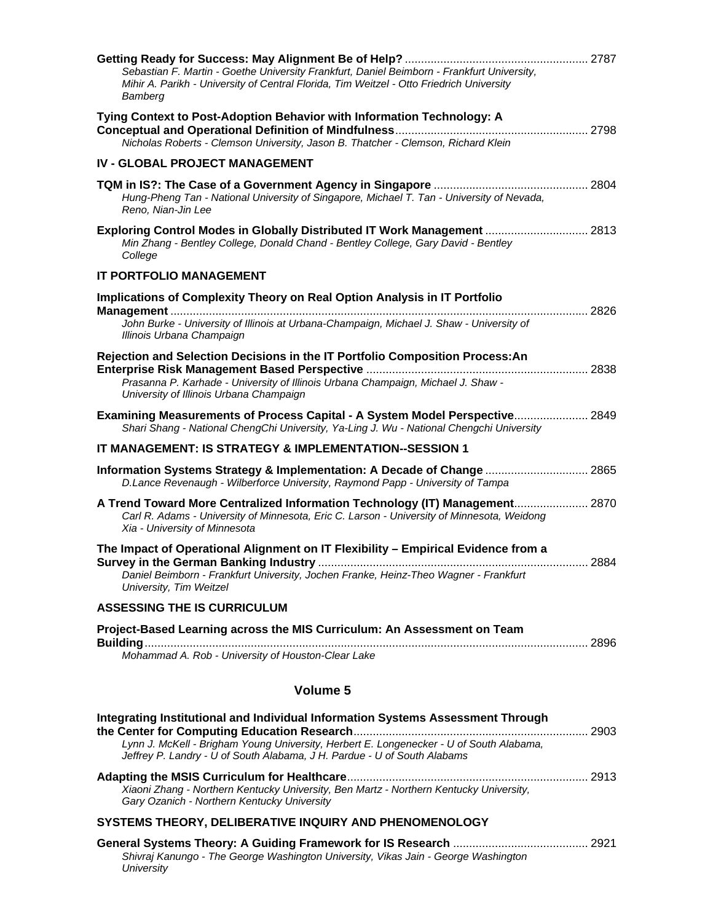**Getting Ready for Success: May Alignment Be of Help?** ........................................................ 2787
*Sebastian F. Martin - Goethe University Frankfurt, Daniel Beimborn - Frankfurt University, Mihir A. Parikh - University of Central Florida, Tim Weitzel - Otto Friedrich University Bamberg*

**Tying Context to Post-Adoption Behavior with Information Technology: A Conceptual and Operational Definition of Mindfulness**........................................................... 2798
*Nicholas Roberts - Clemson University, Jason B. Thatcher - Clemson, Richard Klein*

## IV - GLOBAL PROJECT MANAGEMENT

**TQM in IS?: The Case of a Government Agency in Singapore** ............................................... 2804
*Hung-Pheng Tan - National University of Singapore, Michael T. Tan - University of Nevada, Reno, Nian-Jin Lee*

**Exploring Control Modes in Globally Distributed IT Work Management** ................................ 2813
*Min Zhang - Bentley College, Donald Chand - Bentley College, Gary David - Bentley College*

## IT PORTFOLIO MANAGEMENT

**Implications of Complexity Theory on Real Option Analysis in IT Portfolio Management** ................................................................................................................................. 2826
*John Burke - University of Illinois at Urbana-Champaign, Michael J. Shaw - University of Illinois Urbana Champaign*

**Rejection and Selection Decisions in the IT Portfolio Composition Process:An Enterprise Risk Management Based Perspective** .................................................................... 2838
*Prasanna P. Karhade - University of Illinois Urbana Champaign, Michael J. Shaw - University of Illinois Urbana Champaign*

**Examining Measurements of Process Capital - A System Model Perspective**....................... 2849
*Shari Shang - National ChengChi University, Ya-Ling J. Wu - National Chengchi University*

## IT MANAGEMENT: IS STRATEGY & IMPLEMENTATION--SESSION 1

**Information Systems Strategy & Implementation: A Decade of Change** ................................ 2865
*D.Lance Revenaugh - Wilberforce University, Raymond Papp - University of Tampa*

**A Trend Toward More Centralized Information Technology (IT) Management**....................... 2870
*Carl R. Adams - University of Minnesota, Eric C. Larson - University of Minnesota, Weidong Xia - University of Minnesota*

**The Impact of Operational Alignment on IT Flexibility – Empirical Evidence from a Survey in the German Banking Industry** ................................................................................... 2884
*Daniel Beimborn - Frankfurt University, Jochen Franke, Heinz-Theo Wagner - Frankfurt University, Tim Weitzel*

## ASSESSING THE IS CURRICULUM

**Project-Based Learning across the MIS Curriculum: An Assessment on Team Building**......................................................................................................................................... 2896
*Mohammad A. Rob - University of Houston-Clear Lake*

# Volume 5

**Integrating Institutional and Individual Information Systems Assessment Through the Center for Computing Education Research**........................................................................ 2903
*Lynn J. McKell - Brigham Young University, Herbert E. Longenecker - U of South Alabama, Jeffrey P. Landry - U of South Alabama, J H. Pardue - U of South Alabams*

**Adapting the MSIS Curriculum for Healthcare**.......................................................................... 2913
*Xiaoni Zhang - Northern Kentucky University, Ben Martz - Northern Kentucky University, Gary Ozanich - Northern Kentucky University*

## SYSTEMS THEORY, DELIBERATIVE INQUIRY AND PHENOMENOLOGY

**General Systems Theory: A Guiding Framework for IS Research** .......................................... 2921
*Shivraj Kanungo - The George Washington University, Vikas Jain - George Washington University*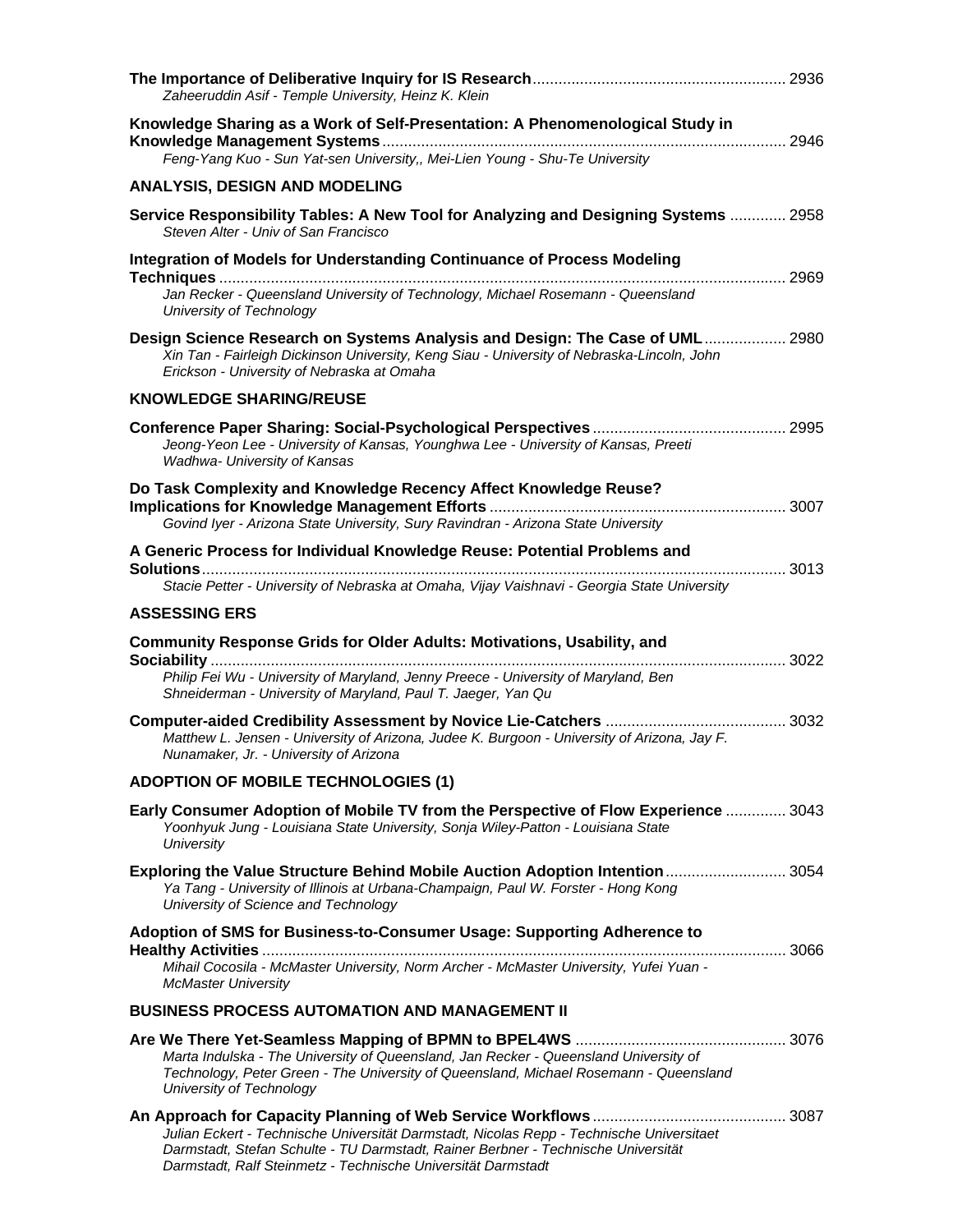**The Importance of Deliberative Inquiry for IS Research** .......................................................... 2936
*Zaheeruddin Asif - Temple University, Heinz K. Klein*

**Knowledge Sharing as a Work of Self-Presentation: A Phenomenological Study in Knowledge Management Systems** ............................................................................................ 2946
*Feng-Yang Kuo - Sun Yat-sen University,, Mei-Lien Young - Shu-Te University*

## ANALYSIS, DESIGN AND MODELING

**Service Responsibility Tables: A New Tool for Analyzing and Designing Systems** ............. 2958
*Steven Alter - Univ of San Francisco*

**Integration of Models for Understanding Continuance of Process Modeling Techniques** ................................................................................................................................... 2969
*Jan Recker - Queensland University of Technology, Michael Rosemann - Queensland University of Technology*

**Design Science Research on Systems Analysis and Design: The Case of UML** .................. 2980
*Xin Tan - Fairleigh Dickinson University, Keng Siau - University of Nebraska-Lincoln, John Erickson - University of Nebraska at Omaha*

## KNOWLEDGE SHARING/REUSE

**Conference Paper Sharing: Social-Psychological Perspectives** ............................................ 2995
*Jeong-Yeon Lee - University of Kansas, Younghwa Lee - University of Kansas, Preeti Wadhwa- University of Kansas*

**Do Task Complexity and Knowledge Recency Affect Knowledge Reuse? Implications for Knowledge Management Efforts** .................................................................... 3007
*Govind Iyer - Arizona State University, Sury Ravindran - Arizona State University*

**A Generic Process for Individual Knowledge Reuse: Potential Problems and Solutions** ....................................................................................................................................... 3013
*Stacie Petter - University of Nebraska at Omaha, Vijay Vaishnavi - Georgia State University*

## ASSESSING ERS

**Community Response Grids for Older Adults: Motivations, Usability, and Sociability** ..................................................................................................................................... 3022
*Philip Fei Wu - University of Maryland, Jenny Preece - University of Maryland, Ben Shneiderman - University of Maryland, Paul T. Jaeger, Yan Qu*

**Computer-aided Credibility Assessment by Novice Lie-Catchers** .......................................... 3032
*Matthew L. Jensen - University of Arizona, Judee K. Burgoon - University of Arizona, Jay F. Nunamaker, Jr. - University of Arizona*

## ADOPTION OF MOBILE TECHNOLOGIES (1)

**Early Consumer Adoption of Mobile TV from the Perspective of Flow Experience** .............. 3043
*Yoonhyuk Jung - Louisiana State University, Sonja Wiley-Patton - Louisiana State University*

**Exploring the Value Structure Behind Mobile Auction Adoption Intention** ............................ 3054
*Ya Tang - University of Illinois at Urbana-Champaign, Paul W. Forster - Hong Kong University of Science and Technology*

**Adoption of SMS for Business-to-Consumer Usage: Supporting Adherence to Healthy Activities** .......................................................................................................................... 3066
*Mihail Cocosila - McMaster University, Norm Archer - McMaster University, Yufei Yuan - McMaster University*

## BUSINESS PROCESS AUTOMATION AND MANAGEMENT II

**Are We There Yet-Seamless Mapping of BPMN to BPEL4WS** ................................................ 3076
*Marta Indulska - The University of Queensland, Jan Recker - Queensland University of Technology, Peter Green - The University of Queensland, Michael Rosemann - Queensland University of Technology*

**An Approach for Capacity Planning of Web Service Workflows** ............................................ 3087
*Julian Eckert - Technische Universität Darmstadt, Nicolas Repp - Technische Universitaet Darmstadt, Stefan Schulte - TU Darmstadt, Rainer Berbner - Technische Universität Darmstadt, Ralf Steinmetz - Technische Universität Darmstadt*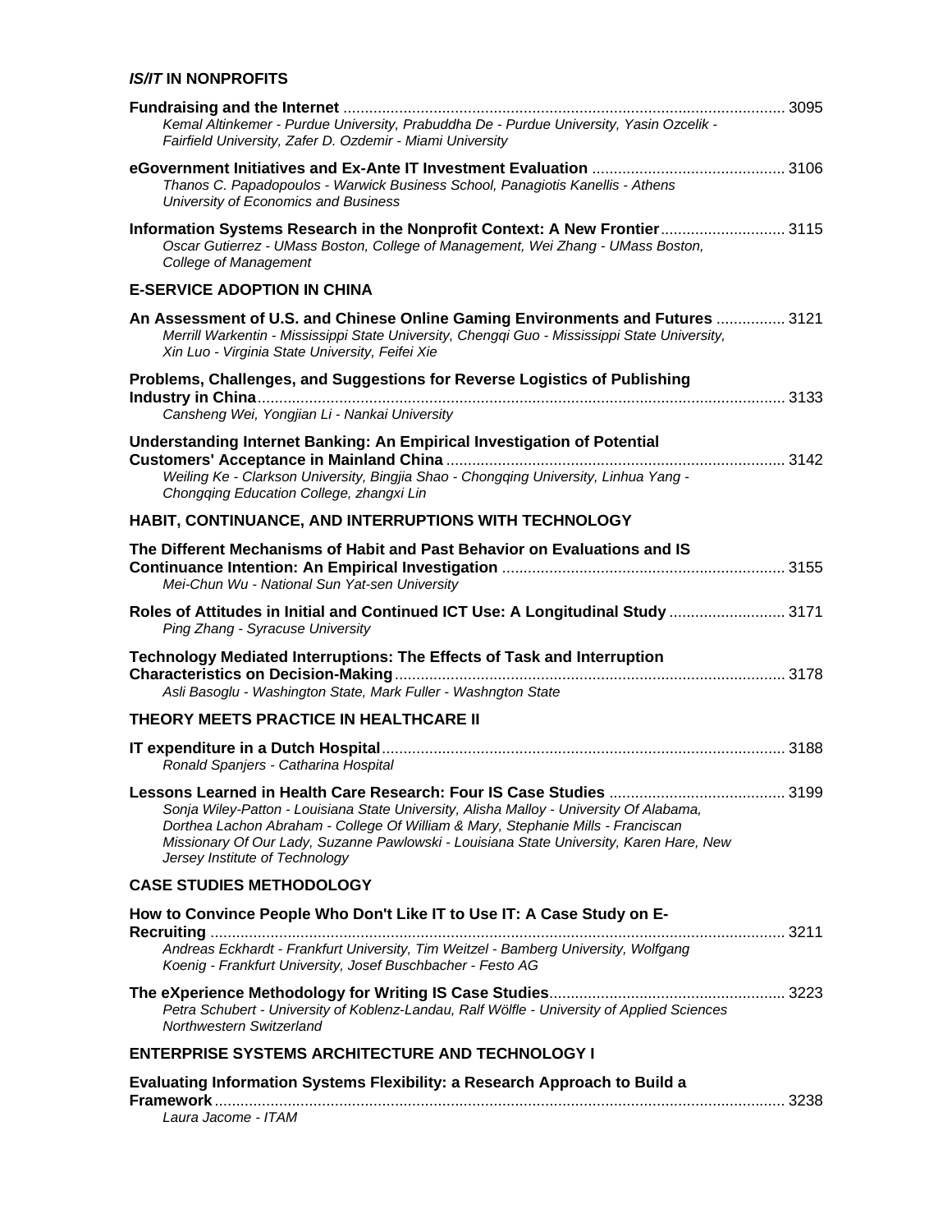## *IS/IT* IN NONPROFITS

**Fundraising and the Internet** ........................................................................................................ 3095
*Kemal Altinkemer - Purdue University, Prabuddha De - Purdue University, Yasin Ozcelik - Fairfield University, Zafer D. Ozdemir - Miami University*

**eGovernment Initiatives and Ex-Ante IT Investment Evaluation** ............................................ 3106
*Thanos C. Papadopoulos - Warwick Business School, Panagiotis Kanellis - Athens University of Economics and Business*

**Information Systems Research in the Nonprofit Context: A New Frontier** ............................ 3115
*Oscar Gutierrez - UMass Boston, College of Management, Wei Zhang - UMass Boston, College of Management*

## E-SERVICE ADOPTION IN CHINA

**An Assessment of U.S. and Chinese Online Gaming Environments and Futures** ................ 3121
*Merrill Warkentin - Mississippi State University, Chengqi Guo - Mississippi State University, Xin Luo - Virginia State University, Feifei Xie*

**Problems, Challenges, and Suggestions for Reverse Logistics of Publishing Industry in China** .......................................................................................................................... 3133
*Cansheng Wei, Yongjian Li - Nankai University*

**Understanding Internet Banking: An Empirical Investigation of Potential Customers' Acceptance in Mainland China** ............................................................................. 3142
*Weiling Ke - Clarkson University, Bingjia Shao - Chongqing University, Linhua Yang - Chongqing Education College, zhangxi Lin*

## HABIT, CONTINUANCE, AND INTERRUPTIONS WITH TECHNOLOGY

**The Different Mechanisms of Habit and Past Behavior on Evaluations and IS Continuance Intention: An Empirical Investigation** ................................................................. 3155
*Mei-Chun Wu - National Sun Yat-sen University*

**Roles of Attitudes in Initial and Continued ICT Use: A Longitudinal Study** .......................... 3171
*Ping Zhang - Syracuse University*

**Technology Mediated Interruptions: The Effects of Task and Interruption Characteristics on Decision-Making** .......................................................................................... 3178
*Asli Basoglu - Washington State, Mark Fuller - Washngton State*

## THEORY MEETS PRACTICE IN HEALTHCARE II

**IT expenditure in a Dutch Hospital** ............................................................................................. 3188
*Ronald Spanjers - Catharina Hospital*

**Lessons Learned in Health Care Research: Four IS Case Studies** ......................................... 3199
*Sonja Wiley-Patton - Louisiana State University, Alisha Malloy - University Of Alabama, Dorthea Lachon Abraham - College Of William & Mary, Stephanie Mills - Franciscan Missionary Of Our Lady, Suzanne Pawlowski - Louisiana State University, Karen Hare, New Jersey Institute of Technology*

## CASE STUDIES METHODOLOGY

**How to Convince People Who Don't Like IT to Use IT: A Case Study on E-Recruiting** ..................................................................................................................................... 3211
*Andreas Eckhardt - Frankfurt University, Tim Weitzel - Bamberg University, Wolfgang Koenig - Frankfurt University, Josef Buschbacher - Festo AG*

**The eXperience Methodology for Writing IS Case Studies** ...................................................... 3223
*Petra Schubert - University of Koblenz-Landau, Ralf Wölfle - University of Applied Sciences Northwestern Switzerland*

## ENTERPRISE SYSTEMS ARCHITECTURE AND TECHNOLOGY I

**Evaluating Information Systems Flexibility: a Research Approach to Build a Framework** ..................................................................................................................................... 3238
*Laura Jacome - ITAM*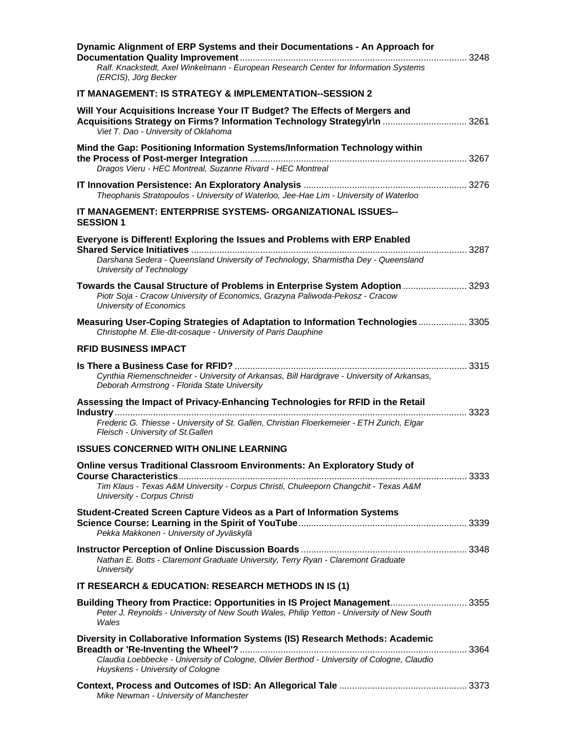**Dynamic Alignment of ERP Systems and their Documentations - An Approach for Documentation Quality Improvement** ........ 3248
*Ralf. Knackstedt, Axel Winkelmann - European Research Center for Information Systems (ERCIS), Jörg Becker*

## IT MANAGEMENT: IS STRATEGY & IMPLEMENTATION--SESSION 2

**Will Your Acquisitions Increase Your IT Budget? The Effects of Mergers and Acquisitions Strategy on Firms? Information Technology Strategy\r\n** ........ 3261
*Viet T. Dao - University of Oklahoma*

**Mind the Gap: Positioning Information Systems/Information Technology within the Process of Post-merger Integration** ........ 3267
*Dragos Vieru - HEC Montreal, Suzanne Rivard - HEC Montreal*

**IT Innovation Persistence: An Exploratory Analysis** ........ 3276
*Theophanis Stratopoulos - University of Waterloo, Jee-Hae Lim - University of Waterloo*

## IT MANAGEMENT: ENTERPRISE SYSTEMS- ORGANIZATIONAL ISSUES--SESSION 1

**Everyone is Different! Exploring the Issues and Problems with ERP Enabled Shared Service Initiatives** ........ 3287
*Darshana Sedera - Queensland University of Technology, Sharmistha Dey - Queensland University of Technology*

**Towards the Causal Structure of Problems in Enterprise System Adoption** ........ 3293
*Piotr Soja - Cracow University of Economics, Grazyna Paliwoda-Pekosz - Cracow University of Economics*

**Measuring User-Coping Strategies of Adaptation to Information Technologies** ........ 3305
*Christophe M. Elie-dit-cosaque - University of Paris Dauphine*

## RFID BUSINESS IMPACT

**Is There a Business Case for RFID?** ........ 3315
*Cynthia Riemenschneider - University of Arkansas, Bill Hardgrave - University of Arkansas, Deborah Armstrong - Florida State University*

**Assessing the Impact of Privacy-Enhancing Technologies for RFID in the Retail Industry** ........ 3323
*Frederic G. Thiesse - University of St. Gallen, Christian Floerkemeier - ETH Zurich, Elgar Fleisch - University of St.Gallen*

## ISSUES CONCERNED WITH ONLINE LEARNING

**Online versus Traditional Classroom Environments: An Exploratory Study of Course Characteristics** ........ 3333
*Tim Klaus - Texas A&M University - Corpus Christi, Chuleeporn Changchit - Texas A&M University - Corpus Christi*

**Student-Created Screen Capture Videos as a Part of Information Systems Science Course: Learning in the Spirit of YouTube** ........ 3339
*Pekka Makkonen - University of Jyväskylä*

**Instructor Perception of Online Discussion Boards** ........ 3348
*Nathan E. Botts - Claremont Graduate University, Terry Ryan - Claremont Graduate University*

## IT RESEARCH & EDUCATION: RESEARCH METHODS IN IS (1)

**Building Theory from Practice: Opportunities in IS Project Management** ........ 3355
*Peter J. Reynolds - University of New South Wales, Philip Yetton - University of New South Wales*

**Diversity in Collaborative Information Systems (IS) Research Methods: Academic Breadth or 'Re-Inventing the Wheel'?** ........ 3364
*Claudia Loebbecke - University of Cologne, Olivier Berthod - University of Cologne, Claudio Huyskens - University of Cologne*

**Context, Process and Outcomes of ISD: An Allegorical Tale** ........ 3373
*Mike Newman - University of Manchester*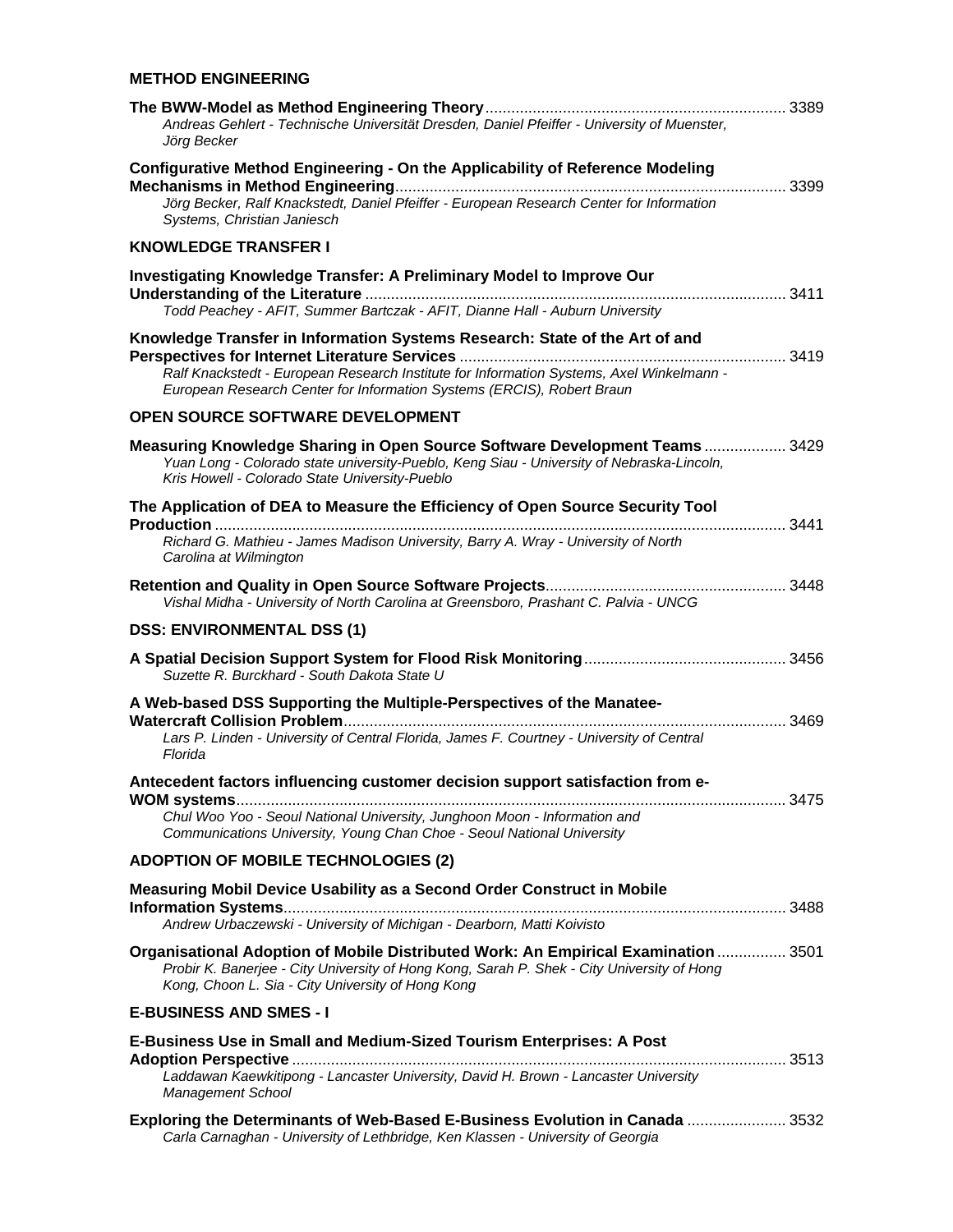## METHOD ENGINEERING

**The BWW-Model as Method Engineering Theory** ..................................................................... 3389
*Andreas Gehlert - Technische Universität Dresden, Daniel Pfeiffer - University of Muenster, Jörg Becker*

**Configurative Method Engineering - On the Applicability of Reference Modeling Mechanisms in Method Engineering** .......................................................................................... 3399
*Jörg Becker, Ralf Knackstedt, Daniel Pfeiffer - European Research Center for Information Systems, Christian Janiesch*

## KNOWLEDGE TRANSFER I

**Investigating Knowledge Transfer: A Preliminary Model to Improve Our Understanding of the Literature** ................................................................................................ 3411
*Todd Peachey - AFIT, Summer Bartczak - AFIT, Dianne Hall - Auburn University*

**Knowledge Transfer in Information Systems Research: State of the Art of and Perspectives for Internet Literature Services** ........................................................................... 3419
*Ralf Knackstedt - European Research Institute for Information Systems, Axel Winkelmann - European Research Center for Information Systems (ERCIS), Robert Braun*

## OPEN SOURCE SOFTWARE DEVELOPMENT

**Measuring Knowledge Sharing in Open Source Software Development Teams** .................. 3429
*Yuan Long - Colorado state university-Pueblo, Keng Siau - University of Nebraska-Lincoln, Kris Howell - Colorado State University-Pueblo*

**The Application of DEA to Measure the Efficiency of Open Source Security Tool Production** ..................................................................................................................... 3441
*Richard G. Mathieu - James Madison University, Barry A. Wray - University of North Carolina at Wilmington*

**Retention and Quality in Open Source Software Projects** ....................................................... 3448
*Vishal Midha - University of North Carolina at Greensboro, Prashant C. Palvia - UNCG*

## DSS: ENVIRONMENTAL DSS (1)

**A Spatial Decision Support System for Flood Risk Monitoring** .............................................. 3456
*Suzette R. Burckhard - South Dakota State U*

**A Web-based DSS Supporting the Multiple-Perspectives of the Manatee-Watercraft Collision Problem** ...................................................................................................... 3469
*Lars P. Linden - University of Central Florida, James F. Courtney - University of Central Florida*

**Antecedent factors influencing customer decision support satisfaction from e-WOM systems** ................................................................................................................................ 3475
*Chul Woo Yoo - Seoul National University, Junghoon Moon - Information and Communications University, Young Chan Choe - Seoul National University*

## ADOPTION OF MOBILE TECHNOLOGIES (2)

**Measuring Mobil Device Usability as a Second Order Construct in Mobile Information Systems** .................................................................................................................... 3488
*Andrew Urbaczewski - University of Michigan - Dearborn, Matti Koivisto*

**Organisational Adoption of Mobile Distributed Work: An Empirical Examination** ................ 3501
*Probir K. Banerjee - City University of Hong Kong, Sarah P. Shek - City University of Hong Kong, Choon L. Sia - City University of Hong Kong*

## E-BUSINESS AND SMES - I

**E-Business Use in Small and Medium-Sized Tourism Enterprises: A Post Adoption Perspective** .................................................................................................................. 3513
*Laddawan Kaewkitipong - Lancaster University, David H. Brown - Lancaster University Management School*

**Exploring the Determinants of Web-Based E-Business Evolution in Canada** ....................... 3532
*Carla Carnaghan - University of Lethbridge, Ken Klassen - University of Georgia*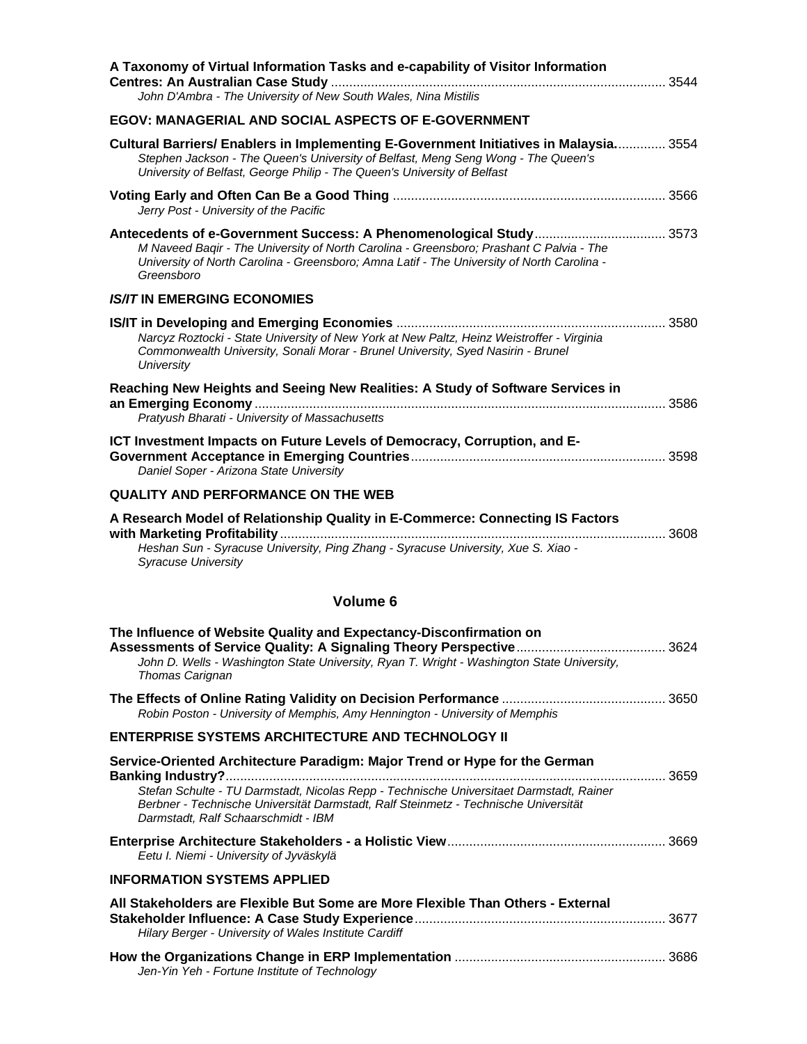**A Taxonomy of Virtual Information Tasks and e-capability of Visitor Information Centres: An Australian Case Study** ........................................................................................ 3544
*John D'Ambra - The University of New South Wales, Nina Mistilis*

## EGOV: MANAGERIAL AND SOCIAL ASPECTS OF E-GOVERNMENT

**Cultural Barriers/ Enablers in Implementing E-Government Initiatives in Malaysia.** ............ 3554
*Stephen Jackson - The Queen's University of Belfast, Meng Seng Wong - The Queen's University of Belfast, George Philip - The Queen's University of Belfast*

**Voting Early and Often Can Be a Good Thing** .......................................................................... 3566
*Jerry Post - University of the Pacific*

**Antecedents of e-Government Success: A Phenomenological Study** ................................... 3573
*M Naveed Baqir - The University of North Carolina - Greensboro; Prashant C Palvia - The University of North Carolina - Greensboro; Amna Latif - The University of North Carolina - Greensboro*

## *IS/IT* IN EMERGING ECONOMIES

**IS/IT in Developing and Emerging Economies** ........................................................................ 3580
*Narcyz Roztocki - State University of New York at New Paltz, Heinz Weistroffer - Virginia Commonwealth University, Sonali Morar - Brunel University, Syed Nasirin - Brunel University*

**Reaching New Heights and Seeing New Realities: A Study of Software Services in an Emerging Economy** ................................................................................................................ 3586
*Pratyush Bharati - University of Massachusetts*

**ICT Investment Impacts on Future Levels of Democracy, Corruption, and E-Government Acceptance in Emerging Countries** .................................................................... 3598
*Daniel Soper - Arizona State University*

## QUALITY AND PERFORMANCE ON THE WEB

**A Research Model of Relationship Quality in E-Commerce: Connecting IS Factors with Marketing Profitability** ......................................................................................................... 3608
*Heshan Sun - Syracuse University, Ping Zhang - Syracuse University, Xue S. Xiao - Syracuse University*

# Volume 6

**The Influence of Website Quality and Expectancy-Disconfirmation on Assessments of Service Quality: A Signaling Theory Perspective** ......................................... 3624
*John D. Wells - Washington State University, Ryan T. Wright - Washington State University, Thomas Carignan*

**The Effects of Online Rating Validity on Decision Performance** ............................................ 3650
*Robin Poston - University of Memphis, Amy Hennington - University of Memphis*

## ENTERPRISE SYSTEMS ARCHITECTURE AND TECHNOLOGY II

**Service-Oriented Architecture Paradigm: Major Trend or Hype for the German Banking Industry?** ......................................................................................................................... 3659
*Stefan Schulte - TU Darmstadt, Nicolas Repp - Technische Universitaet Darmstadt, Rainer Berbner - Technische Universität Darmstadt, Ralf Steinmetz - Technische Universität Darmstadt, Ralf Schaarschmidt - IBM*

**Enterprise Architecture Stakeholders - a Holistic View** ........................................................... 3669
*Eetu I. Niemi - University of Jyväskylä*

## INFORMATION SYSTEMS APPLIED

**All Stakeholders are Flexible But Some are More Flexible Than Others - External Stakeholder Influence: A Case Study Experience** .................................................................... 3677
*Hilary Berger - University of Wales Institute Cardiff*

**How the Organizations Change in ERP Implementation** ......................................................... 3686
*Jen-Yin Yeh - Fortune Institute of Technology*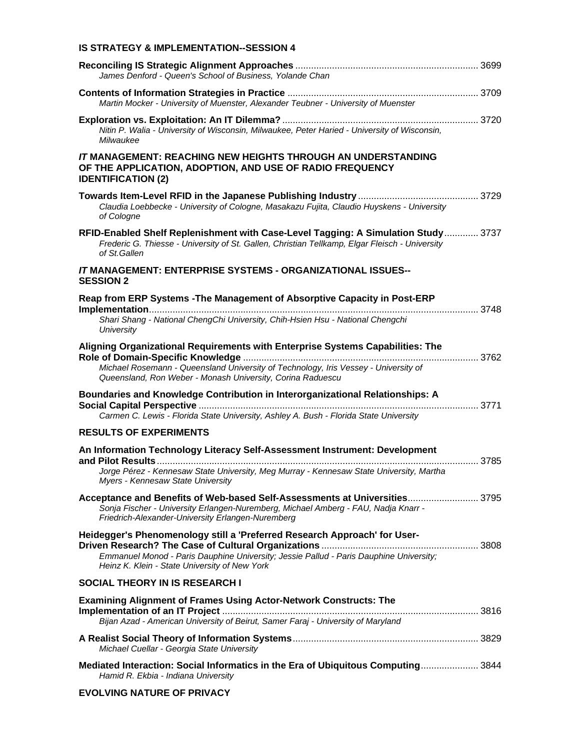## IS STRATEGY & IMPLEMENTATION--SESSION 4

**Reconciling IS Strategic Alignment Approaches** ..................................................................... 3699
*James Denford - Queen's School of Business, Yolande Chan*

**Contents of Information Strategies in Practice** ........................................................................ 3709
*Martin Mocker - University of Muenster, Alexander Teubner - University of Muenster*

**Exploration vs. Exploitation: An IT Dilemma?** .......................................................................... 3720
*Nitin P. Walia - University of Wisconsin, Milwaukee, Peter Haried - University of Wisconsin, Milwaukee*

## *IT* MANAGEMENT: REACHING NEW HEIGHTS THROUGH AN UNDERSTANDING OF THE APPLICATION, ADOPTION, AND USE OF RADIO FREQUENCY IDENTIFICATION (2)

**Towards Item-Level RFID in the Japanese Publishing Industry** ............................................. 3729
*Claudia Loebbecke - University of Cologne, Masakazu Fujita, Claudio Huyskens - University of Cologne*

**RFID-Enabled Shelf Replenishment with Case-Level Tagging: A Simulation Study** ............. 3737
*Frederic G. Thiesse - University of St. Gallen, Christian Tellkamp, Elgar Fleisch - University of St.Gallen*

## *IT* MANAGEMENT: ENTERPRISE SYSTEMS - ORGANIZATIONAL ISSUES--SESSION 2

**Reap from ERP Systems -The Management of Absorptive Capacity in Post-ERP Implementation** ............................................................................................................................. 3748
*Shari Shang - National ChengChi University, Chih-Hsien Hsu - National Chengchi University*

**Aligning Organizational Requirements with Enterprise Systems Capabilities: The Role of Domain-Specific Knowledge** ......................................................................................... 3762
*Michael Rosemann - Queensland University of Technology, Iris Vessey - University of Queensland, Ron Weber - Monash University, Corina Raduescu*

**Boundaries and Knowledge Contribution in Interorganizational Relationships: A Social Capital Perspective** .......................................................................................................... 3771
*Carmen C. Lewis - Florida State University, Ashley A. Bush - Florida State University*

## RESULTS OF EXPERIMENTS

**An Information Technology Literacy Self-Assessment Instrument: Development and Pilot Results** .......................................................................................................................... 3785
*Jorge Pérez - Kennesaw State University, Meg Murray - Kennesaw State University, Martha Myers - Kennesaw State University*

**Acceptance and Benefits of Web-based Self-Assessments at Universities** .......................... 3795
*Sonja Fischer - University Erlangen-Nuremberg, Michael Amberg - FAU, Nadja Knarr - Friedrich-Alexander-University Erlangen-Nuremberg*

**Heidegger's Phenomenology still a 'Preferred Research Approach' for User-Driven Research? The Case of Cultural Organizations** ........................................................... 3808
*Emmanuel Monod - Paris Dauphine University; Jessie Pallud - Paris Dauphine University; Heinz K. Klein - State University of New York*

## SOCIAL THEORY IN IS RESEARCH I

**Examining Alignment of Frames Using Actor-Network Constructs: The Implementation of an IT Project** ................................................................................................. 3816
*Bijan Azad - American University of Beirut, Samer Faraj - University of Maryland*

**A Realist Social Theory of Information Systems** ...................................................................... 3829
*Michael Cuellar - Georgia State University*

**Mediated Interaction: Social Informatics in the Era of Ubiquitous Computing** ..................... 3844
*Hamid R. Ekbia - Indiana University*

## EVOLVING NATURE OF PRIVACY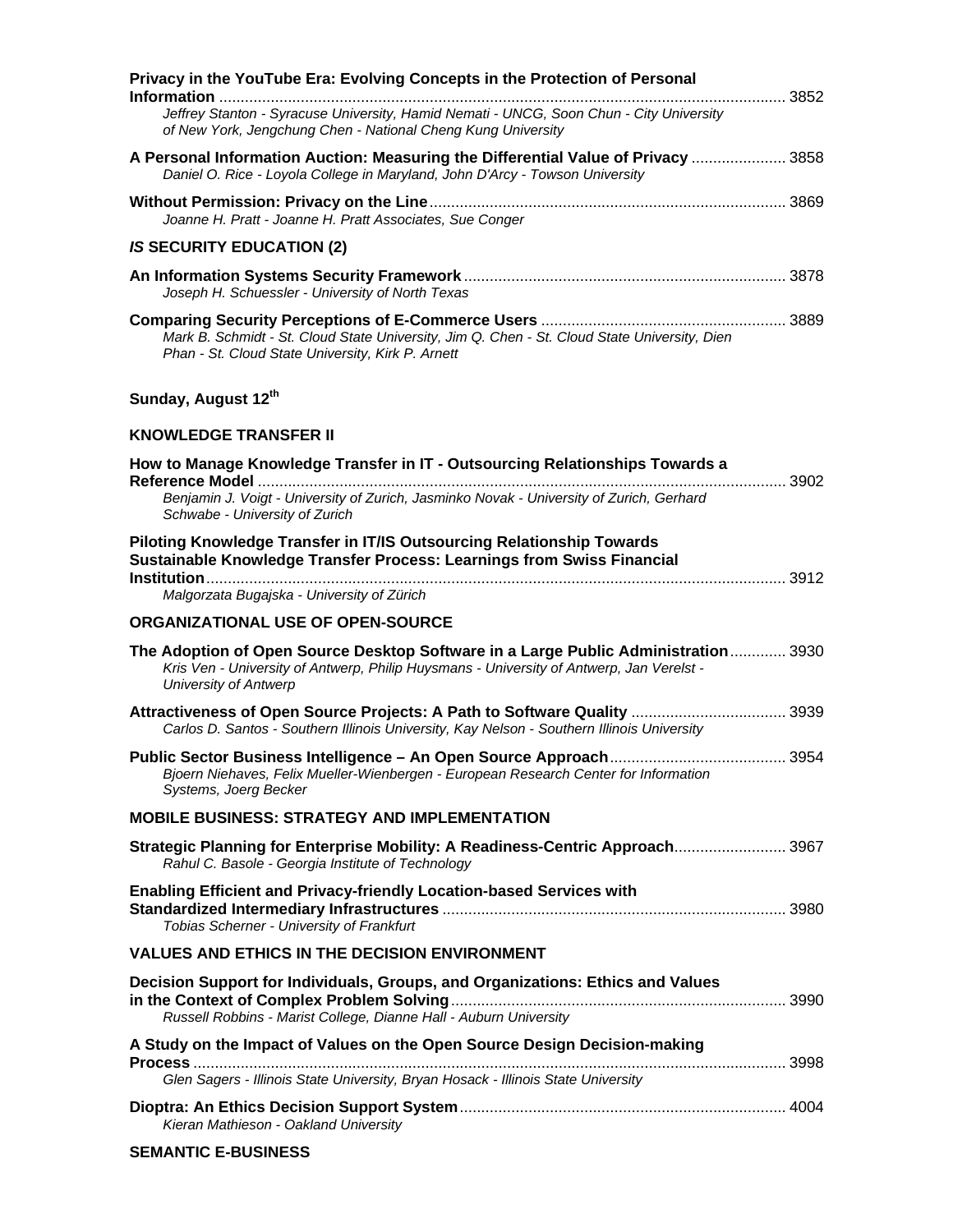**Privacy in the YouTube Era: Evolving Concepts in the Protection of Personal Information** ... 3852
*Jeffrey Stanton - Syracuse University, Hamid Nemati - UNCG, Soon Chun - City University of New York, Jengchung Chen - National Cheng Kung University*

**A Personal Information Auction: Measuring the Differential Value of Privacy** ... 3858
*Daniel O. Rice - Loyola College in Maryland, John D'Arcy - Towson University*

**Without Permission: Privacy on the Line** ... 3869
*Joanne H. Pratt - Joanne H. Pratt Associates, Sue Conger*

### *IS* SECURITY EDUCATION (2)

**An Information Systems Security Framework** ... 3878
*Joseph H. Schuessler - University of North Texas*

**Comparing Security Perceptions of E-Commerce Users** ... 3889
*Mark B. Schmidt - St. Cloud State University, Jim Q. Chen - St. Cloud State University, Dien Phan - St. Cloud State University, Kirk P. Arnett*

## Sunday, August 12th

### KNOWLEDGE TRANSFER II

**How to Manage Knowledge Transfer in IT - Outsourcing Relationships Towards a Reference Model** ... 3902
*Benjamin J. Voigt - University of Zurich, Jasminko Novak - University of Zurich, Gerhard Schwabe - University of Zurich*

**Piloting Knowledge Transfer in IT/IS Outsourcing Relationship Towards Sustainable Knowledge Transfer Process: Learnings from Swiss Financial Institution** ... 3912
*Malgorzata Bugajska - University of Zürich*

### ORGANIZATIONAL USE OF OPEN-SOURCE

**The Adoption of Open Source Desktop Software in a Large Public Administration** ... 3930
*Kris Ven - University of Antwerp, Philip Huysmans - University of Antwerp, Jan Verelst - University of Antwerp*

**Attractiveness of Open Source Projects: A Path to Software Quality** ... 3939
*Carlos D. Santos - Southern Illinois University, Kay Nelson - Southern Illinois University*

**Public Sector Business Intelligence – An Open Source Approach** ... 3954
*Bjoern Niehaves, Felix Mueller-Wienbergen - European Research Center for Information Systems, Joerg Becker*

### MOBILE BUSINESS: STRATEGY AND IMPLEMENTATION

**Strategic Planning for Enterprise Mobility: A Readiness-Centric Approach** ... 3967
*Rahul C. Basole - Georgia Institute of Technology*

**Enabling Efficient and Privacy-friendly Location-based Services with Standardized Intermediary Infrastructures** ... 3980
*Tobias Scherner - University of Frankfurt*

### VALUES AND ETHICS IN THE DECISION ENVIRONMENT

**Decision Support for Individuals, Groups, and Organizations: Ethics and Values in the Context of Complex Problem Solving** ... 3990
*Russell Robbins - Marist College, Dianne Hall - Auburn University*

**A Study on the Impact of Values on the Open Source Design Decision-making Process** ... 3998
*Glen Sagers - Illinois State University, Bryan Hosack - Illinois State University*

**Dioptra: An Ethics Decision Support System** ... 4004
*Kieran Mathieson - Oakland University*

### SEMANTIC E-BUSINESS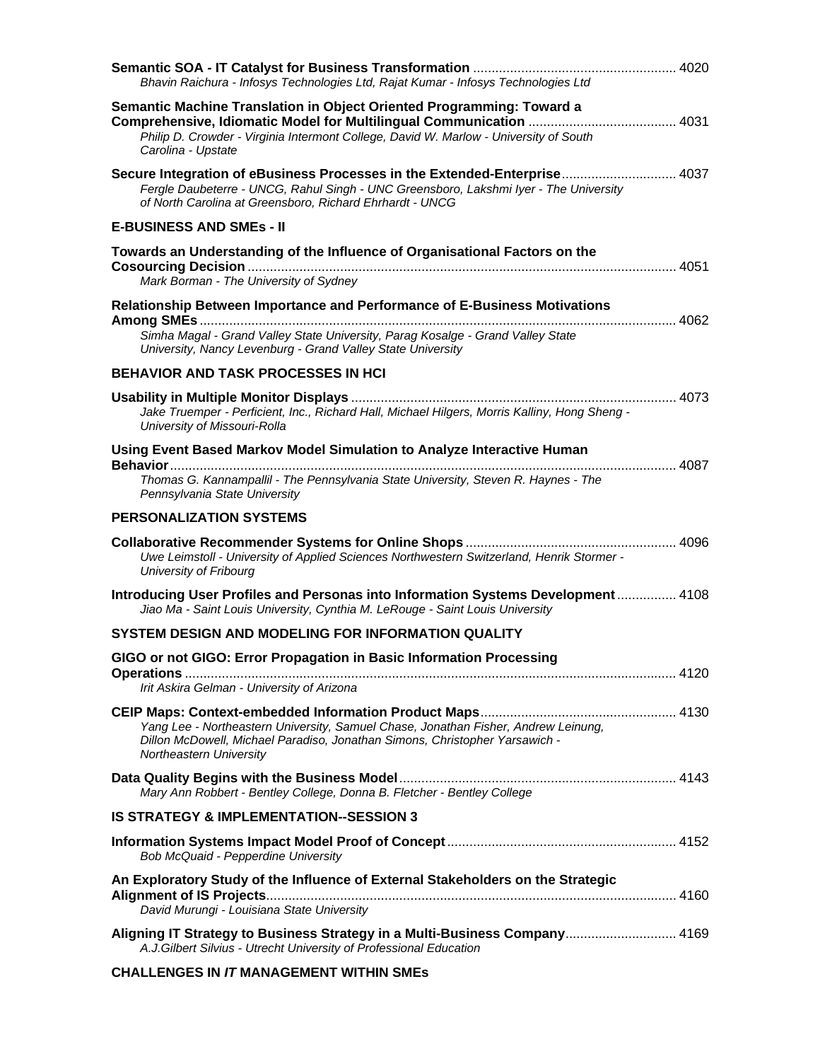**Semantic SOA - IT Catalyst for Business Transformation** ...................................................... 4020
*Bhavin Raichura - Infosys Technologies Ltd, Rajat Kumar - Infosys Technologies Ltd*

**Semantic Machine Translation in Object Oriented Programming: Toward a Comprehensive, Idiomatic Model for Multilingual Communication** ....................................... 4031
*Philip D. Crowder - Virginia Intermont College, David W. Marlow - University of South Carolina - Upstate*

**Secure Integration of eBusiness Processes in the Extended-Enterprise**.............................. 4037
*Fergle Daubeterre - UNCG, Rahul Singh - UNC Greensboro, Lakshmi Iyer - The University of North Carolina at Greensboro, Richard Ehrhardt - UNCG*

## E-BUSINESS AND SMEs - II

**Towards an Understanding of the Influence of Organisational Factors on the Cosourcing Decision** .................................................................................................................. 4051
*Mark Borman - The University of Sydney*

**Relationship Between Importance and Performance of E-Business Motivations Among SMEs** ............................................................................................................................... 4062
*Simha Magal - Grand Valley State University, Parag Kosalge - Grand Valley State University, Nancy Levenburg - Grand Valley State University*

## BEHAVIOR AND TASK PROCESSES IN HCI

**Usability in Multiple Monitor Displays** ...................................................................................... 4073
*Jake Truemper - Perficient, Inc., Richard Hall, Michael Hilgers, Morris Kalliny, Hong Sheng - University of Missouri-Rolla*

**Using Event Based Markov Model Simulation to Analyze Interactive Human Behavior** ....................................................................................................................................... 4087
*Thomas G. Kannampallil - The Pennsylvania State University, Steven R. Haynes - The Pennsylvania State University*

## PERSONALIZATION SYSTEMS

**Collaborative Recommender Systems for Online Shops** ........................................................ 4096
*Uwe Leimstoll - University of Applied Sciences Northwestern Switzerland, Henrik Stormer - University of Fribourg*

**Introducing User Profiles and Personas into Information Systems Development** ................ 4108
*Jiao Ma - Saint Louis University, Cynthia M. LeRouge - Saint Louis University*

## SYSTEM DESIGN AND MODELING FOR INFORMATION QUALITY

**GIGO or not GIGO: Error Propagation in Basic Information Processing Operations** ................................................................................................................................... 4120
*Irit Askira Gelman - University of Arizona*

**CEIP Maps: Context-embedded Information Product Maps**.................................................... 4130
*Yang Lee - Northeastern University, Samuel Chase, Jonathan Fisher, Andrew Leinung, Dillon McDowell, Michael Paradiso, Jonathan Simons, Christopher Yarsawich - Northeastern University*

**Data Quality Begins with the Business Model**.......................................................................... 4143
*Mary Ann Robbert - Bentley College, Donna B. Fletcher - Bentley College*

## IS STRATEGY & IMPLEMENTATION--SESSION 3

**Information Systems Impact Model Proof of Concept**............................................................. 4152
*Bob McQuaid - Pepperdine University*

**An Exploratory Study of the Influence of External Stakeholders on the Strategic Alignment of IS Projects**.............................................................................................................. 4160
*David Murungi - Louisiana State University*

**Aligning IT Strategy to Business Strategy in a Multi-Business Company**.............................. 4169
*A.J.Gilbert Silvius - Utrecht University of Professional Education*

## CHALLENGES IN *IT* MANAGEMENT WITHIN SMEs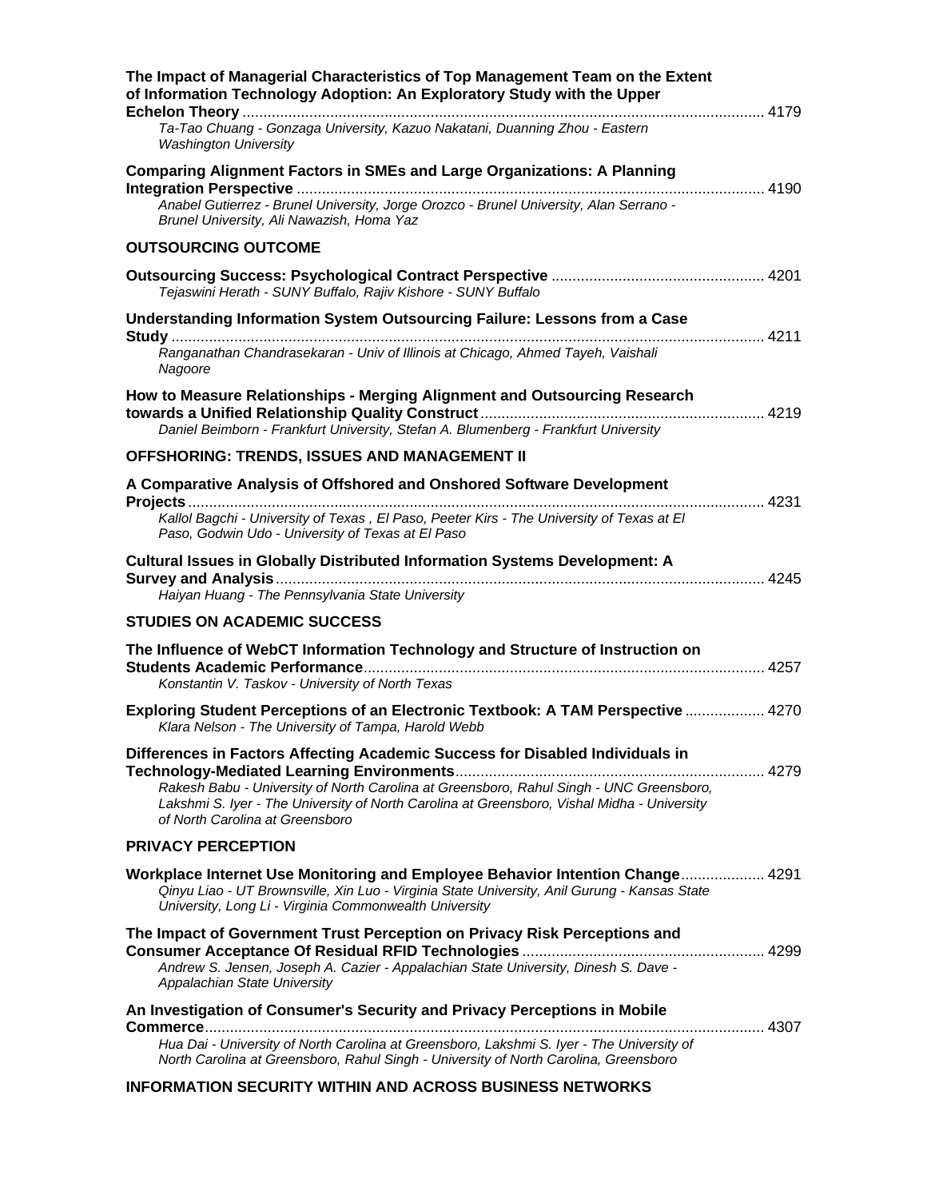**The Impact of Managerial Characteristics of Top Management Team on the Extent of Information Technology Adoption: An Exploratory Study with the Upper Echelon Theory** ............ 4179
*Ta-Tao Chuang - Gonzaga University, Kazuo Nakatani, Duanning Zhou - Eastern Washington University*

**Comparing Alignment Factors in SMEs and Large Organizations: A Planning Integration Perspective** ............ 4190
*Anabel Gutierrez - Brunel University, Jorge Orozco - Brunel University, Alan Serrano - Brunel University, Ali Nawazish, Homa Yaz*

## OUTSOURCING OUTCOME

**Outsourcing Success: Psychological Contract Perspective** ............ 4201
*Tejaswini Herath - SUNY Buffalo, Rajiv Kishore - SUNY Buffalo*

**Understanding Information System Outsourcing Failure: Lessons from a Case Study** ............ 4211
*Ranganathan Chandrasekaran - Univ of Illinois at Chicago, Ahmed Tayeh, Vaishali Nagoore*

**How to Measure Relationships - Merging Alignment and Outsourcing Research towards a Unified Relationship Quality Construct** ............ 4219
*Daniel Beimborn - Frankfurt University, Stefan A. Blumenberg - Frankfurt University*

## OFFSHORING: TRENDS, ISSUES AND MANAGEMENT II

**A Comparative Analysis of Offshored and Onshored Software Development Projects** ............ 4231
*Kallol Bagchi - University of Texas , El Paso, Peeter Kirs - The University of Texas at El Paso, Godwin Udo - University of Texas at El Paso*

**Cultural Issues in Globally Distributed Information Systems Development: A Survey and Analysis** ............ 4245
*Haiyan Huang - The Pennsylvania State University*

## STUDIES ON ACADEMIC SUCCESS

**The Influence of WebCT Information Technology and Structure of Instruction on Students Academic Performance** ............ 4257
*Konstantin V. Taskov - University of North Texas*

**Exploring Student Perceptions of an Electronic Textbook: A TAM Perspective** ............ 4270
*Klara Nelson - The University of Tampa, Harold Webb*

**Differences in Factors Affecting Academic Success for Disabled Individuals in Technology-Mediated Learning Environments** ............ 4279
*Rakesh Babu - University of North Carolina at Greensboro, Rahul Singh - UNC Greensboro, Lakshmi S. Iyer - The University of North Carolina at Greensboro, Vishal Midha - University of North Carolina at Greensboro*

## PRIVACY PERCEPTION

**Workplace Internet Use Monitoring and Employee Behavior Intention Change** ............ 4291
*Qinyu Liao - UT Brownsville, Xin Luo - Virginia State University, Anil Gurung - Kansas State University, Long Li - Virginia Commonwealth University*

**The Impact of Government Trust Perception on Privacy Risk Perceptions and Consumer Acceptance Of Residual RFID Technologies** ............ 4299
*Andrew S. Jensen, Joseph A. Cazier - Appalachian State University, Dinesh S. Dave - Appalachian State University*

**An Investigation of Consumer's Security and Privacy Perceptions in Mobile Commerce** ............ 4307
*Hua Dai - University of North Carolina at Greensboro, Lakshmi S. Iyer - The University of North Carolina at Greensboro, Rahul Singh - University of North Carolina, Greensboro*

## INFORMATION SECURITY WITHIN AND ACROSS BUSINESS NETWORKS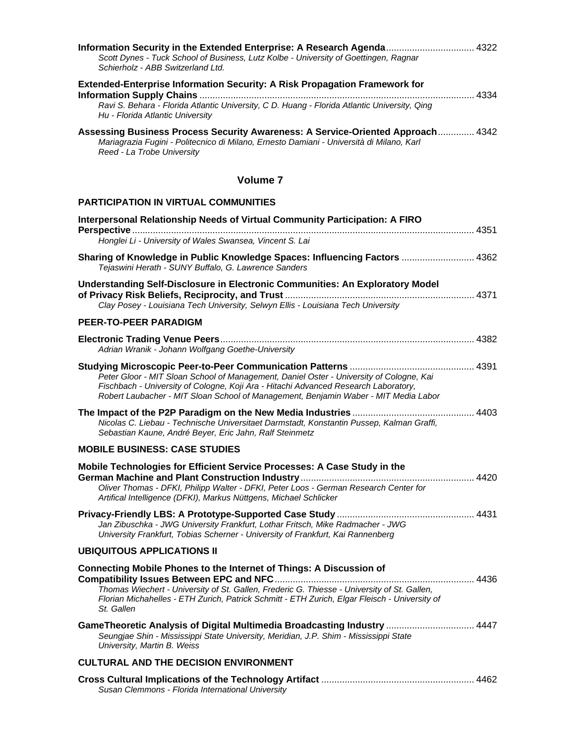**Information Security in the Extended Enterprise: A Research Agenda** .................................. 4322
*Scott Dynes - Tuck School of Business, Lutz Kolbe - University of Goettingen, Ragnar Schierholz - ABB Switzerland Ltd.*

**Extended-Enterprise Information Security: A Risk Propagation Framework for Information Supply Chains** .......................................................................................................... 4334
*Ravi S. Behara - Florida Atlantic University, C D. Huang - Florida Atlantic University, Qing Hu - Florida Atlantic University*

**Assessing Business Process Security Awareness: A Service-Oriented Approach** .............. 4342
*Mariagrazia Fugini - Politecnico di Milano, Ernesto Damiani - Università di Milano, Karl Reed - La Trobe University*

## Volume 7

### PARTICIPATION IN VIRTUAL COMMUNITIES

**Interpersonal Relationship Needs of Virtual Community Participation: A FIRO Perspective** ............................................................................................................................ 4351
*Honglei Li - University of Wales Swansea, Vincent S. Lai*

**Sharing of Knowledge in Public Knowledge Spaces: Influencing Factors** ............................ 4362
*Tejaswini Herath - SUNY Buffalo, G. Lawrence Sanders*

**Understanding Self-Disclosure in Electronic Communities: An Exploratory Model of Privacy Risk Beliefs, Reciprocity, and Trust** ........................................................................ 4371
*Clay Posey - Louisiana Tech University, Selwyn Ellis - Louisiana Tech University*

### PEER-TO-PEER PARADIGM

**Electronic Trading Venue Peers** ................................................................................................. 4382
*Adrian Wranik - Johann Wolfgang Goethe-University*

**Studying Microscopic Peer-to-Peer Communication Patterns** ............................................... 4391
*Peter Gloor - MIT Sloan School of Management, Daniel Oster - University of Cologne, Kai Fischbach - University of Cologne, Koji Ara - Hitachi Advanced Research Laboratory, Robert Laubacher - MIT Sloan School of Management, Benjamin Waber - MIT Media Labor*

**The Impact of the P2P Paradigm on the New Media Industries** .............................................. 4403
*Nicolas C. Liebau - Technische Universitaet Darmstadt, Konstantin Pussep, Kalman Graffi, Sebastian Kaune, André Beyer, Eric Jahn, Ralf Steinmetz*

### MOBILE BUSINESS: CASE STUDIES

**Mobile Technologies for Efficient Service Processes: A Case Study in the German Machine and Plant Construction Industry** .................................................................. 4420
*Oliver Thomas - DFKI, Philipp Walter - DFKI, Peter Loos - German Research Center for Artifical Intelligence (DFKI), Markus Nüttgens, Michael Schlicker*

**Privacy-Friendly LBS: A Prototype-Supported Case Study** .................................................... 4431
*Jan Zibuschka - JWG University Frankfurt, Lothar Fritsch, Mike Radmacher - JWG University Frankfurt, Tobias Scherner - University of Frankfurt, Kai Rannenberg*

### UBIQUITOUS APPLICATIONS II

**Connecting Mobile Phones to the Internet of Things: A Discussion of Compatibility Issues Between EPC and NFC** ........................................................................... 4436
*Thomas Wiechert - University of St. Gallen, Frederic G. Thiesse - University of St. Gallen, Florian Michahelles - ETH Zurich, Patrick Schmitt - ETH Zurich, Elgar Fleisch - University of St. Gallen*

**GameTheoretic Analysis of Digital Multimedia Broadcasting Industry** ................................. 4447
*Seungjae Shin - Mississippi State University, Meridian, J.P. Shim - Mississippi State University, Martin B. Weiss*

### CULTURAL AND THE DECISION ENVIRONMENT

**Cross Cultural Implications of the Technology Artifact** .......................................................... 4462
*Susan Clemmons - Florida International University*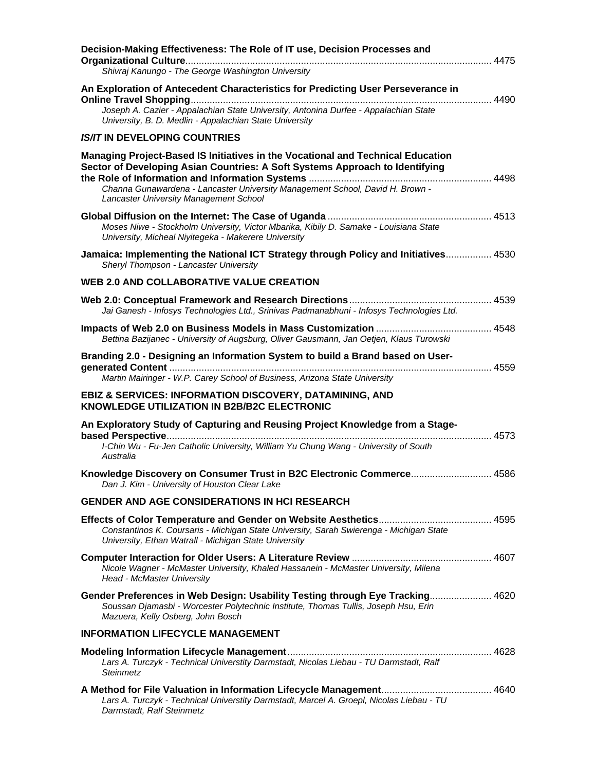**Decision-Making Effectiveness: The Role of IT use, Decision Processes and Organizational Culture** ........ 4475
*Shivraj Kanungo - The George Washington University*

**An Exploration of Antecedent Characteristics for Predicting User Perseverance in Online Travel Shopping** ........ 4490
*Joseph A. Cazier - Appalachian State University, Antonina Durfee - Appalachian State University, B. D. Medlin - Appalachian State University*

### *IS/IT* IN DEVELOPING COUNTRIES

**Managing Project-Based IS Initiatives in the Vocational and Technical Education Sector of Developing Asian Countries: A Soft Systems Approach to Identifying the Role of Information and Information Systems** ........ 4498
*Channa Gunawardena - Lancaster University Management School, David H. Brown - Lancaster University Management School*

**Global Diffusion on the Internet: The Case of Uganda** ........ 4513
*Moses Niwe - Stockholm University, Victor Mbarika, Kibily D. Samake - Louisiana State University, Micheal Niyitegeka - Makerere University*

**Jamaica: Implementing the National ICT Strategy through Policy and Initiatives** ........ 4530
*Sheryl Thompson - Lancaster University*

### WEB 2.0 AND COLLABORATIVE VALUE CREATION

**Web 2.0: Conceptual Framework and Research Directions** ........ 4539
*Jai Ganesh - Infosys Technologies Ltd., Srinivas Padmanabhuni - Infosys Technologies Ltd.*

**Impacts of Web 2.0 on Business Models in Mass Customization** ........ 4548
*Bettina Bazijanec - University of Augsburg, Oliver Gausmann, Jan Oetjen, Klaus Turowski*

**Branding 2.0 - Designing an Information System to build a Brand based on User-generated Content** ........ 4559
*Martin Mairinger - W.P. Carey School of Business, Arizona State University*

### EBIZ & SERVICES: INFORMATION DISCOVERY, DATAMINING, AND KNOWLEDGE UTILIZATION IN B2B/B2C ELECTRONIC

**An Exploratory Study of Capturing and Reusing Project Knowledge from a Stage-based Perspective** ........ 4573
*I-Chin Wu - Fu-Jen Catholic University, William Yu Chung Wang - University of South Australia*

**Knowledge Discovery on Consumer Trust in B2C Electronic Commerce** ........ 4586
*Dan J. Kim - University of Houston Clear Lake*

### GENDER AND AGE CONSIDERATIONS IN HCI RESEARCH

**Effects of Color Temperature and Gender on Website Aesthetics** ........ 4595
*Constantinos K. Coursaris - Michigan State University, Sarah Swierenga - Michigan State University, Ethan Watrall - Michigan State University*

**Computer Interaction for Older Users: A Literature Review** ........ 4607
*Nicole Wagner - McMaster University, Khaled Hassanein - McMaster University, Milena Head - McMaster University*

**Gender Preferences in Web Design: Usability Testing through Eye Tracking** ........ 4620
*Soussan Djamasbi - Worcester Polytechnic Institute, Thomas Tullis, Joseph Hsu, Erin Mazuera, Kelly Osberg, John Bosch*

### INFORMATION LIFECYCLE MANAGEMENT

**Modeling Information Lifecycle Management** ........ 4628
*Lars A. Turczyk - Technical Universtity Darmstadt, Nicolas Liebau - TU Darmstadt, Ralf Steinmetz*

**A Method for File Valuation in Information Lifecycle Management** ........ 4640
*Lars A. Turczyk - Technical Universtity Darmstadt, Marcel A. Groepl, Nicolas Liebau - TU Darmstadt, Ralf Steinmetz*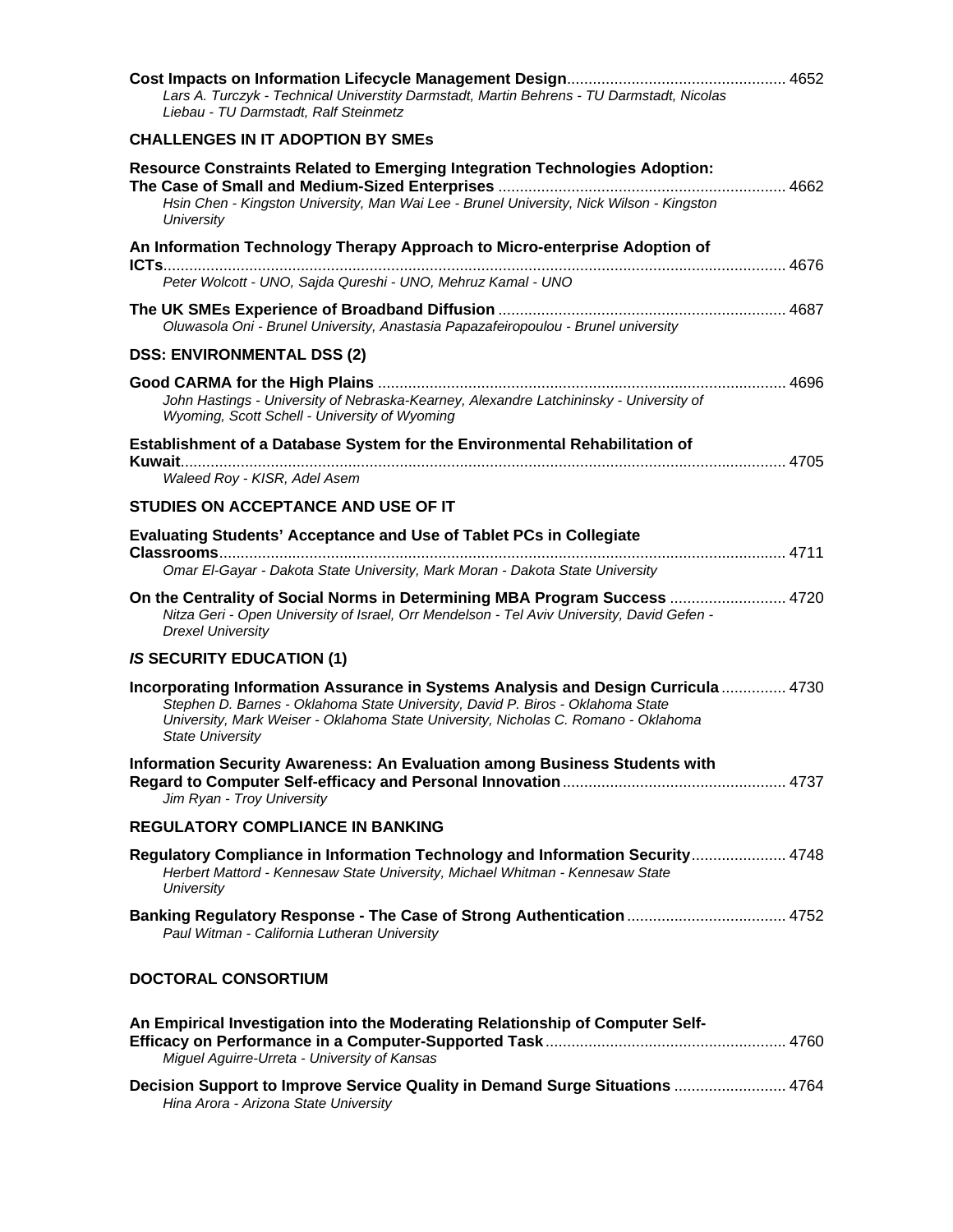**Cost Impacts on Information Lifecycle Management Design**.................................................. 4652
*Lars A. Turczyk - Technical Universtity Darmstadt, Martin Behrens - TU Darmstadt, Nicolas Liebau - TU Darmstadt, Ralf Steinmetz*

## CHALLENGES IN IT ADOPTION BY SMEs

**Resource Constraints Related to Emerging Integration Technologies Adoption: The Case of Small and Medium-Sized Enterprises** .................................................................. 4662
*Hsin Chen - Kingston University, Man Wai Lee - Brunel University, Nick Wilson - Kingston University*

**An Information Technology Therapy Approach to Micro-enterprise Adoption of ICTs**................................................................................................................................ 4676
*Peter Wolcott - UNO, Sajda Qureshi - UNO, Mehruz Kamal - UNO*

**The UK SMEs Experience of Broadband Diffusion** .................................................................. 4687
*Oluwasola Oni - Brunel University, Anastasia Papazafeiropoulou - Brunel university*

## DSS: ENVIRONMENTAL DSS (2)

**Good CARMA for the High Plains** .............................................................................................. 4696
*John Hastings - University of Nebraska-Kearney, Alexandre Latchininsky - University of Wyoming, Scott Schell - University of Wyoming*

**Establishment of a Database System for the Environmental Rehabilitation of Kuwait**............................................................................................................................ 4705
*Waleed Roy - KISR, Adel Asem*

## STUDIES ON ACCEPTANCE AND USE OF IT

**Evaluating Students' Acceptance and Use of Tablet PCs in Collegiate Classrooms**................................................................................................................... 4711
*Omar El-Gayar - Dakota State University, Mark Moran - Dakota State University*

**On the Centrality of Social Norms in Determining MBA Program Success** ........................... 4720
*Nitza Geri - Open University of Israel, Orr Mendelson - Tel Aviv University, David Gefen - Drexel University*

## *IS* SECURITY EDUCATION (1)

**Incorporating Information Assurance in Systems Analysis and Design Curricula** ............... 4730
*Stephen D. Barnes - Oklahoma State University, David P. Biros - Oklahoma State University, Mark Weiser - Oklahoma State University, Nicholas C. Romano - Oklahoma State University*

**Information Security Awareness: An Evaluation among Business Students with Regard to Computer Self-efficacy and Personal Innovation**................................................... 4737
*Jim Ryan - Troy University*

## REGULATORY COMPLIANCE IN BANKING

**Regulatory Compliance in Information Technology and Information Security**...................... 4748
*Herbert Mattord - Kennesaw State University, Michael Whitman - Kennesaw State University*

**Banking Regulatory Response - The Case of Strong Authentication** ..................................... 4752
*Paul Witman - California Lutheran University*

## DOCTORAL CONSORTIUM

**An Empirical Investigation into the Moderating Relationship of Computer Self-Efficacy on Performance in a Computer-Supported Task**....................................................... 4760
*Miguel Aguirre-Urreta - University of Kansas*

**Decision Support to Improve Service Quality in Demand Surge Situations** .......................... 4764
*Hina Arora - Arizona State University*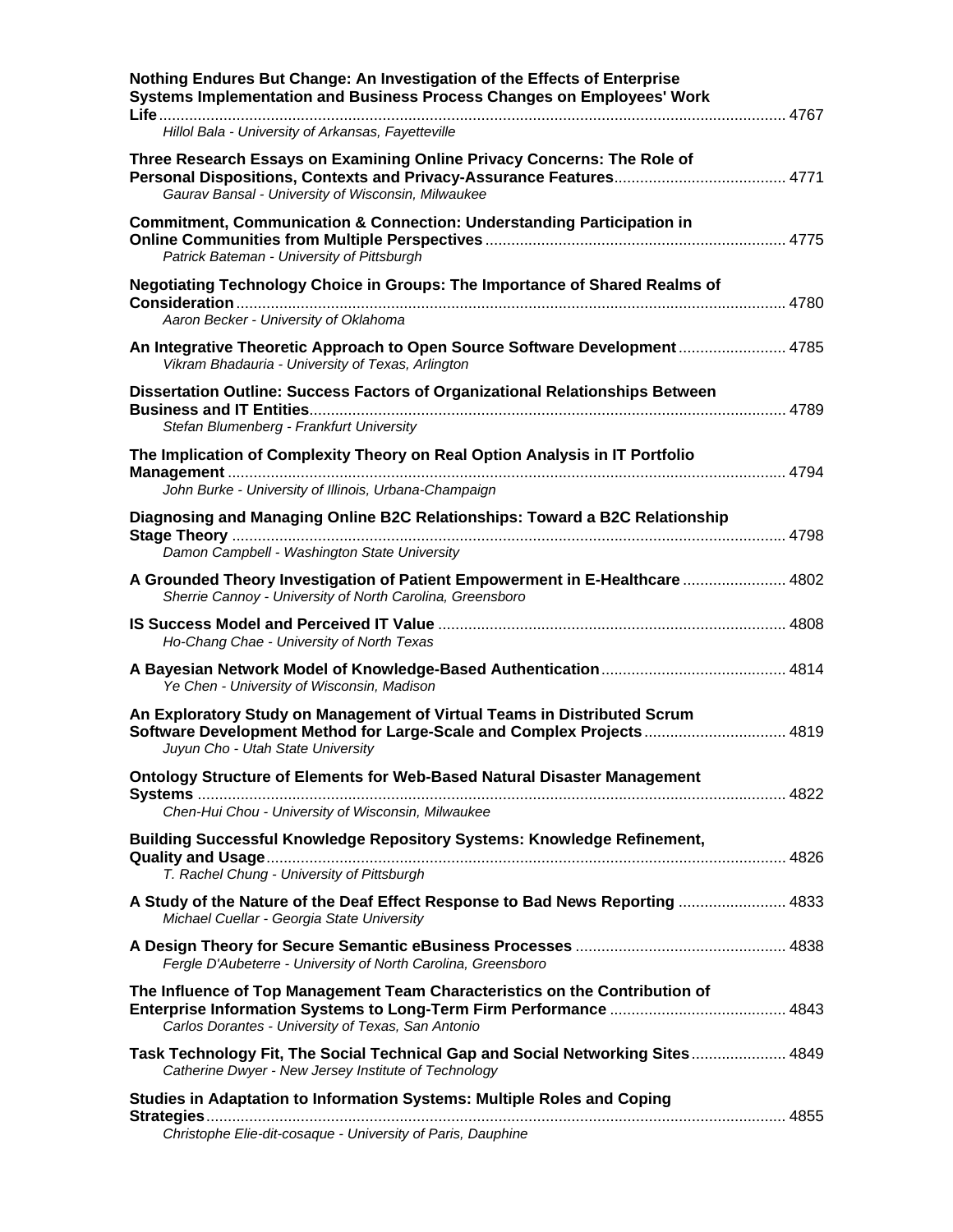**Nothing Endures But Change: An Investigation of the Effects of Enterprise Systems Implementation and Business Process Changes on Employees' Work Life** ................................................................................................................................ 4767
*Hillol Bala - University of Arkansas, Fayetteville*

**Three Research Essays on Examining Online Privacy Concerns: The Role of Personal Dispositions, Contexts and Privacy-Assurance Features** ....................................... 4771
*Gaurav Bansal - University of Wisconsin, Milwaukee*

**Commitment, Communication & Connection: Understanding Participation in Online Communities from Multiple Perspectives** .................................................................... 4775
*Patrick Bateman - University of Pittsburgh*

**Negotiating Technology Choice in Groups: The Importance of Shared Realms of Consideration** .............................................................................................................................. 4780
*Aaron Becker - University of Oklahoma*

**An Integrative Theoretic Approach to Open Source Software Development** ........................ 4785
*Vikram Bhadauria - University of Texas, Arlington*

**Dissertation Outline: Success Factors of Organizational Relationships Between Business and IT Entities** ............................................................................................................. 4789
*Stefan Blumenberg - Frankfurt University*

**The Implication of Complexity Theory on Real Option Analysis in IT Portfolio Management** ................................................................................................................................ 4794
*John Burke - University of Illinois, Urbana-Champaign*

**Diagnosing and Managing Online B2C Relationships: Toward a B2C Relationship Stage Theory** ............................................................................................................................... 4798
*Damon Campbell - Washington State University*

**A Grounded Theory Investigation of Patient Empowerment in E-Healthcare** ....................... 4802
*Sherrie Cannoy - University of North Carolina, Greensboro*

**IS Success Model and Perceived IT Value** ................................................................................ 4808
*Ho-Chang Chae - University of North Texas*

**A Bayesian Network Model of Knowledge-Based Authentication** .......................................... 4814
*Ye Chen - University of Wisconsin, Madison*

**An Exploratory Study on Management of Virtual Teams in Distributed Scrum Software Development Method for Large-Scale and Complex Projects** ................................ 4819
*Juyun Cho - Utah State University*

**Ontology Structure of Elements for Web-Based Natural Disaster Management Systems** ....................................................................................................................................... 4822
*Chen-Hui Chou - University of Wisconsin, Milwaukee*

**Building Successful Knowledge Repository Systems: Knowledge Refinement, Quality and Usage** ....................................................................................................................... 4826
*T. Rachel Chung - University of Pittsburgh*

**A Study of the Nature of the Deaf Effect Response to Bad News Reporting** ........................ 4833
*Michael Cuellar - Georgia State University*

**A Design Theory for Secure Semantic eBusiness Processes** ................................................ 4838
*Fergle D'Aubeterre - University of North Carolina, Greensboro*

**The Influence of Top Management Team Characteristics on the Contribution of Enterprise Information Systems to Long-Term Firm Performance** ........................................ 4843
*Carlos Dorantes - University of Texas, San Antonio*

**Task Technology Fit, The Social Technical Gap and Social Networking Sites** ...................... 4849
*Catherine Dwyer - New Jersey Institute of Technology*

**Studies in Adaptation to Information Systems: Multiple Roles and Coping Strategies** .................................................................................................................................... 4855
*Christophe Elie-dit-cosaque - University of Paris, Dauphine*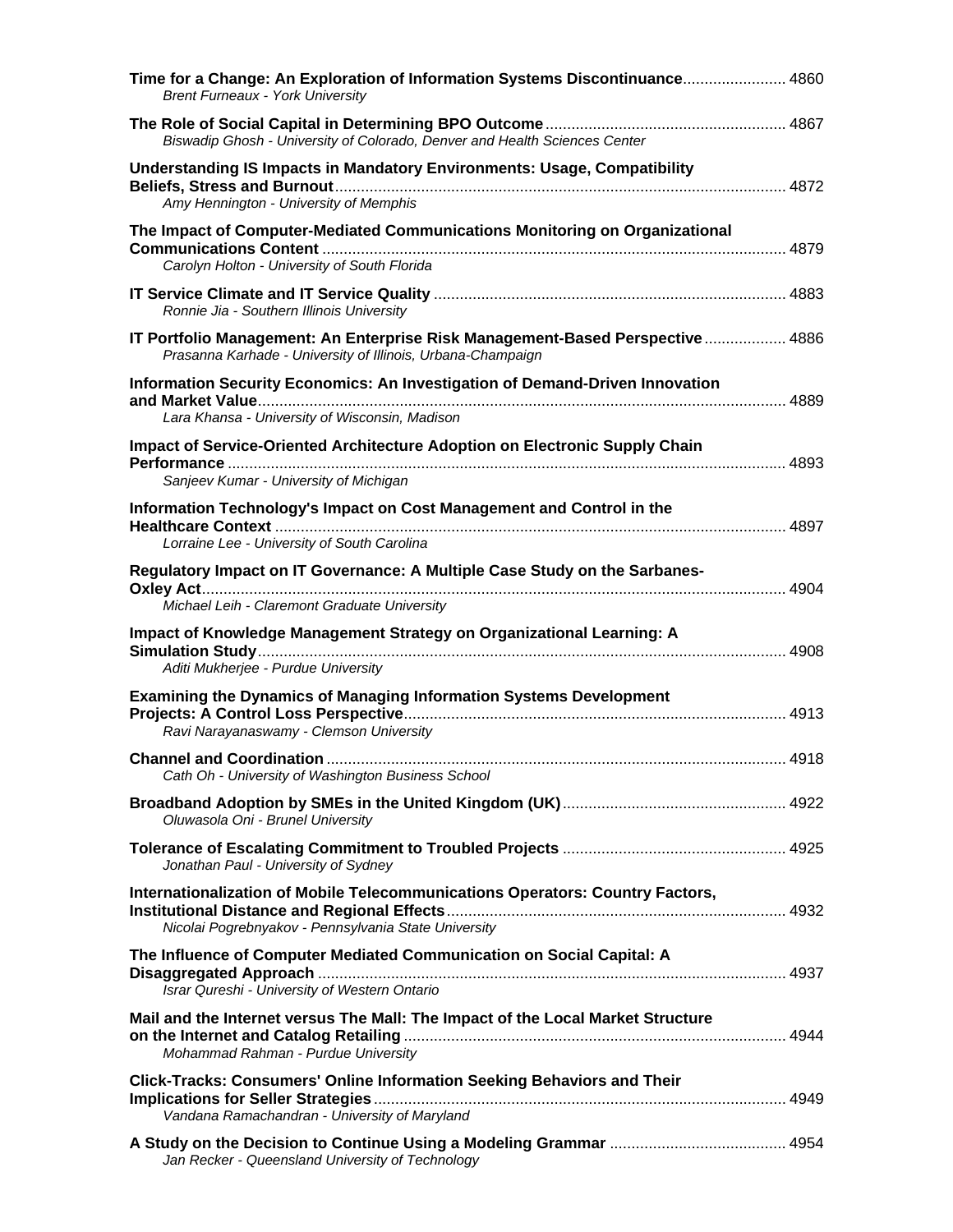**Time for a Change: An Exploration of Information Systems Discontinuance** ........................ 4860
*Brent Furneaux - York University*

**The Role of Social Capital in Determining BPO Outcome** ........................................................ 4867
*Biswadip Ghosh - University of Colorado, Denver and Health Sciences Center*

**Understanding IS Impacts in Mandatory Environments: Usage, Compatibility Beliefs, Stress and Burnout** ........................................................................................................ 4872
*Amy Hennington - University of Memphis*

**The Impact of Computer-Mediated Communications Monitoring on Organizational Communications Content** ........................................................................................................... 4879
*Carolyn Holton - University of South Florida*

**IT Service Climate and IT Service Quality** ................................................................................. 4883
*Ronnie Jia - Southern Illinois University*

**IT Portfolio Management: An Enterprise Risk Management-Based Perspective** .................. 4886
*Prasanna Karhade - University of Illinois, Urbana-Champaign*

**Information Security Economics: An Investigation of Demand-Driven Innovation and Market Value** .......................................................................................................................... 4889
*Lara Khansa - University of Wisconsin, Madison*

**Impact of Service-Oriented Architecture Adoption on Electronic Supply Chain Performance** ................................................................................................................................. 4893
*Sanjeev Kumar - University of Michigan*

**Information Technology's Impact on Cost Management and Control in the Healthcare Context** ...................................................................................................................... 4897
*Lorraine Lee - University of South Carolina*

**Regulatory Impact on IT Governance: A Multiple Case Study on the Sarbanes-Oxley Act** ....................................................................................................................................... 4904
*Michael Leih - Claremont Graduate University*

**Impact of Knowledge Management Strategy on Organizational Learning: A Simulation Study** .......................................................................................................................... 4908
*Aditi Mukherjee - Purdue University*

**Examining the Dynamics of Managing Information Systems Development Projects: A Control Loss Perspective** ....................................................................................... 4913
*Ravi Narayanaswamy - Clemson University*

**Channel and Coordination** ......................................................................................................... 4918
*Cath Oh - University of Washington Business School*

**Broadband Adoption by SMEs in the United Kingdom (UK)** ................................................... 4922
*Oluwasola Oni - Brunel University*

**Tolerance of Escalating Commitment to Troubled Projects** ................................................... 4925
*Jonathan Paul - University of Sydney*

**Internationalization of Mobile Telecommunications Operators: Country Factors, Institutional Distance and Regional Effects** .............................................................................. 4932
*Nicolai Pogrebnyakov - Pennsylvania State University*

**The Influence of Computer Mediated Communication on Social Capital: A Disaggregated Approach** ............................................................................................................ 4937
*Israr Qureshi - University of Western Ontario*

**Mail and the Internet versus The Mall: The Impact of the Local Market Structure on the Internet and Catalog Retailing** ........................................................................................ 4944
*Mohammad Rahman - Purdue University*

**Click-Tracks: Consumers' Online Information Seeking Behaviors and Their Implications for Seller Strategies** .............................................................................................. 4949
*Vandana Ramachandran - University of Maryland*

**A Study on the Decision to Continue Using a Modeling Grammar** ......................................... 4954
*Jan Recker - Queensland University of Technology*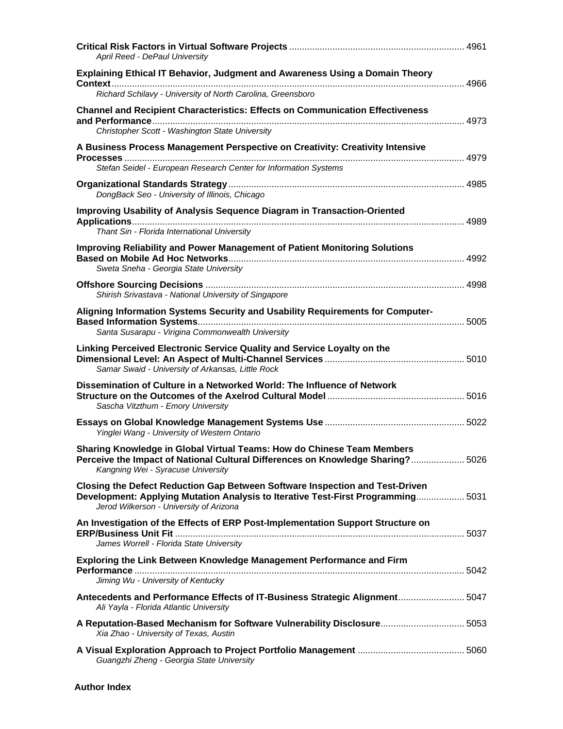**Critical Risk Factors in Virtual Software Projects** .................................................................... 4961
*April Reed - DePaul University*

**Explaining Ethical IT Behavior, Judgment and Awareness Using a Domain Theory Context** .................................................................................................................................... 4966
*Richard Schilavy - University of North Carolina, Greensboro*

**Channel and Recipient Characteristics: Effects on Communication Effectiveness and Performance** .......................................................................................................................... 4973
*Christopher Scott - Washington State University*

**A Business Process Management Perspective on Creativity: Creativity Intensive Processes** ..................................................................................................................................... 4979
*Stefan Seidel - European Research Center for Information Systems*

**Organizational Standards Strategy** ........................................................................................... 4985
*DongBack Seo - University of Illinois, Chicago*

**Improving Usability of Analysis Sequence Diagram in Transaction-Oriented Applications** ................................................................................................................................. 4989
*Thant Sin - Florida International University*

**Improving Reliability and Power Management of Patient Monitoring Solutions Based on Mobile Ad Hoc Networks** ............................................................................................ 4992
*Sweta Sneha - Georgia State University*

**Offshore Sourcing Decisions** ..................................................................................................... 4998
*Shirish Srivastava - National University of Singapore*

**Aligning Information Systems Security and Usability Requirements for Computer-Based Information Systems** ........................................................................................................ 5005
*Santa Susarapu - Virigina Commonwealth University*

**Linking Perceived Electronic Service Quality and Service Loyalty on the Dimensional Level: An Aspect of Multi-Channel Services** ...................................................... 5010
*Samar Swaid - University of Arkansas, Little Rock*

**Dissemination of Culture in a Networked World: The Influence of Network Structure on the Outcomes of the Axelrod Cultural Model** ..................................................... 5016
*Sascha Vitzthum - Emory University*

**Essays on Global Knowledge Management Systems Use** ...................................................... 5022
*Yinglei Wang - University of Western Ontario*

**Sharing Knowledge in Global Virtual Teams: How do Chinese Team Members Perceive the Impact of National Cultural Differences on Knowledge Sharing?** .................... 5026
*Kangning Wei - Syracuse University*

**Closing the Defect Reduction Gap Between Software Inspection and Test-Driven Development: Applying Mutation Analysis to Iterative Test-First Programming** .................. 5031
*Jerod Wilkerson - University of Arizona*

**An Investigation of the Effects of ERP Post-Implementation Support Structure on ERP/Business Unit Fit** ................................................................................................................. 5037
*James Worrell - Florida State University*

**Exploring the Link Between Knowledge Management Performance and Firm Performance** ................................................................................................................................ 5042
*Jiming Wu - University of Kentucky*

**Antecedents and Performance Effects of IT-Business Strategic Alignment** .......................... 5047
*Ali Yayla - Florida Atlantic University*

**A Reputation-Based Mechanism for Software Vulnerability Disclosure** ................................ 5053
*Xia Zhao - University of Texas, Austin*

**A Visual Exploration Approach to Project Portfolio Management** ......................................... 5060
*Guangzhi Zheng - Georgia State University*

**Author Index**